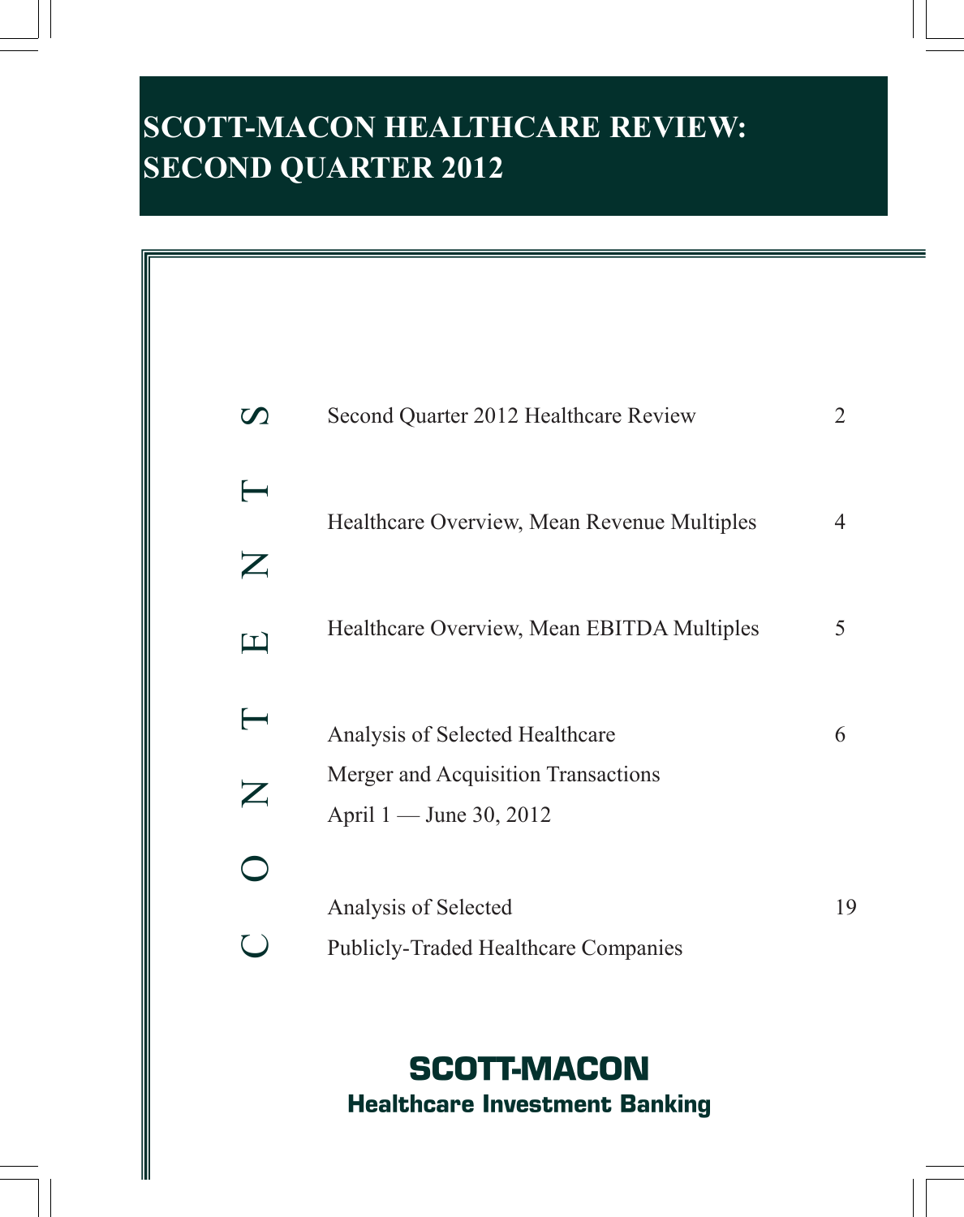# SCOTT-MACON HEALTHCARE REVIEW: SECOND QUARTER 2012

## CONTENTS

| | |
|---|---|
| Second Quarter 2012 Healthcare Review | 2 |
| Healthcare Overview, Mean Revenue Multiples | 4 |
| Healthcare Overview, Mean EBITDA Multiples | 5 |
| Analysis of Selected Healthcare Merger and Acquisition Transactions April 1 — June 30, 2012 | 6 |
| Analysis of Selected Publicly-Traded Healthcare Companies | 19 |

**SCOTT-MACON**
**Healthcare Investment Banking**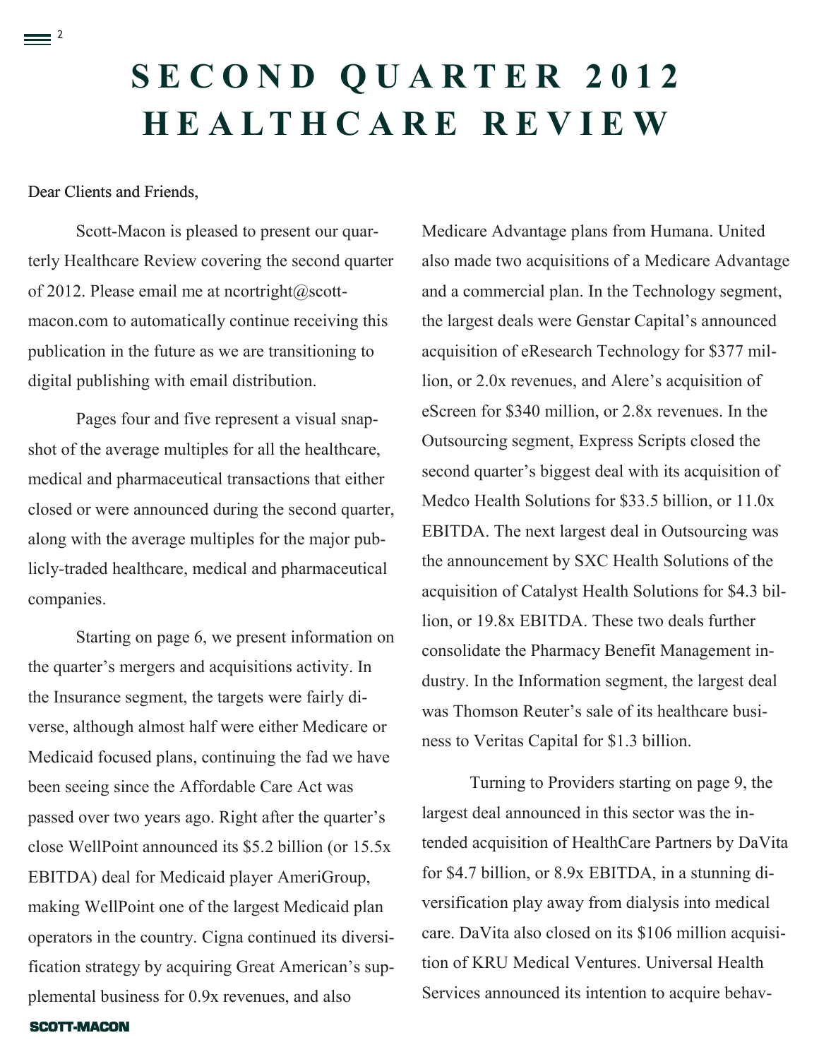# SECOND QUARTER 2012 HEALTHCARE REVIEW

Dear Clients and Friends,

Scott-Macon is pleased to present our quarterly Healthcare Review covering the second quarter of 2012. Please email me at ncortright@scott-macon.com to automatically continue receiving this publication in the future as we are transitioning to digital publishing with email distribution.

Pages four and five represent a visual snapshot of the average multiples for all the healthcare, medical and pharmaceutical transactions that either closed or were announced during the second quarter, along with the average multiples for the major publicly-traded healthcare, medical and pharmaceutical companies.

Starting on page 6, we present information on the quarter's mergers and acquisitions activity. In the Insurance segment, the targets were fairly diverse, although almost half were either Medicare or Medicaid focused plans, continuing the fad we have been seeing since the Affordable Care Act was passed over two years ago. Right after the quarter's close WellPoint announced its $5.2 billion (or 15.5x EBITDA) deal for Medicaid player AmeriGroup, making WellPoint one of the largest Medicaid plan operators in the country. Cigna continued its diversification strategy by acquiring Great American's supplemental business for 0.9x revenues, and also Medicare Advantage plans from Humana. United also made two acquisitions of a Medicare Advantage and a commercial plan. In the Technology segment, the largest deals were Genstar Capital's announced acquisition of eResearch Technology for $377 million, or 2.0x revenues, and Alere's acquisition of eScreen for $340 million, or 2.8x revenues. In the Outsourcing segment, Express Scripts closed the second quarter's biggest deal with its acquisition of Medco Health Solutions for $33.5 billion, or 11.0x EBITDA. The next largest deal in Outsourcing was the announcement by SXC Health Solutions of the acquisition of Catalyst Health Solutions for $4.3 billion, or 19.8x EBITDA. These two deals further consolidate the Pharmacy Benefit Management industry. In the Information segment, the largest deal was Thomson Reuter's sale of its healthcare business to Veritas Capital for $1.3 billion.

Turning to Providers starting on page 9, the largest deal announced in this sector was the intended acquisition of HealthCare Partners by DaVita for $4.7 billion, or 8.9x EBITDA, in a stunning diversification play away from dialysis into medical care. DaVita also closed on its $106 million acquisition of KRU Medical Ventures. Universal Health Services announced its intention to acquire behav-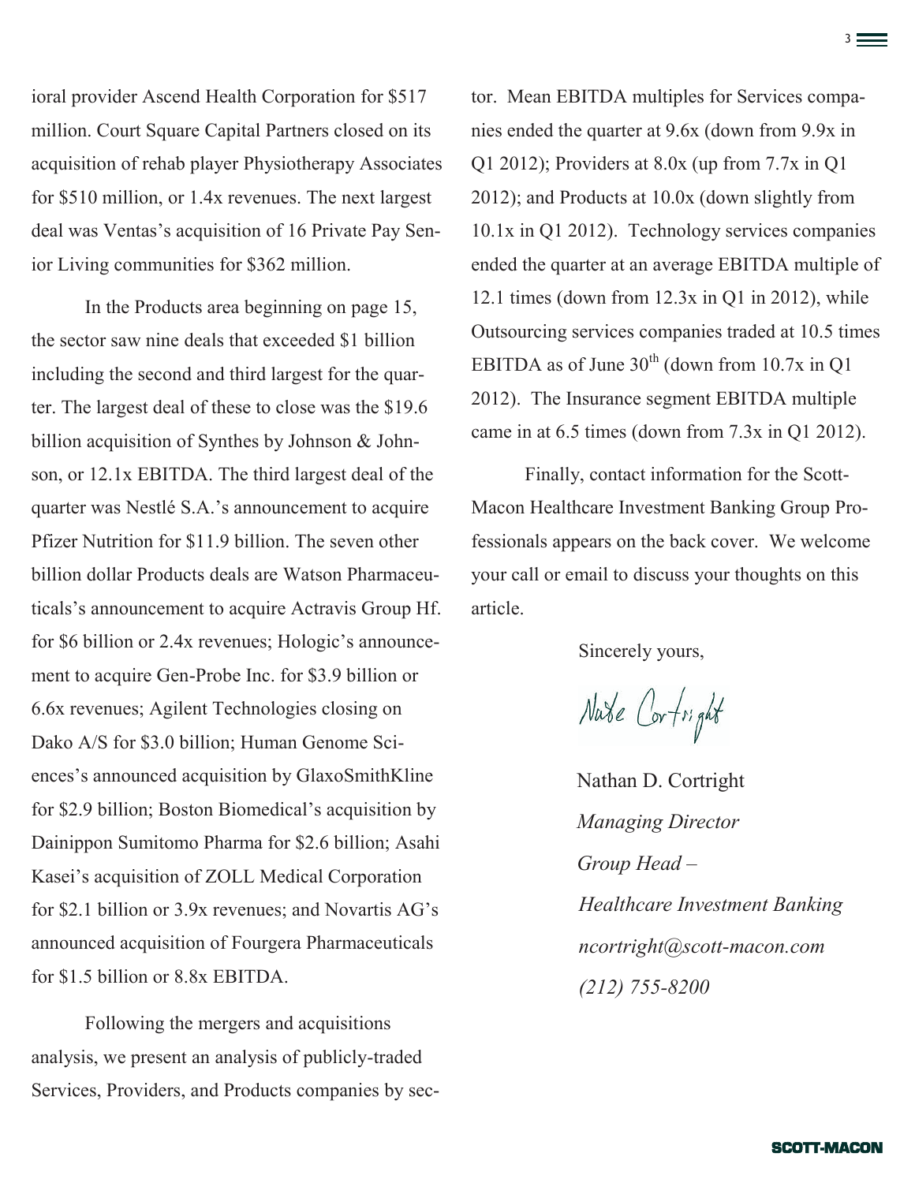ioral provider Ascend Health Corporation for $517 million. Court Square Capital Partners closed on its acquisition of rehab player Physiotherapy Associates for $510 million, or 1.4x revenues. The next largest deal was Ventas's acquisition of 16 Private Pay Senior Living communities for $362 million.

In the Products area beginning on page 15, the sector saw nine deals that exceeded $1 billion including the second and third largest for the quarter. The largest deal of these to close was the $19.6 billion acquisition of Synthes by Johnson & Johnson, or 12.1x EBITDA. The third largest deal of the quarter was Nestlé S.A.'s announcement to acquire Pfizer Nutrition for $11.9 billion. The seven other billion dollar Products deals are Watson Pharmaceuticals's announcement to acquire Actravis Group Hf. for $6 billion or 2.4x revenues; Hologic's announcement to acquire Gen-Probe Inc. for $3.9 billion or 6.6x revenues; Agilent Technologies closing on Dako A/S for $3.0 billion; Human Genome Sciences's announced acquisition by GlaxoSmithKline for $2.9 billion; Boston Biomedical's acquisition by Dainippon Sumitomo Pharma for $2.6 billion; Asahi Kasei's acquisition of ZOLL Medical Corporation for $2.1 billion or 3.9x revenues; and Novartis AG's announced acquisition of Fourgera Pharmaceuticals for $1.5 billion or 8.8x EBITDA.

Following the mergers and acquisitions analysis, we present an analysis of publicly-traded Services, Providers, and Products companies by sector. Mean EBITDA multiples for Services companies ended the quarter at 9.6x (down from 9.9x in Q1 2012); Providers at 8.0x (up from 7.7x in Q1 2012); and Products at 10.0x (down slightly from 10.1x in Q1 2012). Technology services companies ended the quarter at an average EBITDA multiple of 12.1 times (down from 12.3x in Q1 in 2012), while Outsourcing services companies traded at 10.5 times EBITDA as of June 30th (down from 10.7x in Q1 2012). The Insurance segment EBITDA multiple came in at 6.5 times (down from 7.3x in Q1 2012).

Finally, contact information for the Scott-Macon Healthcare Investment Banking Group Professionals appears on the back cover. We welcome your call or email to discuss your thoughts on this article.

Sincerely yours,

Nate Cortright

Nathan D. Cortright

*Managing Director*

*Group Head –*

*Healthcare Investment Banking*

*ncortright@scott-macon.com*

*(212) 755-8200*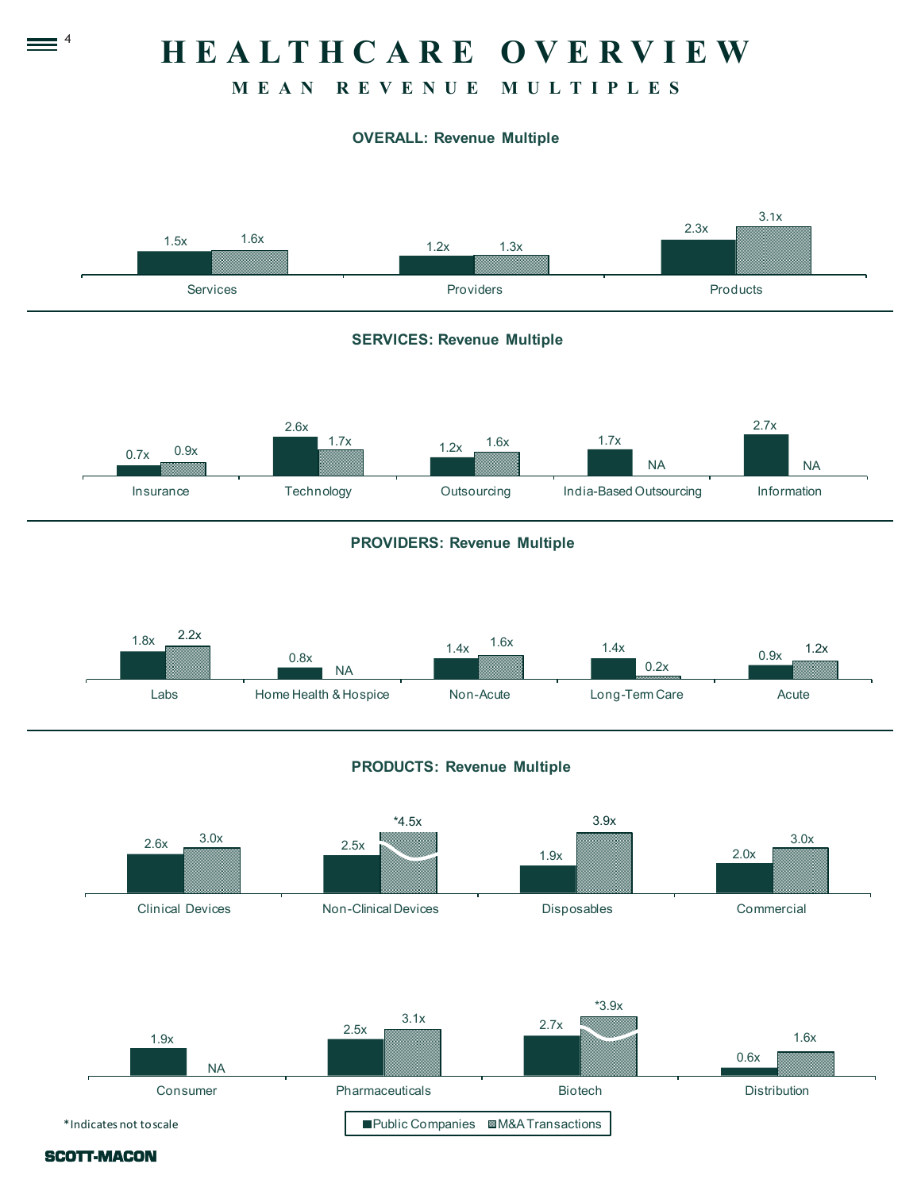# HEALTHCARE OVERVIEW

## MEAN REVENUE MULTIPLES

### OVERALL: Revenue Multiple

| | Public Companies | M&A Transactions |
|---|---|---|
| Services | 1.5x | 1.6x |
| Providers | 1.2x | 1.3x |
| Products | 2.3x | 3.1x |

### SERVICES: Revenue Multiple

| | Public Companies | M&A Transactions |
|---|---|---|
| Insurance | 0.7x | 0.9x |
| Technology | 2.6x | 1.7x |
| Outsourcing | 1.2x | 1.6x |
| India-Based Outsourcing | 1.7x | NA |
| Information | 2.7x | NA |

### PROVIDERS: Revenue Multiple

| | Public Companies | M&A Transactions |
|---|---|---|
| Labs | 1.8x | 2.2x |
| Home Health & Hospice | 0.8x | NA |
| Non-Acute | 1.4x | 1.6x |
| Long-Term Care | 1.4x | 0.2x |
| Acute | 0.9x | 1.2x |

### PRODUCTS: Revenue Multiple

| | Public Companies | M&A Transactions |
|---|---|---|
| Clinical Devices | 2.6x | 3.0x |
| Non-Clinical Devices | 2.5x | *4.5x |
| Disposables | 1.9x | 3.9x |
| Commercial | 2.0x | 3.0x |
| Consumer | 1.9x | NA |
| Pharmaceuticals | 2.5x | 3.1x |
| Biotech | 2.7x | *3.9x |
| Distribution | 0.6x | 1.6x |

*Indicates not to scale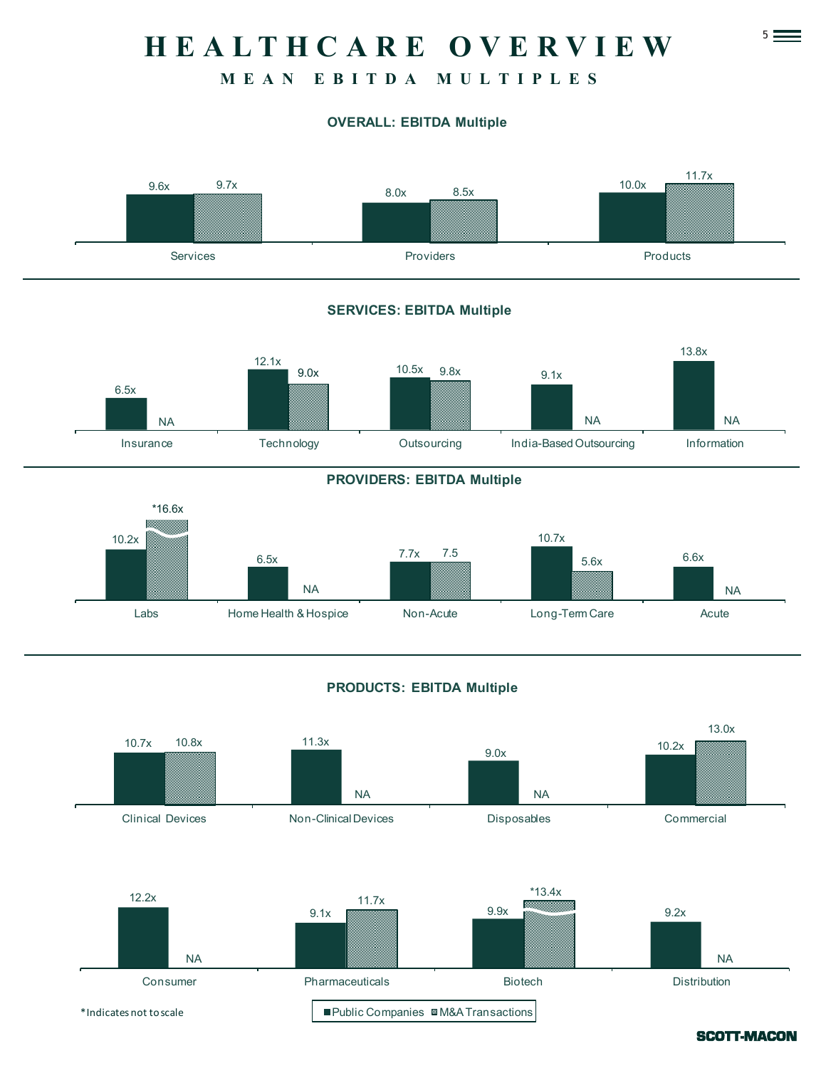# HEALTHCARE OVERVIEW

## MEAN EBITDA MULTIPLES

### OVERALL: EBITDA Multiple

| | Public Companies | M&A Transactions |
|---|---|---|
| Services | 9.6x | 9.7x |
| Providers | 8.0x | 8.5x |
| Products | 10.0x | 11.7x |

### SERVICES: EBITDA Multiple

| | Public Companies | M&A Transactions |
|---|---|---|
| Insurance | 6.5x | NA |
| Technology | 12.1x | 9.0x |
| Outsourcing | 10.5x | 9.8x |
| India-Based Outsourcing | 9.1x | NA |
| Information | 13.8x | NA |

### PROVIDERS: EBITDA Multiple

| | Public Companies | M&A Transactions |
|---|---|---|
| Labs | 10.2x | *16.6x |
| Home Health & Hospice | 6.5x | NA |
| Non-Acute | 7.7x | 7.5 |
| Long-Term Care | 10.7x | 5.6x |
| Acute | 6.6x | NA |

### PRODUCTS: EBITDA Multiple

| | Public Companies | M&A Transactions |
|---|---|---|
| Clinical Devices | 10.7x | 10.8x |
| Non-Clinical Devices | 11.3x | NA |
| Disposables | 9.0x | NA |
| Commercial | 10.2x | 13.0x |
| Consumer | 12.2x | NA |
| Pharmaceuticals | 9.1x | 11.7x |
| Biotech | 9.9x | *13.4x |
| Distribution | 9.2x | NA |

*Indicates not to scale

SCOTT-MACON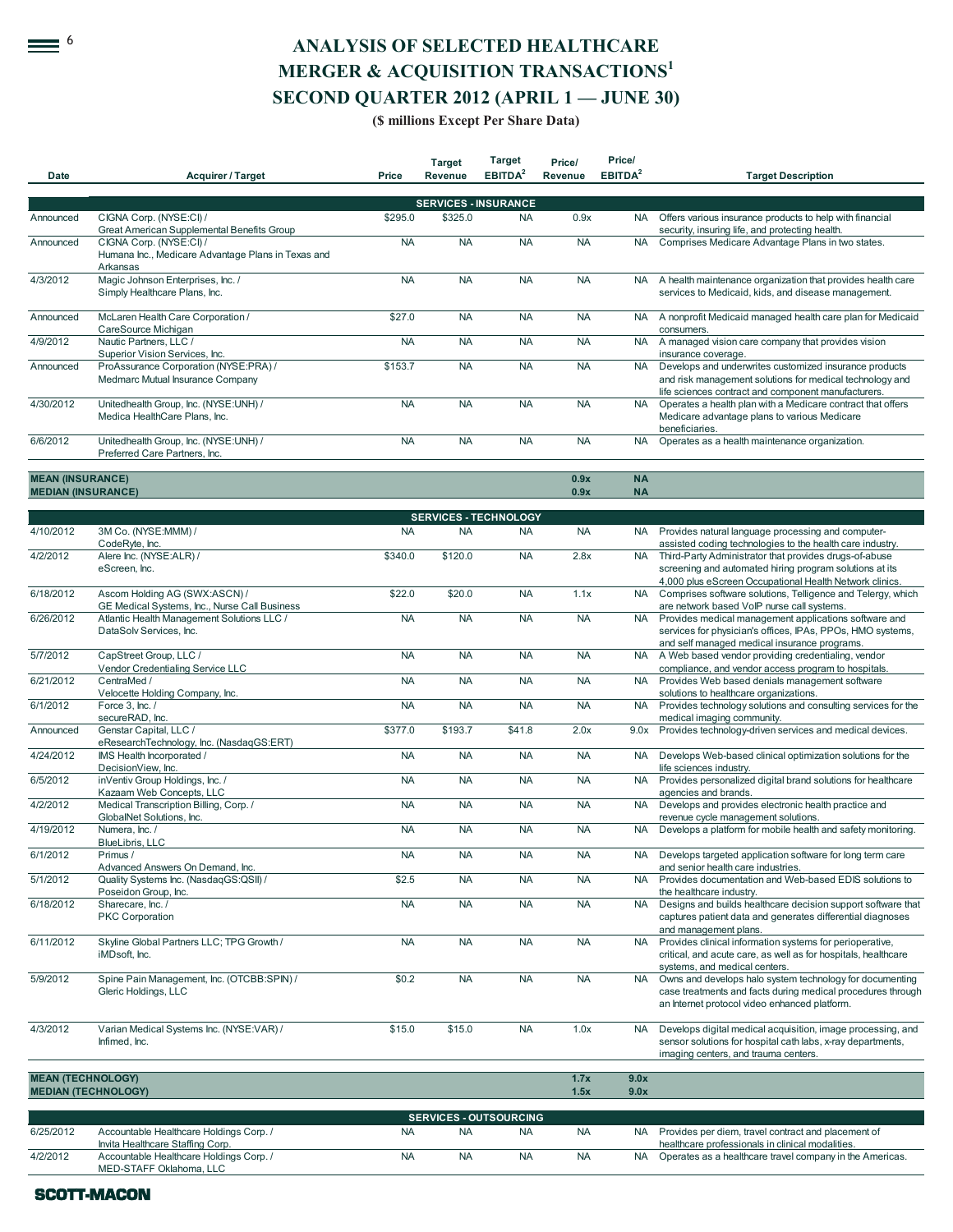# ANALYSIS OF SELECTED HEALTHCARE MERGER & ACQUISITION TRANSACTIONS[1]

## SECOND QUARTER 2012 (APRIL 1 — JUNE 30)

**($ millions Except Per Share Data)**

| Date | Acquirer / Target | Price | Target Revenue | Target EBITDA[2] | Price/ Revenue | Price/ EBITDA[2] | Target Description |
|---|---|---|---|---|---|---|---|
| | | | **SERVICES - INSURANCE** | | | | |
| Announced | CIGNA Corp. (NYSE:CI) / Great American Supplemental Benefits Group | $295.0 | $325.0 | NA | 0.9x | NA | Offers various insurance products to help with financial security, insuring life, and protecting health. |
| Announced | CIGNA Corp. (NYSE:CI) / Humana Inc., Medicare Advantage Plans in Texas and Arkansas | NA | NA | NA | NA | NA | Comprises Medicare Advantage Plans in two states. |
| 4/3/2012 | Magic Johnson Enterprises, Inc. / Simply Healthcare Plans, Inc. | NA | NA | NA | NA | NA | A health maintenance organization that provides health care services to Medicaid, kids, and disease management. |
| Announced | McLaren Health Care Corporation / CareSource Michigan | $27.0 | NA | NA | NA | NA | A nonprofit Medicaid managed health care plan for Medicaid consumers. |
| 4/9/2012 | Nautic Partners, LLC / Superior Vision Services, Inc. | NA | NA | NA | NA | NA | A managed vision care company that provides vision insurance coverage. |
| Announced | ProAssurance Corporation (NYSE:PRA) / Medmarc Mutual Insurance Company | $153.7 | NA | NA | NA | NA | Develops and underwrites customized insurance products and risk management solutions for medical technology and life sciences contract and component manufacturers. |
| 4/30/2012 | Unitedhealth Group, Inc. (NYSE:UNH) / Medica HealthCare Plans, Inc. | NA | NA | NA | NA | NA | Operates a health plan with a Medicare contract that offers Medicare advantage plans to various Medicare beneficiaries. |
| 6/6/2012 | Unitedhealth Group, Inc. (NYSE:UNH) / Preferred Care Partners, Inc. | NA | NA | NA | NA | NA | Operates as a health maintenance organization. |
| **MEAN (INSURANCE)** | | | | | **0.9x** | **NA** | |
| **MEDIAN (INSURANCE)** | | | | | **0.9x** | **NA** | |
| | | | **SERVICES - TECHNOLOGY** | | | | |
| 4/10/2012 | 3M Co. (NYSE:MMM) / CodeRyte, Inc. | NA | NA | NA | NA | NA | Provides natural language processing and computer-assisted coding technologies to the health care industry. |
| 4/2/2012 | Alere Inc. (NYSE:ALR) / eScreen, Inc. | $340.0 | $120.0 | NA | 2.8x | NA | Third-Party Administrator that provides drugs-of-abuse screening and automated hiring program solutions at its 4,000 plus eScreen Occupational Health Network clinics. |
| 6/18/2012 | Ascom Holding AG (SWX:ASCN) / GE Medical Systems, Inc., Nurse Call Business | $22.0 | $20.0 | NA | 1.1x | NA | Comprises software solutions, Telligence and Telergy, which are network based VoIP nurse call systems. |
| 6/26/2012 | Atlantic Health Management Solutions LLC / DataSolv Services, Inc. | NA | NA | NA | NA | NA | Provides medical management applications software and services for physician's offices, IPAs, PPOs, HMO systems, and self managed medical insurance programs. |
| 5/7/2012 | CapStreet Group, LLC / Vendor Credentialing Service LLC | NA | NA | NA | NA | NA | A Web based vendor providing credentialing, vendor compliance, and vendor access program to hospitals. |
| 6/21/2012 | CentraMed / Velocette Holding Company, Inc. | NA | NA | NA | NA | NA | Provides Web based denials management software solutions to healthcare organizations. |
| 6/1/2012 | Force 3, Inc. / secureRAD, Inc. | NA | NA | NA | NA | NA | Provides technology solutions and consulting services for the medical imaging community. |
| Announced | Genstar Capital, LLC / eResearchTechnology, Inc. (NasdaqGS:ERT) | $377.0 | $193.7 | $41.8 | 2.0x | 9.0x | Provides technology-driven services and medical devices. |
| 4/24/2012 | IMS Health Incorporated / DecisionView, Inc. | NA | NA | NA | NA | NA | Develops Web-based clinical optimization solutions for the life sciences industry. |
| 6/5/2012 | inVentiv Group Holdings, Inc. / Kazaam Web Concepts, LLC | NA | NA | NA | NA | NA | Provides personalized digital brand solutions for healthcare agencies and brands. |
| 4/2/2012 | Medical Transcription Billing, Corp. / GlobalNet Solutions, Inc. | NA | NA | NA | NA | NA | Develops and provides electronic health practice and revenue cycle management solutions. |
| 4/19/2012 | Numera, Inc. / BlueLibris, LLC | NA | NA | NA | NA | NA | Develops a platform for mobile health and safety monitoring. |
| 6/1/2012 | Primus / Advanced Answers On Demand, Inc. | NA | NA | NA | NA | NA | Develops targeted application software for long term care and senior health care industries. |
| 5/1/2012 | Quality Systems Inc. (NasdaqGS:QSII) / Poseidon Group, Inc. | $2.5 | NA | NA | NA | NA | Provides documentation and Web-based EDIS solutions to the healthcare industry. |
| 6/18/2012 | Sharecare, Inc. / PKC Corporation | NA | NA | NA | NA | NA | Designs and builds healthcare decision support software that captures patient data and generates differential diagnoses and management plans. |
| 6/11/2012 | Skyline Global Partners LLC; TPG Growth / iMDsoft, Inc. | NA | NA | NA | NA | NA | Provides clinical information systems for perioperative, critical, and acute care, as well as for hospitals, healthcare systems, and medical centers. |
| 5/9/2012 | Spine Pain Management, Inc. (OTCBB:SPIN) / Gleric Holdings, LLC | $0.2 | NA | NA | NA | NA | Owns and develops halo system technology for documenting case treatments and facts during medical procedures through an Internet protocol video enhanced platform. |
| 4/3/2012 | Varian Medical Systems Inc. (NYSE:VAR) / Infimed, Inc. | $15.0 | $15.0 | NA | 1.0x | NA | Develops digital medical acquisition, image processing, and sensor solutions for hospital cath labs, x-ray departments, imaging centers, and trauma centers. |
| **MEAN (TECHNOLOGY)** | | | | | **1.7x** | **9.0x** | |
| **MEDIAN (TECHNOLOGY)** | | | | | **1.5x** | **9.0x** | |
| | | | **SERVICES - OUTSOURCING** | | | | |
| 6/25/2012 | Accountable Healthcare Holdings Corp. / Invita Healthcare Staffing Corp. | NA | NA | NA | NA | NA | Provides per diem, travel contract and placement of healthcare professionals in clinical modalities. |
| 4/2/2012 | Accountable Healthcare Holdings Corp. / MED-STAFF Oklahoma, LLC | NA | NA | NA | NA | NA | Operates as a healthcare travel company in the Americas. |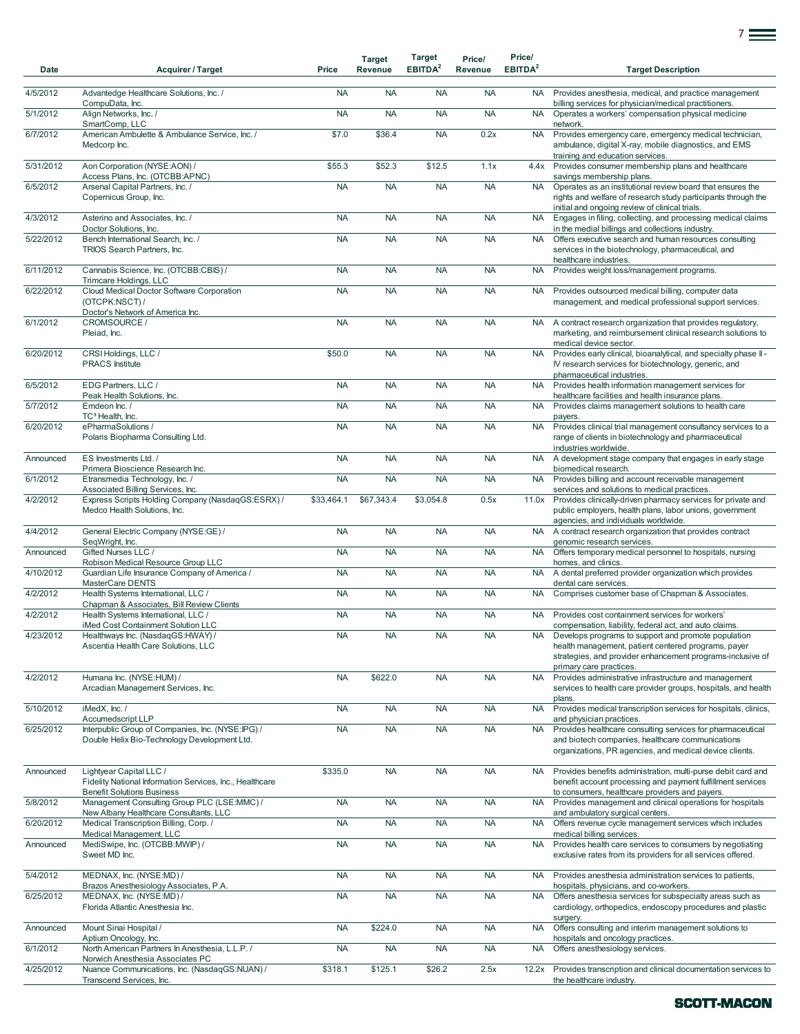| Date | Acquirer / Target | Price | Target Revenue | Target EBITDA[2] | Price/ Revenue | Price/ EBITDA[2] | Target Description |
|---|---|---|---|---|---|---|---|
| 4/5/2012 | Advantedge Healthcare Solutions, Inc. / CompuData, Inc. | NA | NA | NA | NA | NA | Provides anesthesia, medical, and practice management billing services for physician/medical practitioners. |
| 5/1/2012 | Align Networks, Inc. / SmartComp, LLC | NA | NA | NA | NA | NA | Operates a workers' compensation physical medicine network. |
| 6/7/2012 | American Ambulette & Ambulance Service, Inc. / Medcorp Inc. | $7.0 | $36.4 | NA | 0.2x | NA | Provides emergency care, emergency medical technician, ambulance, digital X-ray, mobile diagnostics, and EMS training and education services. |
| 5/31/2012 | Aon Corporation (NYSE:AON) / Access Plans, Inc. (OTCBB:APNC) | $55.3 | $52.3 | $12.5 | 1.1x | 4.4x | Provides consumer membership plans and healthcare savings membership plans. |
| 6/5/2012 | Arsenal Capital Partners, Inc. / Copernicus Group, Inc. | NA | NA | NA | NA | NA | Operates as an institutional review board that ensures the rights and welfare of research study participants through the initial and ongoing review of clinical trials. |
| 4/3/2012 | Asterino and Associates, Inc. / Doctor Solutions, Inc. | NA | NA | NA | NA | NA | Engages in filing, collecting, and processing medical claims in the medial billings and collections industry. |
| 5/22/2012 | Bench International Search, Inc. / TRIOS Search Partners, Inc. | NA | NA | NA | NA | NA | Offers executive search and human resources consulting services in the biotechnology, pharmaceutical, and healthcare industries. |
| 6/11/2012 | Cannabis Science, Inc. (OTCBB:CBIS) / Trimcare Holdings, LLC | NA | NA | NA | NA | NA | Provides weight loss/management programs. |
| 6/22/2012 | Cloud Medical Doctor Software Corporation (OTCPK:NSCT) / Doctor's Network of America Inc. | NA | NA | NA | NA | NA | Provides outsourced medical billing, computer data management, and medical professional support services. |
| 6/1/2012 | CROMSOURCE / Pleiad, Inc. | NA | NA | NA | NA | NA | A contract research organization that provides regulatory, marketing, and reimbursement clinical research solutions to medical device sector. |
| 6/20/2012 | CRSI Holdings, LLC / PRACS Institute | $50.0 | NA | NA | NA | NA | Provides early clinical, bioanalytical, and specialty phase II-IV research services for biotechnology, generic, and pharmaceutical industries. |
| 6/5/2012 | EDG Partners, LLC / Peak Health Solutions, Inc. | NA | NA | NA | NA | NA | Provides health information management services for healthcare facilities and health insurance plans. |
| 5/7/2012 | Emdeon Inc. / TC³ Health, Inc. | NA | NA | NA | NA | NA | Provides claims management solutions to health care payers. |
| 6/20/2012 | ePharmaSolutions / Polaris Biopharma Consulting Ltd. | NA | NA | NA | NA | NA | Provides clinical trial management consultancy services to a range of clients in biotechnology and pharmaceutical industries worldwide. |
| Announced | ES Investments Ltd. / Primera Bioscience Research Inc. | NA | NA | NA | NA | NA | A development stage company that engages in early stage biomedical research. |
| 6/1/2012 | Etransmedia Technology, Inc. / Associated Billing Services, Inc. | NA | NA | NA | NA | NA | Provides billing and account receivable management services and solutions to medical practices. |
| 4/2/2012 | Express Scripts Holding Company (NasdaqGS:ESRX) / Medco Health Solutions, Inc. | $33,464.1 | $67,343.4 | $3,054.8 | 0.5x | 11.0x | Provides clinically-driven pharmacy services for private and public employers, health plans, labor unions, government agencies, and individuals worldwide. |
| 4/4/2012 | General Electric Company (NYSE:GE) / SeqWright, Inc. | NA | NA | NA | NA | NA | A contract research organization that provides contract genomic research services. |
| Announced | Gifted Nurses LLC / Robison Medical Resource Group LLC | NA | NA | NA | NA | NA | Offers temporary medical personnel to hospitals, nursing homes, and clinics. |
| 4/10/2012 | Guardian Life Insurance Company of America / MasterCare DENTS | NA | NA | NA | NA | NA | A dental preferred provider organization which provides dental care services. |
| 4/2/2012 | Health Systems International, LLC / Chapman & Associates, Bill Review Clients | NA | NA | NA | NA | NA | Comprises customer base of Chapman & Associates. |
| 4/2/2012 | Health Systems International, LLC / iMed Cost Containment Solution LLC | NA | NA | NA | NA | NA | Provides cost containment services for workers' compensation, liability, federal act, and auto claims. |
| 4/23/2012 | Healthways Inc. (NasdaqGS:HWAY) / Ascentia Health Care Solutions, LLC | NA | NA | NA | NA | NA | Develops programs to support and promote population health management, patient centered programs, payer strategies, and provider enhancement programs-inclusive of primary care practices. |
| 4/2/2012 | Humana Inc. (NYSE:HUM) / Arcadian Management Services, Inc. | NA | $622.0 | NA | NA | NA | Provides administrative infrastructure and management services to health care provider groups, hospitals, and health plans. |
| 5/10/2012 | iMedX, Inc. / Accumedscript LLP | NA | NA | NA | NA | NA | Provides medical transcription services for hospitals, clinics, and physician practices. |
| 6/25/2012 | Interpublic Group of Companies, Inc. (NYSE:IPG) / Double Helix Bio-Technology Development Ltd. | NA | NA | NA | NA | NA | Provides healthcare consulting services for pharmaceutical and biotech companies, healthcare communications organizations, PR agencies, and medical device clients. |
| Announced | Lightyear Capital LLC / Fidelity National Information Services, Inc., Healthcare Benefit Solutions Business | $335.0 | NA | NA | NA | NA | Provides benefits administration, multi-purse debit card and benefit account processing and payment fulfillment services to consumers, healthcare providers and payers. |
| 5/8/2012 | Management Consulting Group PLC (LSE:MMC) / New Albany Healthcare Consultants, LLC | NA | NA | NA | NA | NA | Provides management and clinical operations for hospitals and ambulatory surgical centers. |
| 6/20/2012 | Medical Transcription Billing, Corp. / Medical Management, LLC | NA | NA | NA | NA | NA | Offers revenue cycle management services which includes medical billing services. |
| Announced | MediSwipe, Inc. (OTCBB:MWIP) / Sweet MD Inc. | NA | NA | NA | NA | NA | Provides health care services to consumers by negotiating exclusive rates from its providers for all services offered. |
| 5/4/2012 | MEDNAX, Inc. (NYSE:MD) / Brazos Anesthesiology Associates, P.A. | NA | NA | NA | NA | NA | Provides anesthesia administration services to patients, hospitals, physicians, and co-workers. |
| 6/25/2012 | MEDNAX, Inc. (NYSE:MD) / Florida Atlantic Anesthesia Inc. | NA | NA | NA | NA | NA | Offers anesthesia services for subspecialty areas such as cardiology, orthopedics, endoscopy procedures and plastic surgery. |
| Announced | Mount Sinai Hospital / Aptium Oncology, Inc. | NA | $224.0 | NA | NA | NA | Offers consulting and interim management solutions to hospitals and oncology practices. |
| 6/1/2012 | North American Partners In Anesthesia, L.L.P. / Norwich Anesthesia Associates PC | NA | NA | NA | NA | NA | Offers anesthesiology services. |
| 4/25/2012 | Nuance Communications, Inc. (NasdaqGS:NUAN) / Transcend Services, Inc. | $318.1 | $125.1 | $26.2 | 2.5x | 12.2x | Provides transcription and clinical documentation services to the healthcare industry. |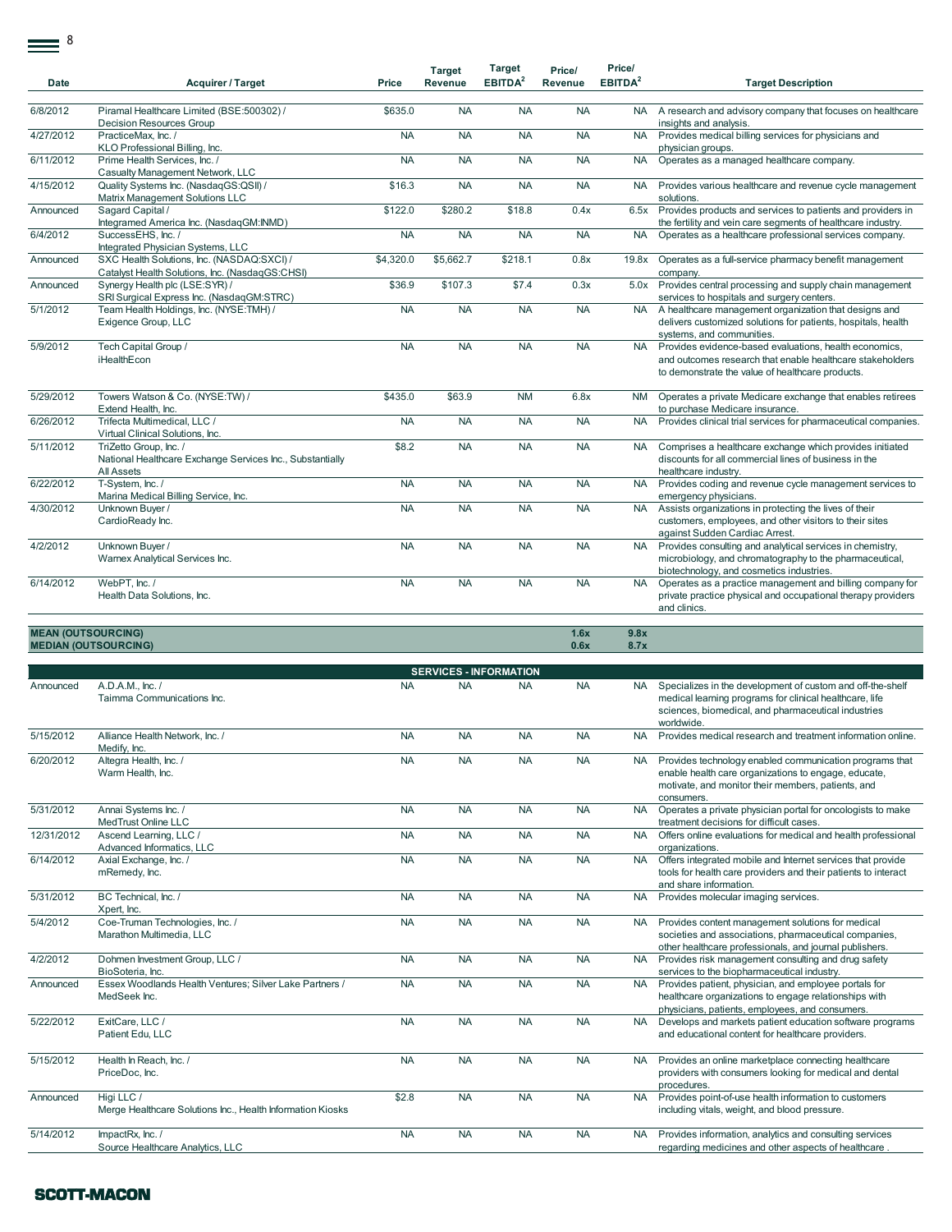| Date | Acquirer / Target | Price | Target Revenue | Target EBITDA[2] | Price/ Revenue | Price/ EBITDA[2] | Target Description |
|---|---|---|---|---|---|---|---|
| 6/8/2012 | Piramal Healthcare Limited (BSE:500302) / Decision Resources Group | $635.0 | NA | NA | NA | NA | A research and advisory company that focuses on healthcare insights and analysis. |
| 4/27/2012 | PracticeMax, Inc. / KLO Professional Billing, Inc. | NA | NA | NA | NA | NA | Provides medical billing services for physicians and physician groups. |
| 6/11/2012 | Prime Health Services, Inc. / Casualty Management Network, LLC | NA | NA | NA | NA | NA | Operates as a managed healthcare company. |
| 4/15/2012 | Quality Systems Inc. (NasdaqGS:QSII) / Matrix Management Solutions LLC | $16.3 | NA | NA | NA | NA | Provides various healthcare and revenue cycle management solutions. |
| Announced | Sagard Capital / Integramed America Inc. (NasdaqGM:INMD) | $122.0 | $280.2 | $18.8 | 0.4x | 6.5x | Provides products and services to patients and providers in the fertility and vein care segments of healthcare industry. |
| 6/4/2012 | SuccessEHS, Inc. / Integrated Physician Systems, LLC | NA | NA | NA | NA | NA | Operates as a healthcare professional services company. |
| Announced | SXC Health Solutions, Inc. (NASDAQ:SXCI) / Catalyst Health Solutions, Inc. (NasdaqGS:CHSI) | $4,320.0 | $5,662.7 | $218.1 | 0.8x | 19.8x | Operates as a full-service pharmacy benefit management company. |
| Announced | Synergy Health plc (LSE:SYR) / SRI Surgical Express Inc. (NasdaqGM:STRC) | $36.9 | $107.3 | $7.4 | 0.3x | 5.0x | Provides central processing and supply chain management services to hospitals and surgery centers. |
| 5/1/2012 | Team Health Holdings, Inc. (NYSE:TMH) / Exigence Group, LLC | NA | NA | NA | NA | NA | A healthcare management organization that designs and delivers customized solutions for patients, hospitals, health systems, and communities. |
| 5/9/2012 | Tech Capital Group / iHealthEcon | NA | NA | NA | NA | NA | Provides evidence-based evaluations, health economics, and outcomes research that enable healthcare stakeholders to demonstrate the value of healthcare products. |
| 5/29/2012 | Towers Watson & Co. (NYSE:TW) / Extend Health, Inc. | $435.0 | $63.9 | NM | 6.8x | NM | Operates a private Medicare exchange that enables retirees to purchase Medicare insurance. |
| 6/26/2012 | Trifecta Multimedical, LLC / Virtual Clinical Solutions, Inc. | NA | NA | NA | NA | NA | Provides clinical trial services for pharmaceutical companies. |
| 5/11/2012 | TriZetto Group, Inc. / National Healthcare Exchange Services Inc., Substantially All Assets | $8.2 | NA | NA | NA | NA | Comprises a healthcare exchange which provides initiated discounts for all commercial lines of business in the healthcare industry. |
| 6/22/2012 | T-System, Inc. / Marina Medical Billing Service, Inc. | NA | NA | NA | NA | NA | Provides coding and revenue cycle management services to emergency physicians. |
| 4/30/2012 | Unknown Buyer / CardioReady Inc. | NA | NA | NA | NA | NA | Assists organizations in protecting the lives of their customers, employees, and other visitors to their sites against Sudden Cardiac Arrest. |
| 4/2/2012 | Unknown Buyer / Warnex Analytical Services Inc. | NA | NA | NA | NA | NA | Provides consulting and analytical services in chemistry, microbiology, and chromatography to the pharmaceutical, biotechnology, and cosmetics industries. |
| 6/14/2012 | WebPT, Inc. / Health Data Solutions, Inc. | NA | NA | NA | NA | NA | Operates as a practice management and billing company for private practice physical and occupational therapy providers and clinics. |
| **MEAN (OUTSOURCING)** | | | | | **1.6x** | **9.8x** | |
| **MEDIAN (OUTSOURCING)** | | | | | **0.6x** | **8.7x** | |
| | | | **SERVICES - INFORMATION** | | | | |
| Announced | A.D.A.M., Inc. / Taimma Communications Inc. | NA | NA | NA | NA | NA | Specializes in the development of custom and off-the-shelf medical learning programs for clinical healthcare, life sciences, biomedical, and pharmaceutical industries worldwide. |
| 5/15/2012 | Alliance Health Network, Inc. / Medify, Inc. | NA | NA | NA | NA | NA | Provides medical research and treatment information online. |
| 6/20/2012 | Altegra Health, Inc. / Warm Health, Inc. | NA | NA | NA | NA | NA | Provides technology enabled communication programs that enable health care organizations to engage, educate, motivate, and monitor their members, patients, and consumers. |
| 5/31/2012 | Annai Systems Inc. / MedTrust Online LLC | NA | NA | NA | NA | NA | Operates a private physician portal for oncologists to make treatment decisions for difficult cases. |
| 12/31/2012 | Ascend Learning, LLC / Advanced Informatics, LLC | NA | NA | NA | NA | NA | Offers online evaluations for medical and health professional organizations. |
| 6/14/2012 | Axial Exchange, Inc. / mRemedy, Inc. | NA | NA | NA | NA | NA | Offers integrated mobile and Internet services that provide tools for health care providers and their patients to interact and share information. |
| 5/31/2012 | BC Technical, Inc. / Xpert, Inc. | NA | NA | NA | NA | NA | Provides molecular imaging services. |
| 5/4/2012 | Coe-Truman Technologies, Inc. / Marathon Multimedia, LLC | NA | NA | NA | NA | NA | Provides content management solutions for medical societies and associations, pharmaceutical companies, other healthcare professionals, and journal publishers. |
| 4/2/2012 | Dohmen Investment Group, LLC / BioSoteria, Inc. | NA | NA | NA | NA | NA | Provides risk management consulting and drug safety services to the biopharmaceutical industry. |
| Announced | Essex Woodlands Health Ventures; Silver Lake Partners / MedSeek Inc. | NA | NA | NA | NA | NA | Provides patient, physician, and employee portals for healthcare organizations to engage relationships with physicians, patients, employees, and consumers. |
| 5/22/2012 | ExitCare, LLC / Patient Edu, LLC | NA | NA | NA | NA | NA | Develops and markets patient education software programs and educational content for healthcare providers. |
| 5/15/2012 | Health In Reach, Inc. / PriceDoc, Inc. | NA | NA | NA | NA | NA | Provides an online marketplace connecting healthcare providers with consumers looking for medical and dental procedures. |
| Announced | Higi LLC / Merge Healthcare Solutions Inc., Health Information Kiosks | $2.8 | NA | NA | NA | NA | Provides point-of-use health information to customers including vitals, weight, and blood pressure. |
| 5/14/2012 | ImpactRx, Inc. / Source Healthcare Analytics, LLC | NA | NA | NA | NA | NA | Provides information, analytics and consulting services regarding medicines and other aspects of healthcare . |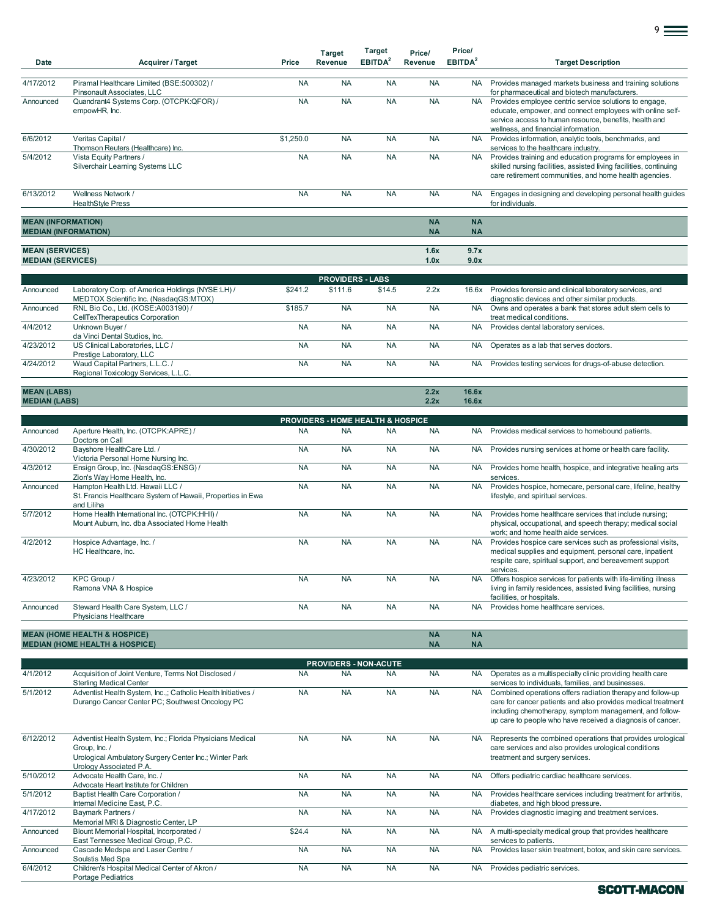| Date | Acquirer / Target | Price | Target Revenue | Target EBITDA[2] | Price/ Revenue | Price/ EBITDA[2] | Target Description |
|---|---|---|---|---|---|---|---|
| 4/17/2012 | Piramal Healthcare Limited (BSE:500302) / Pinsonault Associates, LLC | NA | NA | NA | NA | NA | Provides managed markets business and training solutions for pharmaceutical and biotech manufacturers. |
| Announced | Quandrant4 Systems Corp. (OTCPK:QFOR) / empowHR, Inc. | NA | NA | NA | NA | NA | Provides employee centric service solutions to engage, educate, empower, and connect employees with online self-service access to human resource, benefits, health and wellness, and financial information. |
| 6/6/2012 | Veritas Capital / Thomson Reuters (Healthcare) Inc. | $1,250.0 | NA | NA | NA | NA | Provides information, analytic tools, benchmarks, and services to the healthcare industry. |
| 5/4/2012 | Vista Equity Partners / Silverchair Learning Systems LLC | NA | NA | NA | NA | NA | Provides training and education programs for employees in skilled nursing facilities, assisted living facilities, continuing care retirement communities, and home health agencies. |
| 6/13/2012 | Wellness Network / HealthStyle Press | NA | NA | NA | NA | NA | Engages in designing and developing personal health guides for individuals. |
| **MEAN (INFORMATION)** | | | | | **NA** | **NA** | |
| **MEDIAN (INFORMATION)** | | | | | **NA** | **NA** | |
| **MEAN (SERVICES)** | | | | | **1.6x** | **9.7x** | |
| **MEDIAN (SERVICES)** | | | | | **1.0x** | **9.0x** | |
| | | | **PROVIDERS - LABS** | | | | |
| Announced | Laboratory Corp. of America Holdings (NYSE:LH) / MEDTOX Scientific Inc. (NasdaqGS:MTOX) | $241.2 | $111.6 | $14.5 | 2.2x | 16.6x | Provides forensic and clinical laboratory services, and diagnostic devices and other similar products. |
| Announced | RNL Bio Co., Ltd. (KOSE:A003190) / CellTexTherapeutics Corporation | $185.7 | NA | NA | NA | NA | Owns and operates a bank that stores adult stem cells to treat medical conditions. |
| 4/4/2012 | Unknown Buyer / da Vinci Dental Studios, Inc. | NA | NA | NA | NA | NA | Provides dental laboratory services. |
| 4/23/2012 | US Clinical Laboratories, LLC / Prestige Laboratory, LLC | NA | NA | NA | NA | NA | Operates as a lab that serves doctors. |
| 4/24/2012 | Waud Capital Partners, L.L.C. / Regional Toxicology Services, L.L.C. | NA | NA | NA | NA | NA | Provides testing services for drugs-of-abuse detection. |
| **MEAN (LABS)** | | | | | **2.2x** | **16.6x** | |
| **MEDIAN (LABS)** | | | | | **2.2x** | **16.6x** | |
| | | | **PROVIDERS - HOME HEALTH & HOSPICE** | | | | |
| Announced | Aperture Health, Inc. (OTCPK:APRE) / Doctors on Call | NA | NA | NA | NA | NA | Provides medical services to homebound patients. |
| 4/30/2012 | Bayshore HealthCare Ltd. / Victoria Personal Home Nursing Inc. | NA | NA | NA | NA | NA | Provides nursing services at home or health care facility. |
| 4/3/2012 | Ensign Group, Inc. (NasdaqGS:ENSG) / Zion's Way Home Health, Inc. | NA | NA | NA | NA | NA | Provides home health, hospice, and integrative healing arts services. |
| Announced | Hampton Health Ltd. Hawaii LLC / St. Francis Healthcare System of Hawaii, Properties in Ewa and Liliha | NA | NA | NA | NA | NA | Provides hospice, homecare, personal care, lifeline, healthy lifestyle, and spiritual services. |
| 5/7/2012 | Home Health International Inc. (OTCPK:HHII) / Mount Auburn, Inc. dba Associated Home Health | NA | NA | NA | NA | NA | Provides home healthcare services that include nursing; physical, occupational, and speech therapy; medical social work; and home health aide services. |
| 4/2/2012 | Hospice Advantage, Inc. / HC Healthcare, Inc. | NA | NA | NA | NA | NA | Provides hospice care services such as professional visits, medical supplies and equipment, personal care, inpatient respite care, spiritual support, and bereavement support services. |
| 4/23/2012 | KPC Group / Ramona VNA & Hospice | NA | NA | NA | NA | NA | Offers hospice services for patients with life-limiting illness living in family residences, assisted living facilities, nursing facilities, or hospitals. |
| Announced | Steward Health Care System, LLC / Physicians Healthcare | NA | NA | NA | NA | NA | Provides home healthcare services. |
| **MEAN (HOME HEALTH & HOSPICE)** | | | | | **NA** | **NA** | |
| **MEDIAN (HOME HEALTH & HOSPICE)** | | | | | **NA** | **NA** | |
| | | | **PROVIDERS - NON-ACUTE** | | | | |
| 4/1/2012 | Acquisition of Joint Venture, Terms Not Disclosed / Sterling Medical Center | NA | NA | NA | NA | NA | Operates as a multispecialty clinic providing health care services to individuals, families, and businesses. |
| 5/1/2012 | Adventist Health System, Inc.,; Catholic Health Initiatives / Durango Cancer Center PC; Southwest Oncology PC | NA | NA | NA | NA | NA | Combined operations offers radiation therapy and follow-up care for cancer patients and also provides medical treatment including chemotherapy, symptom management, and follow-up care to people who have received a diagnosis of cancer. |
| 6/12/2012 | Adventist Health System, Inc.; Florida Physicians Medical Group, Inc. / Urological Ambulatory Surgery Center Inc.; Winter Park Urology Associated P.A. | NA | NA | NA | NA | NA | Represents the combined operations that provides urological care services and also provides urological conditions treatment and surgery services. |
| 5/10/2012 | Advocate Health Care, Inc. / Advocate Heart Institute for Children | NA | NA | NA | NA | NA | Offers pediatric cardiac healthcare services. |
| 5/1/2012 | Baptist Health Care Corporation / Internal Medicine East, P.C. | NA | NA | NA | NA | NA | Provides healthcare services including treatment for arthritis, diabetes, and high blood pressure. |
| 4/17/2012 | Baymark Partners / Memorial MRI & Diagnostic Center, LP | NA | NA | NA | NA | NA | Provides diagnostic imaging and treatment services. |
| Announced | Blount Memorial Hospital, Incorporated / East Tennessee Medical Group, P.C. | $24.4 | NA | NA | NA | NA | A multi-specialty medical group that provides healthcare services to patients. |
| Announced | Cascade Medspa and Laser Centre / Soulstis Med Spa | NA | NA | NA | NA | NA | Provides laser skin treatment, botox, and skin care services. |
| 6/4/2012 | Children's Hospital Medical Center of Akron / Portage Pediatrics | NA | NA | NA | NA | NA | Provides pediatric services. |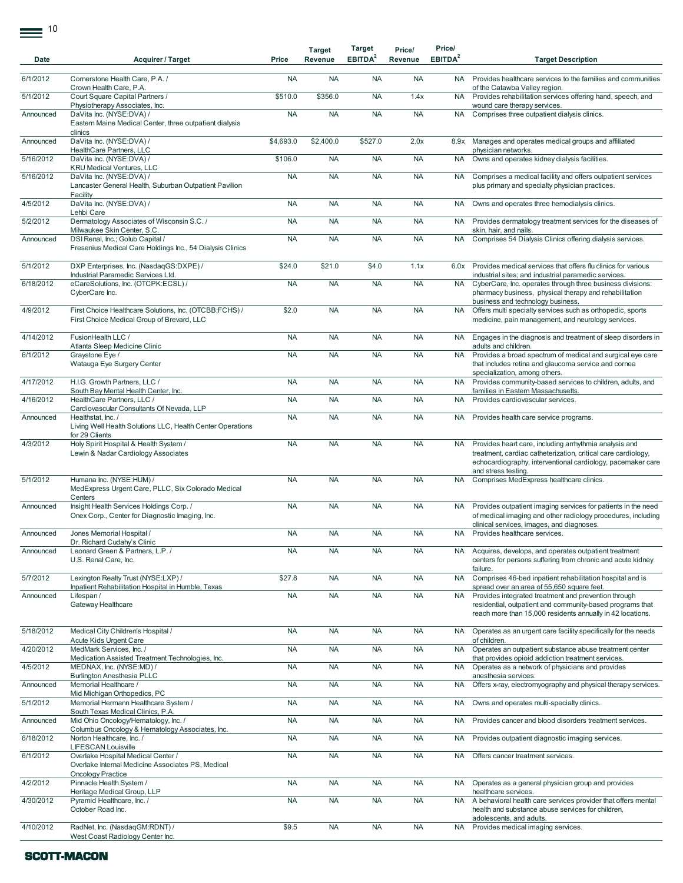| Date | Acquirer / Target | Price | Target Revenue | Target EBITDA[2] | Price/ Revenue | Price/ EBITDA[2] | Target Description |
|---|---|---|---|---|---|---|---|
| 6/1/2012 | Cornerstone Health Care, P.A. / Crown Health Care, P.A. | NA | NA | NA | NA | NA | Provides healthcare services to the families and communities of the Catawba Valley region. |
| 5/1/2012 | Court Square Capital Partners / Physiotherapy Associates, Inc. | $510.0 | $356.0 | NA | 1.4x | NA | Provides rehabilitation services offering hand, speech, and wound care therapy services. |
| Announced | DaVita Inc. (NYSE:DVA) / Eastern Maine Medical Center, three outpatient dialysis clinics | NA | NA | NA | NA | NA | Comprises three outpatient dialysis clinics. |
| Announced | DaVita Inc. (NYSE:DVA) / HealthCare Partners, LLC | $4,693.0 | $2,400.0 | $527.0 | 2.0x | 8.9x | Manages and operates medical groups and affiliated physician networks. |
| 5/16/2012 | DaVita Inc. (NYSE:DVA) / KRU Medical Ventures, LLC | $106.0 | NA | NA | NA | NA | Owns and operates kidney dialysis facilities. |
| 5/16/2012 | DaVita Inc. (NYSE:DVA) / Lancaster General Health, Suburban Outpatient Pavilion Facility | NA | NA | NA | NA | NA | Comprises a medical facility and offers outpatient services plus primary and specialty physician practices. |
| 4/5/2012 | DaVita Inc. (NYSE:DVA) / Lehbi Care | NA | NA | NA | NA | NA | Owns and operates three hemodialysis clinics. |
| 5/2/2012 | Dermatology Associates of Wisconsin S.C. / Milwaukee Skin Center, S.C. | NA | NA | NA | NA | NA | Provides dermatology treatment services for the diseases of skin, hair, and nails. |
| Announced | DSI Renal, Inc.; Golub Capital / Fresenius Medical Care Holdings Inc., 54 Dialysis Clinics | NA | NA | NA | NA | NA | Comprises 54 Dialysis Clinics offering dialysis services. |
| 5/1/2012 | DXP Enterprises, Inc. (NasdaqGS:DXPE) / Industrial Paramedic Services Ltd. | $24.0 | $21.0 | $4.0 | 1.1x | 6.0x | Provides medical services that offers flu clinics for various industrial sites; and industrial paramedic services. |
| 6/18/2012 | eCareSolutions, Inc. (OTCPK:ECSL) / CyberCare Inc. | NA | NA | NA | NA | NA | CyberCare, Inc. operates through three business divisions: pharmacy business, physical therapy and rehabilitation business and technology business. |
| 4/9/2012 | First Choice Healthcare Solutions, Inc. (OTCBB:FCHS) / First Choice Medical Group of Brevard, LLC | $2.0 | NA | NA | NA | NA | Offers multi specialty services such as orthopedic, sports medicine, pain management, and neurology services. |
| 4/14/2012 | FusionHealth LLC / Atlanta Sleep Medicine Clinic | NA | NA | NA | NA | NA | Engages in the diagnosis and treatment of sleep disorders in adults and children. |
| 6/1/2012 | Graystone Eye / Watauga Eye Surgery Center | NA | NA | NA | NA | NA | Provides a broad spectrum of medical and surgical eye care that includes retina and glaucoma service and cornea specialization, among others. |
| 4/17/2012 | H.I.G. Growth Partners, LLC / South Bay Mental Health Center, Inc. | NA | NA | NA | NA | NA | Provides community-based services to children, adults, and families in Eastern Massachusetts. |
| 4/16/2012 | HealthCare Partners, LLC / Cardiovascular Consultants Of Nevada, LLP | NA | NA | NA | NA | NA | Provides cardiovascular services. |
| Announced | Healthstat, Inc. / Living Well Health Solutions LLC, Health Center Operations for 29 Clients | NA | NA | NA | NA | NA | Provides health care service programs. |
| 4/3/2012 | Holy Spirit Hospital & Health System / Lewin & Nadar Cardiology Associates | NA | NA | NA | NA | NA | Provides heart care, including arrhythmia analysis and treatment, cardiac catheterization, critical care cardiology, echocardiography, interventional cardiology, pacemaker care and stress testing. |
| 5/1/2012 | Humana Inc. (NYSE:HUM) / MedExpress Urgent Care, PLLC, Six Colorado Medical Centers | NA | NA | NA | NA | NA | Comprises MedExpress healthcare clinics. |
| Announced | Insight Health Services Holdings Corp. / Onex Corp., Center for Diagnostic Imaging, Inc. | NA | NA | NA | NA | NA | Provides outpatient imaging services for patients in the need of medical imaging and other radiology procedures, including clinical services, images, and diagnoses. |
| Announced | Jones Memorial Hospital / Dr. Richard Cudahy's Clinic | NA | NA | NA | NA | NA | Provides healthcare services. |
| Announced | Leonard Green & Partners, L.P. / U.S. Renal Care, Inc. | NA | NA | NA | NA | NA | Acquires, develops, and operates outpatient treatment centers for persons suffering from chronic and acute kidney failure. |
| 5/7/2012 | Lexington Realty Trust (NYSE:LXP) / Inpatient Rehabilitation Hospital in Humble, Texas | $27.8 | NA | NA | NA | NA | Comprises 46-bed inpatient rehabilitation hospital and is spread over an area of 55,650 square feet. |
| Announced | Lifespan / Gateway Healthcare | NA | NA | NA | NA | NA | Provides integrated treatment and prevention through residential, outpatient and community-based programs that reach more than 15,000 residents annually in 42 locations. |
| 5/18/2012 | Medical City Children's Hospital / Acute Kids Urgent Care | NA | NA | NA | NA | NA | Operates as an urgent care facility specifically for the needs of children. |
| 4/20/2012 | MedMark Services, Inc. / Medication Assisted Treatment Technologies, Inc. | NA | NA | NA | NA | NA | Operates an outpatient substance abuse treatment center that provides opioid addiction treatment services. |
| 4/5/2012 | MEDNAX, Inc. (NYSE:MD) / Burlington Anesthesia PLLC | NA | NA | NA | NA | NA | Operates as a network of physicians and provides anesthesia services. |
| Announced | Memorial Healthcare / Mid Michigan Orthopedics, PC | NA | NA | NA | NA | NA | Offers x-ray, electromyography and physical therapy services. |
| 5/1/2012 | Memorial Hermann Healthcare System / South Texas Medical Clinics, P.A. | NA | NA | NA | NA | NA | Owns and operates multi-specialty clinics. |
| Announced | Mid Ohio Oncology/Hematology, Inc. / Columbus Oncology & Hematology Associates, Inc. | NA | NA | NA | NA | NA | Provides cancer and blood disorders treatment services. |
| 6/18/2012 | Norton Healthcare, Inc. / LIFESCAN Louisville | NA | NA | NA | NA | NA | Provides outpatient diagnostic imaging services. |
| 6/1/2012 | Overlake Hospital Medical Center / Overlake Internal Medicine Associates PS, Medical Oncology Practice | NA | NA | NA | NA | NA | Offers cancer treatment services. |
| 4/2/2012 | Pinnacle Health System / Heritage Medical Group, LLP | NA | NA | NA | NA | NA | Operates as a general physician group and provides healthcare services. |
| 4/30/2012 | Pyramid Healthcare, Inc. / October Road Inc. | NA | NA | NA | NA | NA | A behavioral health care services provider that offers mental health and substance abuse services for children, adolescents, and adults. |
| 4/10/2012 | RadNet, Inc. (NasdaqGM:RDNT) / West Coast Radiology Center Inc. | $9.5 | NA | NA | NA | NA | Provides medical imaging services. |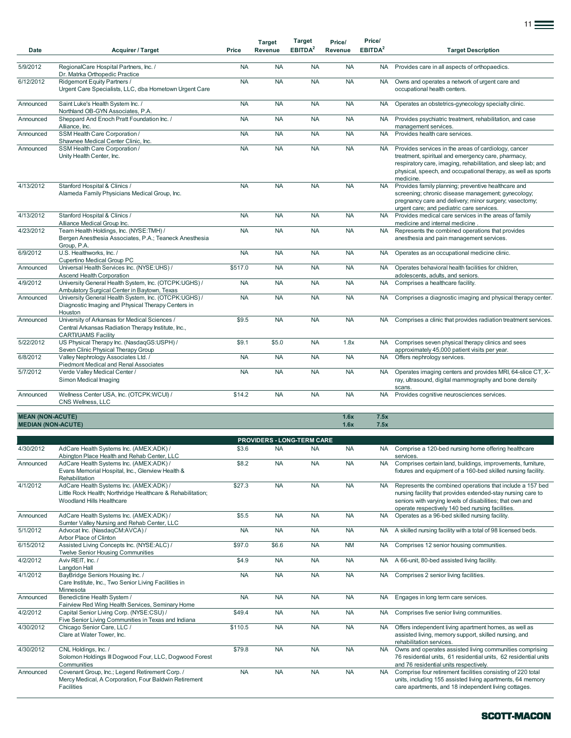| Date | Acquirer / Target | Price | Target Revenue | Target EBITDA[2] | Price/ Revenue | Price/ EBITDA[2] | Target Description |
|---|---|---|---|---|---|---|---|
| 5/9/2012 | RegionalCare Hospital Partners, Inc. / Dr. Matrka Orthopedic Practice | NA | NA | NA | NA | NA | Provides care in all aspects of orthopaedics. |
| 6/12/2012 | Ridgemont Equity Partners / Urgent Care Specialists, LLC, dba Hometown Urgent Care | NA | NA | NA | NA | NA | Owns and operates a network of urgent care and occupational health centers. |
| Announced | Saint Luke's Health System Inc. / Northland OB-GYN Associates, P.A. | NA | NA | NA | NA | NA | Operates an obstetrics-gynecology specialty clinic. |
| Announced | Sheppard And Enoch Pratt Foundation Inc. / Alliance, Inc. | NA | NA | NA | NA | NA | Provides psychiatric treatment, rehabilitation, and case management services. |
| Announced | SSM Health Care Corporation / Shawnee Medical Center Clinic, Inc. | NA | NA | NA | NA | NA | Provides health care services. |
| Announced | SSM Health Care Corporation / Unity Health Center, Inc. | NA | NA | NA | NA | NA | Provides services in the areas of cardiology, cancer treatment, spiritual and emergency care, pharmacy, respiratory care, imaging, rehabilitation, and sleep lab; and physical, speech, and occupational therapy, as well as sports medicine. |
| 4/13/2012 | Stanford Hospital & Clinics / Alameda Family Physicians Medical Group, Inc. | NA | NA | NA | NA | NA | Provides family planning; preventive healthcare and screening; chronic disease management; gynecology; pregnancy care and delivery; minor surgery; vasectomy; urgent care; and pediatric care services. |
| 4/13/2012 | Stanford Hospital & Clinics / Alliance Medical Group Inc. | NA | NA | NA | NA | NA | Provides medical care services in the areas of family medicine and internal medicine . |
| 4/23/2012 | Team Health Holdings, Inc. (NYSE:TMH) / Bergen Anesthesia Associates, P.A.; Teaneck Anesthesia Group, P.A. | NA | NA | NA | NA | NA | Represents the combined operations that provides anesthesia and pain management services. |
| 6/9/2012 | U.S. Healthworks, Inc. / Cupertino Medical Group PC | NA | NA | NA | NA | NA | Operates as an occupational medicine clinic. |
| Announced | Universal Health Services Inc. (NYSE:UHS) / Ascend Health Corporation | $517.0 | NA | NA | NA | NA | Operates behavioral health facilities for children, adolescents, adults, and seniors. |
| 4/9/2012 | University General Health System, Inc. (OTCPK:UGHS) / Ambulatory Surgical Center in Baytown, Texas | NA | NA | NA | NA | NA | Comprises a healthcare facility. |
| Announced | University General Health System, Inc. (OTCPK:UGHS) / Diagnostic Imaging and Physical Therapy Centers in Houston | NA | NA | NA | NA | NA | Comprises a diagnostic imaging and physical therapy center. |
| Announced | University of Arkansas for Medical Sciences / Central Arkansas Radiation Therapy Institute, Inc., CARTI/UAMS Facility | $9.5 | NA | NA | NA | NA | Comprises a clinic that provides radiation treatment services. |
| 5/22/2012 | US Physical Therapy Inc. (NasdaqGS:USPH) / Seven Clinic Physical Therapy Group | $9.1 | $5.0 | NA | 1.8x | NA | Comprises seven physical therapy clinics and sees approximately 45,000 patient visits per year. |
| 6/8/2012 | Valley Nephrology Associates Ltd. / Piedmont Medical and Renal Associates | NA | NA | NA | NA | NA | Offers nephrology services. |
| 5/7/2012 | Verde Valley Medical Center / Simon Medical Imaging | NA | NA | NA | NA | NA | Operates imaging centers and provides MRI, 64-slice CT, X-ray, ultrasound, digital mammography and bone density scans. |
| Announced | Wellness Center USA, Inc. (OTCPK:WCUI) / CNS Wellness, LLC | $14.2 | NA | NA | NA | NA | Provides cognitive neurosciences services. |
| **MEAN (NON-ACUTE)** | | | | | **1.6x** | **7.5x** | |
| **MEDIAN (NON-ACUTE)** | | | | | **1.6x** | **7.5x** | |
| | | | **PROVIDERS - LONG-TERM CARE** | | | | |
| 4/30/2012 | AdCare Health Systems Inc. (AMEX:ADK) / Abington Place Health and Rehab Center, LLC | $3.6 | NA | NA | NA | NA | Comprise a 120-bed nursing home offering healthcare services. |
| Announced | AdCare Health Systems Inc. (AMEX:ADK) / Evans Memorial Hospital, Inc., Glenview Health & Rehabilitation | $8.2 | NA | NA | NA | NA | Comprises certain land, buildings, improvements, furniture, fixtures and equipment of a 160-bed skilled nursing facility. |
| 4/1/2012 | AdCare Health Systems Inc. (AMEX:ADK) / Little Rock Health; Northridge Healthcare & Rehabilitation; Woodland Hills Healthcare | $27.3 | NA | NA | NA | NA | Represents the combined operations that include a 157 bed nursing facility that provides extended-stay nursing care to seniors with varying levels of disabilities; that own and operate respectively 140 bed nursing facilities. |
| Announced | AdCare Health Systems Inc. (AMEX:ADK) / Sumter Valley Nursing and Rehab Center, LLC | $5.5 | NA | NA | NA | NA | Operates as a 96-bed skilled nursing facility. |
| 5/1/2012 | Advocat Inc. (NasdaqCM:AVCA) / Arbor Place of Clinton | NA | NA | NA | NA | NA | A skilled nursing facility with a total of 98 licensed beds. |
| 6/15/2012 | Assisted Living Concepts Inc. (NYSE:ALC) / Twelve Senior Housing Communities | $97.0 | $6.6 | NA | NM | NA | Comprises 12 senior housing communities. |
| 4/2/2012 | Aviv REIT, Inc. / Langdon Hall | $4.9 | NA | NA | NA | NA | A 66-unit, 80-bed assisted living facility. |
| 4/1/2012 | BayBridge Seniors Housing Inc. / Care Institute, Inc., Two Senior Living Facilities in Minnesota | NA | NA | NA | NA | NA | Comprises 2 senior living facilities. |
| Announced | Benedictine Health System / Fairview Red Wing Health Services, Seminary Home | NA | NA | NA | NA | NA | Engages in long term care services. |
| 4/2/2012 | Capital Senior Living Corp. (NYSE:CSU) / Five Senior Living Communities in Texas and Indiana | $49.4 | NA | NA | NA | NA | Comprises five senior living communities. |
| 4/30/2012 | Chicago Senior Care, LLC / Clare at Water Tower, Inc. | $110.5 | NA | NA | NA | NA | Offers independent living apartment homes, as well as assisted living, memory support, skilled nursing, and rehabilitation services. |
| 4/30/2012 | CNL Holdings, Inc. / Solomon Holdings III Dogwood Four, LLC, Dogwood Forest Communities | $79.8 | NA | NA | NA | NA | Owns and operates assisted living communities comprising 76 residential units, 61 residential units, 62 residential units and 76 residential units respectively. |
| Announced | Covenant Group, Inc.; Legend Retirement Corp. / Mercy Medical, A Corporation, Four Baldwin Retirement Facilities | NA | NA | NA | NA | NA | Comprise four retirement facilities consisting of 220 total units, including 155 assisted living apartments, 64 memory care apartments, and 18 independent living cottages. |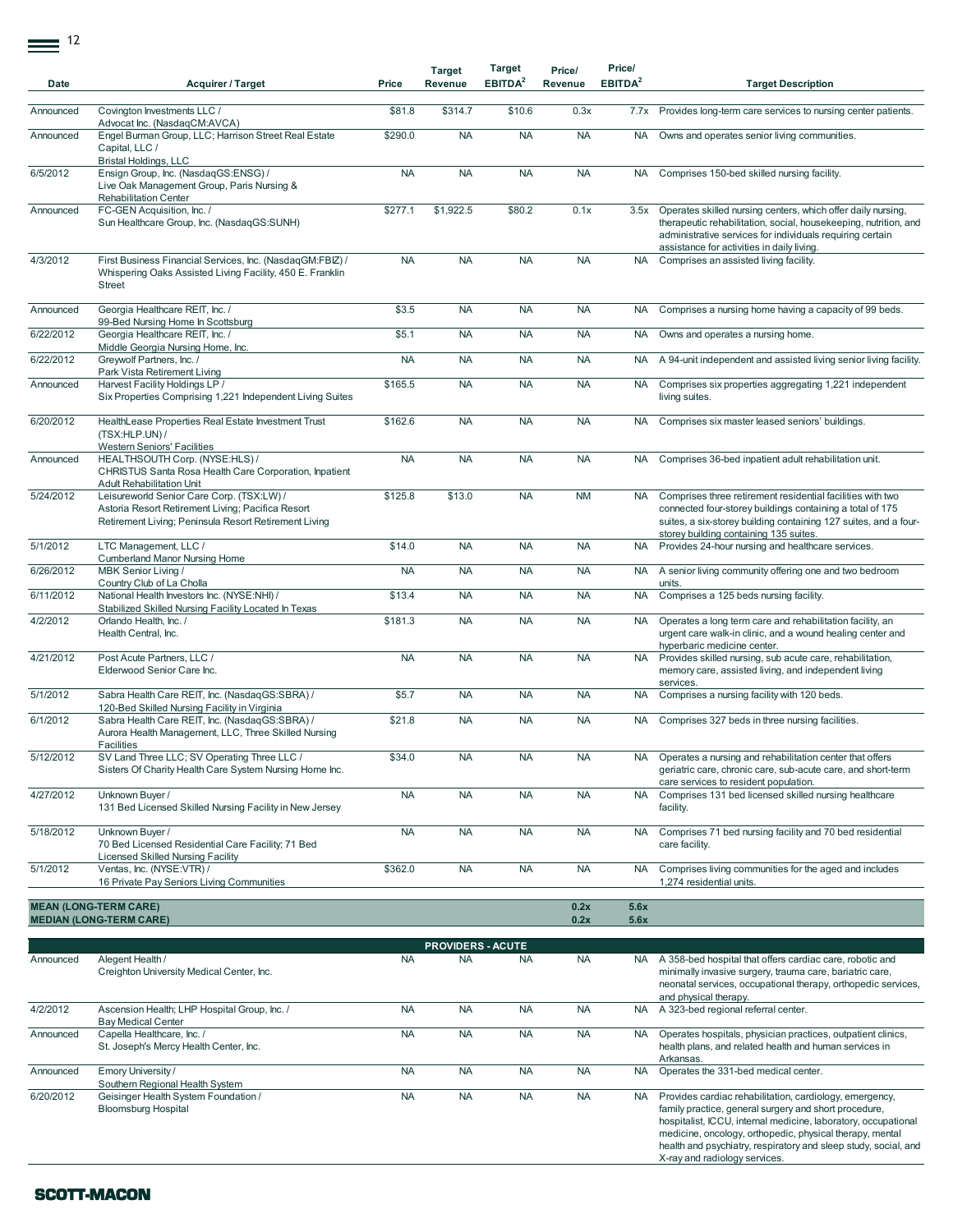| Date | Acquirer / Target | Price | Target Revenue | Target EBITDA[2] | Price/ Revenue | Price/ EBITDA[2] | Target Description |
|---|---|---|---|---|---|---|---|
| Announced | Covington Investments LLC / Advocat Inc. (NasdaqCM:AVCA) | $81.8 | $314.7 | $10.6 | 0.3x | 7.7x | Provides long-term care services to nursing center patients. |
| Announced | Engel Burman Group, LLC; Harrison Street Real Estate Capital, LLC / Bristal Holdings, LLC | $290.0 | NA | NA | NA | NA | Owns and operates senior living communities. |
| 6/5/2012 | Ensign Group, Inc. (NasdaqGS:ENSG) / Live Oak Management Group, Paris Nursing & Rehabilitation Center | NA | NA | NA | NA | NA | Comprises 150-bed skilled nursing facility. |
| Announced | FC-GEN Acquisition, Inc. / Sun Healthcare Group, Inc. (NasdaqGS:SUNH) | $277.1 | $1,922.5 | $80.2 | 0.1x | 3.5x | Operates skilled nursing centers, which offer daily nursing, therapeutic rehabilitation, social, housekeeping, nutrition, and administrative services for individuals requiring certain assistance for activities in daily living. |
| 4/3/2012 | First Business Financial Services, Inc. (NasdaqGM:FBIZ) / Whispering Oaks Assisted Living Facility, 450 E. Franklin Street | NA | NA | NA | NA | NA | Comprises an assisted living facility. |
| Announced | Georgia Healthcare REIT, Inc. / 99-Bed Nursing Home In Scottsburg | $3.5 | NA | NA | NA | NA | Comprises a nursing home having a capacity of 99 beds. |
| 6/22/2012 | Georgia Healthcare REIT, Inc. / Middle Georgia Nursing Home, Inc. | $5.1 | NA | NA | NA | NA | Owns and operates a nursing home. |
| 6/22/2012 | Greywolf Partners, Inc. / Park Vista Retirement Living | NA | NA | NA | NA | NA | A 94-unit independent and assisted living senior living facility. |
| Announced | Harvest Facility Holdings LP / Six Properties Comprising 1,221 Independent Living Suites | $165.5 | NA | NA | NA | NA | Comprises six properties aggregating 1,221 independent living suites. |
| 6/20/2012 | HealthLease Properties Real Estate Investment Trust (TSX:HLP.UN) / Western Seniors' Facilities | $162.6 | NA | NA | NA | NA | Comprises six master leased seniors' buildings. |
| Announced | HEALTHSOUTH Corp. (NYSE:HLS) / CHRISTUS Santa Rosa Health Care Corporation, Inpatient Adult Rehabilitation Unit | NA | NA | NA | NA | NA | Comprises 36-bed inpatient adult rehabilitation unit. |
| 5/24/2012 | Leisureworld Senior Care Corp. (TSX:LW) / Astoria Resort Retirement Living; Pacifica Resort Retirement Living; Peninsula Resort Retirement Living | $125.8 | $13.0 | NA | NM | NA | Comprises three retirement residential facilities with two connected four-storey buildings containing a total of 175 suites, a six-storey building containing 127 suites, and a four-storey building containing 135 suites. |
| 5/1/2012 | LTC Management, LLC / Cumberland Manor Nursing Home | $14.0 | NA | NA | NA | NA | Provides 24-hour nursing and healthcare services. |
| 6/26/2012 | MBK Senior Living / Country Club of La Cholla | NA | NA | NA | NA | NA | A senior living community offering one and two bedroom units. |
| 6/11/2012 | National Health Investors Inc. (NYSE:NHI) / Stabilized Skilled Nursing Facility Located In Texas | $13.4 | NA | NA | NA | NA | Comprises a 125 beds nursing facility. |
| 4/2/2012 | Orlando Health, Inc. / Health Central, Inc. | $181.3 | NA | NA | NA | NA | Operates a long term care and rehabilitation facility, an urgent care walk-in clinic, and a wound healing center and hyperbaric medicine center. |
| 4/21/2012 | Post Acute Partners, LLC / Elderwood Senior Care Inc. | NA | NA | NA | NA | NA | Provides skilled nursing, sub acute care, rehabilitation, memory care, assisted living, and independent living services. |
| 5/1/2012 | Sabra Health Care REIT, Inc. (NasdaqGS:SBRA) / 120-Bed Skilled Nursing Facility in Virginia | $5.7 | NA | NA | NA | NA | Comprises a nursing facility with 120 beds. |
| 6/1/2012 | Sabra Health Care REIT, Inc. (NasdaqGS:SBRA) / Aurora Health Management, LLC, Three Skilled Nursing Facilities | $21.8 | NA | NA | NA | NA | Comprises 327 beds in three nursing facilities. |
| 5/12/2012 | SV Land Three LLC; SV Operating Three LLC / Sisters Of Charity Health Care System Nursing Home Inc. | $34.0 | NA | NA | NA | NA | Operates a nursing and rehabilitation center that offers geriatric care, chronic care, sub-acute care, and short-term care services to resident population. |
| 4/27/2012 | Unknown Buyer / 131 Bed Licensed Skilled Nursing Facility in New Jersey | NA | NA | NA | NA | NA | Comprises 131 bed licensed skilled nursing healthcare facility. |
| 5/18/2012 | Unknown Buyer / 70 Bed Licensed Residential Care Facility; 71 Bed Licensed Skilled Nursing Facility | NA | NA | NA | NA | NA | Comprises 71 bed nursing facility and 70 bed residential care facility. |
| 5/1/2012 | Ventas, Inc. (NYSE:VTR) / 16 Private Pay Seniors Living Communities | $362.0 | NA | NA | NA | NA | Comprises living communities for the aged and includes 1,274 residential units. |
| **MEAN (LONG-TERM CARE)** | | | | | **0.2x** | **5.6x** | |
| **MEDIAN (LONG-TERM CARE)** | | | | | **0.2x** | **5.6x** | |
| | | | **PROVIDERS - ACUTE** | | | | |
| Announced | Alegent Health / Creighton University Medical Center, Inc. | NA | NA | NA | NA | NA | A 358-bed hospital that offers cardiac care, robotic and minimally invasive surgery, trauma care, bariatric care, neonatal services, occupational therapy, orthopedic services, and physical therapy. |
| 4/2/2012 | Ascension Health; LHP Hospital Group, Inc. / Bay Medical Center | NA | NA | NA | NA | NA | A 323-bed regional referral center. |
| Announced | Capella Healthcare, Inc. / St. Joseph's Mercy Health Center, Inc. | NA | NA | NA | NA | NA | Operates hospitals, physician practices, outpatient clinics, health plans, and related health and human services in Arkansas. |
| Announced | Emory University / Southern Regional Health System | NA | NA | NA | NA | NA | Operates the 331-bed medical center. |
| 6/20/2012 | Geisinger Health System Foundation / Bloomsburg Hospital | NA | NA | NA | NA | NA | Provides cardiac rehabilitation, cardiology, emergency, family practice, general surgery and short procedure, hospitalist, ICCU, internal medicine, laboratory, occupational medicine, oncology, orthopedic, physical therapy, mental health and psychiatry, respiratory and sleep study, social, and X-ray and radiology services. |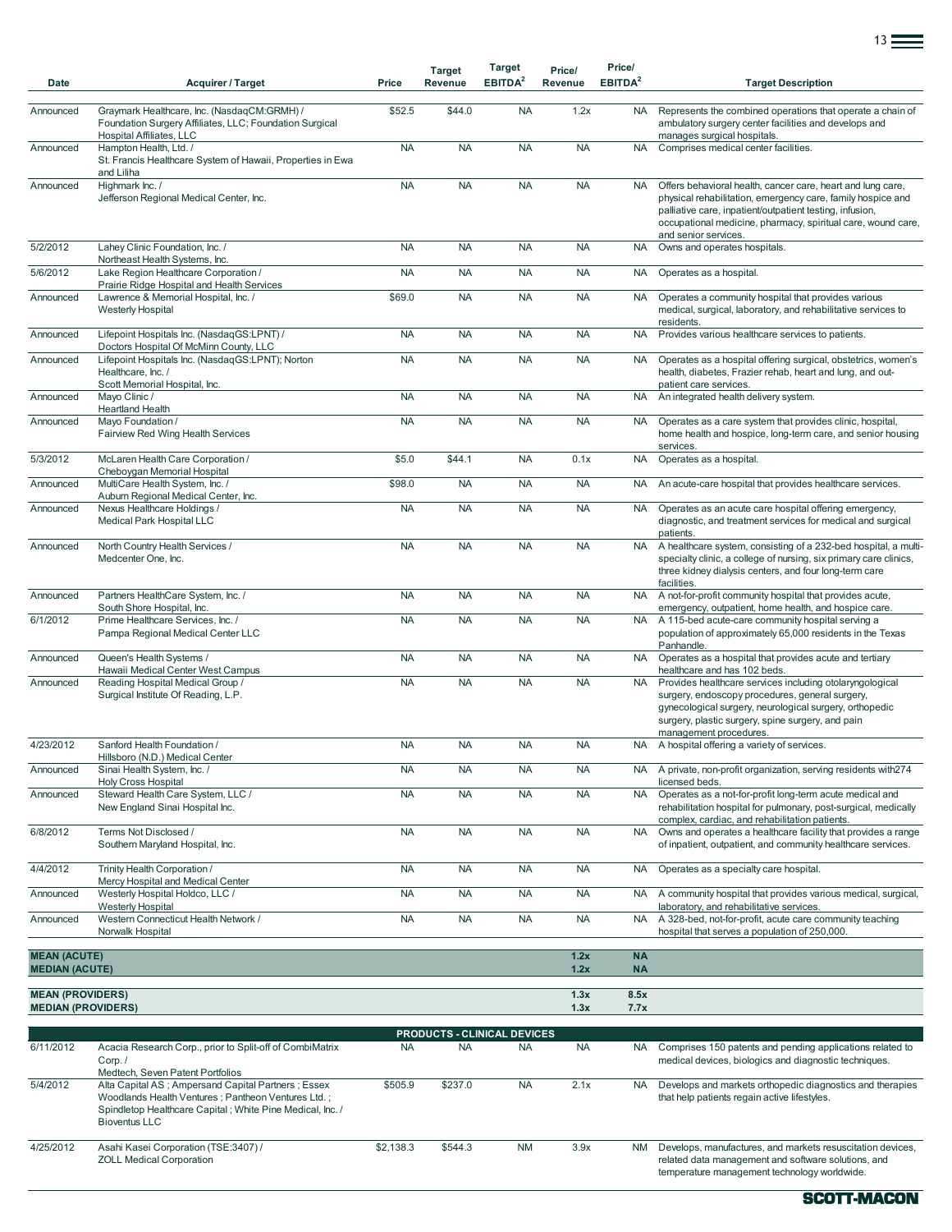| Date | Acquirer / Target | Price | Target Revenue | Target EBITDA[2] | Price/ Revenue | Price/ EBITDA[2] | Target Description |
|---|---|---|---|---|---|---|---|
| Announced | Graymark Healthcare, Inc. (NasdaqCM:GRMH) / Foundation Surgery Affiliates, LLC; Foundation Surgical Hospital Affiliates, LLC | $52.5 | $44.0 | NA | 1.2x | NA | Represents the combined operations that operate a chain of ambulatory surgery center facilities and develops and manages surgical hospitals. |
| Announced | Hampton Health, Ltd. / St. Francis Healthcare System of Hawaii, Properties in Ewa and Liliha | NA | NA | NA | NA | NA | Comprises medical center facilities. |
| Announced | Highmark Inc. / Jefferson Regional Medical Center, Inc. | NA | NA | NA | NA | NA | Offers behavioral health, cancer care, heart and lung care, physical rehabilitation, emergency care, family hospice and palliative care, inpatient/outpatient testing, infusion, occupational medicine, pharmacy, spiritual care, wound care, and senior services. |
| 5/2/2012 | Lahey Clinic Foundation, Inc. / Northeast Health Systems, Inc. | NA | NA | NA | NA | NA | Owns and operates hospitals. |
| 5/6/2012 | Lake Region Healthcare Corporation / Prairie Ridge Hospital and Health Services | NA | NA | NA | NA | NA | Operates as a hospital. |
| Announced | Lawrence & Memorial Hospital, Inc. / Westerly Hospital | $69.0 | NA | NA | NA | NA | Operates a community hospital that provides various medical, surgical, laboratory, and rehabilitative services to residents. |
| Announced | Lifepoint Hospitals Inc. (NasdaqGS:LPNT) / Doctors Hospital Of McMinn County, LLC | NA | NA | NA | NA | NA | Provides various healthcare services to patients. |
| Announced | Lifepoint Hospitals Inc. (NasdaqGS:LPNT); Norton Healthcare, Inc. / Scott Memorial Hospital, Inc. | NA | NA | NA | NA | NA | Operates as a hospital offering surgical, obstetrics, women's health, diabetes, Frazier rehab, heart and lung, and out-patient care services. |
| Announced | Mayo Clinic / Heartland Health | NA | NA | NA | NA | NA | An integrated health delivery system. |
| Announced | Mayo Foundation / Fairview Red Wing Health Services | NA | NA | NA | NA | NA | Operates as a care system that provides clinic, hospital, home health and hospice, long-term care, and senior housing services. |
| 5/3/2012 | McLaren Health Care Corporation / Cheboygan Memorial Hospital | $5.0 | $44.1 | NA | 0.1x | NA | Operates as a hospital. |
| Announced | MultiCare Health System, Inc. / Auburn Regional Medical Center, Inc. | $98.0 | NA | NA | NA | NA | An acute-care hospital that provides healthcare services. |
| Announced | Nexus Healthcare Holdings / Medical Park Hospital LLC | NA | NA | NA | NA | NA | Operates as an acute care hospital offering emergency, diagnostic, and treatment services for medical and surgical patients. |
| Announced | North Country Health Services / Medcenter One, Inc. | NA | NA | NA | NA | NA | A healthcare system, consisting of a 232-bed hospital, a multi-specialty clinic, a college of nursing, six primary care clinics, three kidney dialysis centers, and four long-term care facilities. |
| Announced | Partners HealthCare System, Inc. / South Shore Hospital, Inc. | NA | NA | NA | NA | NA | A not-for-profit community hospital that provides acute, emergency, outpatient, home health, and hospice care. |
| 6/1/2012 | Prime Healthcare Services, Inc. / Pampa Regional Medical Center LLC | NA | NA | NA | NA | NA | A 115-bed acute-care community hospital serving a population of approximately 65,000 residents in the Texas Panhandle. |
| Announced | Queen's Health Systems / Hawaii Medical Center West Campus | NA | NA | NA | NA | NA | Operates as a hospital that provides acute and tertiary healthcare and has 102 beds. |
| Announced | Reading Hospital Medical Group / Surgical Institute Of Reading, L.P. | NA | NA | NA | NA | NA | Provides healthcare services including otolaryngological surgery, endoscopy procedures, general surgery, gynecological surgery, neurological surgery, orthopedic surgery, plastic surgery, spine surgery, and pain management procedures. |
| 4/23/2012 | Sanford Health Foundation / Hillsboro (N.D.) Medical Center | NA | NA | NA | NA | NA | A hospital offering a variety of services. |
| Announced | Sinai Health System, Inc. / Holy Cross Hospital | NA | NA | NA | NA | NA | A private, non-profit organization, serving residents with274 licensed beds. |
| Announced | Steward Health Care System, LLC / New England Sinai Hospital Inc. | NA | NA | NA | NA | NA | Operates as a not-for-profit long-term acute medical and rehabilitation hospital for pulmonary, post-surgical, medically complex, cardiac, and rehabilitation patients. |
| 6/8/2012 | Terms Not Disclosed / Southern Maryland Hospital, Inc. | NA | NA | NA | NA | NA | Owns and operates a healthcare facility that provides a range of inpatient, outpatient, and community healthcare services. |
| 4/4/2012 | Trinity Health Corporation / Mercy Hospital and Medical Center | NA | NA | NA | NA | NA | Operates as a specialty care hospital. |
| Announced | Westerly Hospital Holdco, LLC / Westerly Hospital | NA | NA | NA | NA | NA | A community hospital that provides various medical, surgical, laboratory, and rehabilitative services. |
| Announced | Western Connecticut Health Network / Norwalk Hospital | NA | NA | NA | NA | NA | A 328-bed, not-for-profit, acute care community teaching hospital that serves a population of 250,000. |
| **MEAN (ACUTE)** | | | | | **1.2x** | **NA** | |
| **MEDIAN (ACUTE)** | | | | | **1.2x** | **NA** | |
| **MEAN (PROVIDERS)** | | | | | **1.3x** | **8.5x** | |
| **MEDIAN (PROVIDERS)** | | | | | **1.3x** | **7.7x** | |
| | | | **PRODUCTS - CLINICAL DEVICES** | | | | |
| 6/11/2012 | Acacia Research Corp., prior to Split-off of CombiMatrix Corp. / Medtech, Seven Patent Portfolios | NA | NA | NA | NA | NA | Comprises 150 patents and pending applications related to medical devices, biologics and diagnostic techniques. |
| 5/4/2012 | Alta Capital AS ; Ampersand Capital Partners ; Essex Woodlands Health Ventures ; Pantheon Ventures Ltd. ; Spindletop Healthcare Capital ; White Pine Medical, Inc. / Bioventus LLC | $505.9 | $237.0 | NA | 2.1x | NA | Develops and markets orthopedic diagnostics and therapies that help patients regain active lifestyles. |
| 4/25/2012 | Asahi Kasei Corporation (TSE:3407) / ZOLL Medical Corporation | $2,138.3 | $544.3 | NM | 3.9x | NM | Develops, manufactures, and markets resuscitation devices, related data management and software solutions, and temperature management technology worldwide. |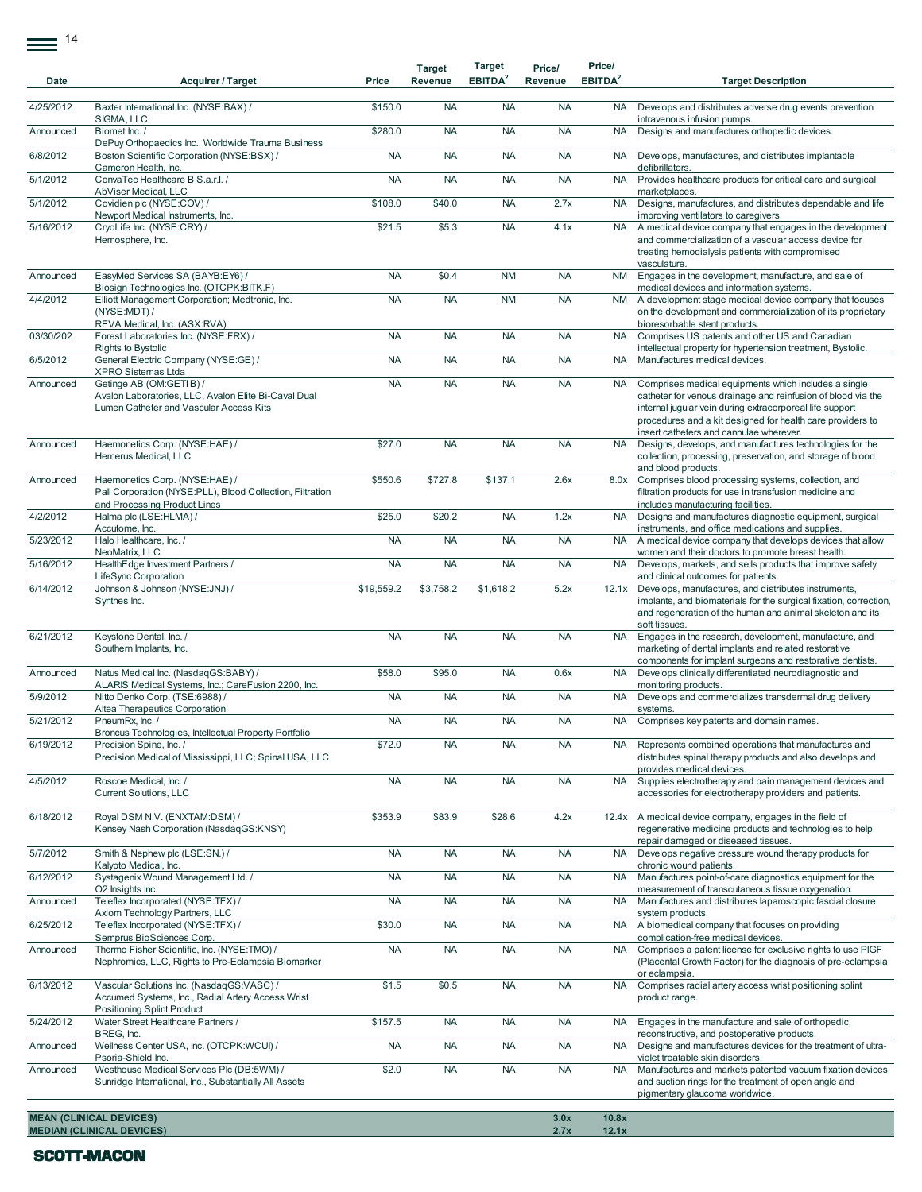| Date | Acquirer / Target | Price | Target Revenue | Target EBITDA[2] | Price/ Revenue | Price/ EBITDA[2] | Target Description |
|---|---|---|---|---|---|---|---|
| 4/25/2012 | Baxter International Inc. (NYSE:BAX) / SIGMA, LLC | $150.0 | NA | NA | NA | NA | Develops and distributes adverse drug events prevention intravenous infusion pumps. |
| Announced | Biomet Inc. / DePuy Orthopaedics Inc., Worldwide Trauma Business | $280.0 | NA | NA | NA | NA | Designs and manufactures orthopedic devices. |
| 6/8/2012 | Boston Scientific Corporation (NYSE:BSX) / Cameron Health, Inc. | NA | NA | NA | NA | NA | Develops, manufactures, and distributes implantable defibrillators. |
| 5/1/2012 | ConvaTec Healthcare B S.a.r.l. / AbViser Medical, LLC | NA | NA | NA | NA | NA | Provides healthcare products for critical care and surgical marketplaces. |
| 5/1/2012 | Covidien plc (NYSE:COV) / Newport Medical Instruments, Inc. | $108.0 | $40.0 | NA | 2.7x | NA | Designs, manufactures, and distributes dependable and life improving ventilators to caregivers. |
| 5/16/2012 | CryoLife Inc. (NYSE:CRY) / Hemosphere, Inc. | $21.5 | $5.3 | NA | 4.1x | NA | A medical device company that engages in the development and commercialization of a vascular access device for treating hemodialysis patients with compromised vasculature. |
| Announced | EasyMed Services SA (BAYB:EY6) / Biosign Technologies Inc. (OTCPK:BITK.F) | NA | $0.4 | NM | NA | NM | Engages in the development, manufacture, and sale of medical devices and information systems. |
| 4/4/2012 | Elliott Management Corporation; Medtronic, Inc. (NYSE:MDT) / REVA Medical, Inc. (ASX:RVA) | NA | NA | NM | NA | NM | A development stage medical device company that focuses on the development and commercialization of its proprietary bioresorbable stent products. |
| 03/30/202 | Forest Laboratories Inc. (NYSE:FRX) / Rights to Bystolic | NA | NA | NA | NA | NA | Comprises US patents and other US and Canadian intellectual property for hypertension treatment, Bystolic. |
| 6/5/2012 | General Electric Company (NYSE:GE) / XPRO Sistemas Ltda | NA | NA | NA | NA | NA | Manufactures medical devices. |
| Announced | Getinge AB (OM:GETI B) / Avalon Laboratories, LLC, Avalon Elite Bi-Caval Dual Lumen Catheter and Vascular Access Kits | NA | NA | NA | NA | NA | Comprises medical equipments which includes a single catheter for venous drainage and reinfusion of blood via the internal jugular vein during extracorporeal life support procedures and a kit designed for health care providers to insert catheters and cannulae wherever. |
| Announced | Haemonetics Corp. (NYSE:HAE) / Hemerus Medical, LLC | $27.0 | NA | NA | NA | NA | Designs, develops, and manufactures technologies for the collection, processing, preservation, and storage of blood and blood products. |
| Announced | Haemonetics Corp. (NYSE:HAE) / Pall Corporation (NYSE:PLL), Blood Collection, Filtration and Processing Product Lines | $550.6 | $727.8 | $137.1 | 2.6x | 8.0x | Comprises blood processing systems, collection, and filtration products for use in transfusion medicine and includes manufacturing facilities. |
| 4/2/2012 | Halma plc (LSE:HLMA) / Accutome, Inc. | $25.0 | $20.2 | NA | 1.2x | NA | Designs and manufactures diagnostic equipment, surgical instruments, and office medications and supplies. |
| 5/23/2012 | Halo Healthcare, Inc. / NeoMatrix, LLC | NA | NA | NA | NA | NA | A medical device company that develops devices that allow women and their doctors to promote breast health. |
| 5/16/2012 | HealthEdge Investment Partners / LifeSync Corporation | NA | NA | NA | NA | NA | Develops, markets, and sells products that improve safety and clinical outcomes for patients. |
| 6/14/2012 | Johnson & Johnson (NYSE:JNJ) / Synthes Inc. | $19,559.2 | $3,758.2 | $1,618.2 | 5.2x | 12.1x | Develops, manufactures, and distributes instruments, implants, and biomaterials for the surgical fixation, correction, and regeneration of the human and animal skeleton and its soft tissues. |
| 6/21/2012 | Keystone Dental, Inc. / Southern Implants, Inc. | NA | NA | NA | NA | NA | Engages in the research, development, manufacture, and marketing of dental implants and related restorative components for implant surgeons and restorative dentists. |
| Announced | Natus Medical Inc. (NasdaqGS:BABY) / ALARIS Medical Systems, Inc.; CareFusion 2200, Inc. | $58.0 | $95.0 | NA | 0.6x | NA | Develops clinically differentiated neurodiagnostic and monitoring products. |
| 5/9/2012 | Nitto Denko Corp. (TSE:6988) / Altea Therapeutics Corporation | NA | NA | NA | NA | NA | Develops and commercializes transdermal drug delivery systems. |
| 5/21/2012 | PneumRx, Inc. / Broncus Technologies, Intellectual Property Portfolio | NA | NA | NA | NA | NA | Comprises key patents and domain names. |
| 6/19/2012 | Precision Spine, Inc. / Precision Medical of Mississippi, LLC; Spinal USA, LLC | $72.0 | NA | NA | NA | NA | Represents combined operations that manufactures and distributes spinal therapy products and also develops and provides medical devices. |
| 4/5/2012 | Roscoe Medical, Inc. / Current Solutions, LLC | NA | NA | NA | NA | NA | Supplies electrotherapy and pain management devices and accessories for electrotherapy providers and patients. |
| 6/18/2012 | Royal DSM N.V. (ENXTAM:DSM) / Kensey Nash Corporation (NasdaqGS:KNSY) | $353.9 | $83.9 | $28.6 | 4.2x | 12.4x | A medical device company, engages in the field of regenerative medicine products and technologies to help repair damaged or diseased tissues. |
| 5/7/2012 | Smith & Nephew plc (LSE:SN.) / Kalypto Medical, Inc. | NA | NA | NA | NA | NA | Develops negative pressure wound therapy products for chronic wound patients. |
| 6/12/2012 | Systagenix Wound Management Ltd. / O2 Insights Inc. | NA | NA | NA | NA | NA | Manufactures point-of-care diagnostics equipment for the measurement of transcutaneous tissue oxygenation. |
| Announced | Teleflex Incorporated (NYSE:TFX) / Axiom Technology Partners, LLC | NA | NA | NA | NA | NA | Manufactures and distributes laparoscopic fascial closure system products. |
| 6/25/2012 | Teleflex Incorporated (NYSE:TFX) / Semprus BioSciences Corp. | $30.0 | NA | NA | NA | NA | A biomedical company that focuses on providing complication-free medical devices. |
| Announced | Thermo Fisher Scientific, Inc. (NYSE:TMO) / Nephromics, LLC, Rights to Pre-Eclampsia Biomarker | NA | NA | NA | NA | NA | Comprises a patent license for exclusive rights to use PIGF (Placental Growth Factor) for the diagnosis of pre-eclampsia or eclampsia. |
| 6/13/2012 | Vascular Solutions Inc. (NasdaqGS:VASC) / Accumed Systems, Inc., Radial Artery Access Wrist Positioning Splint Product | $1.5 | $0.5 | NA | NA | NA | Comprises radial artery access wrist positioning splint product range. |
| 5/24/2012 | Water Street Healthcare Partners / BREG, Inc. | $157.5 | NA | NA | NA | NA | Engages in the manufacture and sale of orthopedic, reconstructive, and postoperative products. |
| Announced | Wellness Center USA, Inc. (OTCPK:WCUI) / Psoria-Shield Inc. | NA | NA | NA | NA | NA | Designs and manufactures devices for the treatment of ultra-violet treatable skin disorders. |
| Announced | Westhouse Medical Services Plc (DB:5WM) / Sunridge International, Inc., Substantially All Assets | $2.0 | NA | NA | NA | NA | Manufactures and markets patented vacuum fixation devices and suction rings for the treatment of open angle and pigmentary glaucoma worldwide. |
| **MEAN (CLINICAL DEVICES)** | | | | | **3.0x** | **10.8x** | |
| **MEDIAN (CLINICAL DEVICES)** | | | | | **2.7x** | **12.1x** | |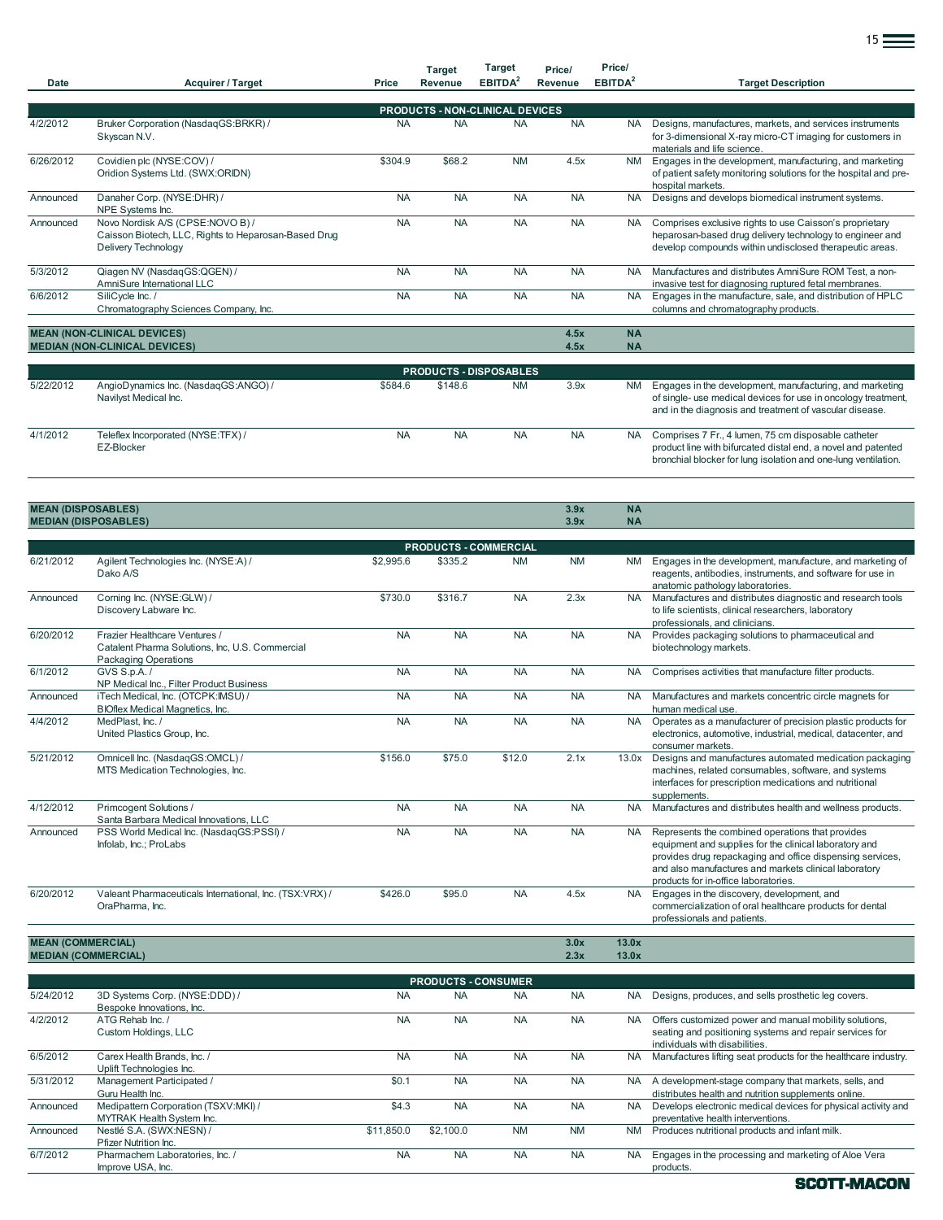| Date | Acquirer / Target | Price | Target Revenue | Target EBITDA[2] | Price/ Revenue | Price/ EBITDA[2] | Target Description |
|---|---|---|---|---|---|---|---|
| | | | **PRODUCTS - NON-CLINICAL DEVICES** | | | | |
| 4/2/2012 | Bruker Corporation (NasdaqGS:BRKR) / Skyscan N.V. | NA | NA | NA | NA | NA | Designs, manufactures, markets, and services instruments for 3-dimensional X-ray micro-CT imaging for customers in materials and life science. |
| 6/26/2012 | Covidien plc (NYSE:COV) / Oridion Systems Ltd. (SWX:ORIDN) | $304.9 | $68.2 | NM | 4.5x | NM | Engages in the development, manufacturing, and marketing of patient safety monitoring solutions for the hospital and pre-hospital markets. |
| Announced | Danaher Corp. (NYSE:DHR) / NPE Systems Inc. | NA | NA | NA | NA | NA | Designs and develops biomedical instrument systems. |
| Announced | Novo Nordisk A/S (CPSE:NOVO B) / Caisson Biotech, LLC, Rights to Heparosan-Based Drug Delivery Technology | NA | NA | NA | NA | NA | Comprises exclusive rights to use Caisson's proprietary heparosan-based drug delivery technology to engineer and develop compounds within undisclosed therapeutic areas. |
| 5/3/2012 | Qiagen NV (NasdaqGS:QGEN) / AmniSure International LLC | NA | NA | NA | NA | NA | Manufactures and distributes AmniSure ROM Test, a non-invasive test for diagnosing ruptured fetal membranes. |
| 6/6/2012 | SiliCycle Inc. / Chromatography Sciences Company, Inc. | NA | NA | NA | NA | NA | Engages in the manufacture, sale, and distribution of HPLC columns and chromatography products. |
| **MEAN (NON-CLINICAL DEVICES)** | | | | | **4.5x** | **NA** | |
| **MEDIAN (NON-CLINICAL DEVICES)** | | | | | **4.5x** | **NA** | |
| | | | **PRODUCTS - DISPOSABLES** | | | | |
| 5/22/2012 | AngioDynamics Inc. (NasdaqGS:ANGO) / Navilyst Medical Inc. | $584.6 | $148.6 | NM | 3.9x | NM | Engages in the development, manufacturing, and marketing of single- use medical devices for use in oncology treatment, and in the diagnosis and treatment of vascular disease. |
| 4/1/2012 | Teleflex Incorporated (NYSE:TFX) / EZ-Blocker | NA | NA | NA | NA | NA | Comprises 7 Fr., 4 lumen, 75 cm disposable catheter product line with bifurcated distal end, a novel and patented bronchial blocker for lung isolation and one-lung ventilation. |
| **MEAN (DISPOSABLES)** | | | | | **3.9x** | **NA** | |
| **MEDIAN (DISPOSABLES)** | | | | | **3.9x** | **NA** | |
| | | | **PRODUCTS - COMMERCIAL** | | | | |
| 6/21/2012 | Agilent Technologies Inc. (NYSE:A) / Dako A/S | $2,995.6 | $335.2 | NM | NM | NM | Engages in the development, manufacture, and marketing of reagents, antibodies, instruments, and software for use in anatomic pathology laboratories. |
| Announced | Corning Inc. (NYSE:GLW) / Discovery Labware Inc. | $730.0 | $316.7 | NA | 2.3x | NA | Manufactures and distributes diagnostic and research tools to life scientists, clinical researchers, laboratory professionals, and clinicians. |
| 6/20/2012 | Frazier Healthcare Ventures / Catalent Pharma Solutions, Inc, U.S. Commercial Packaging Operations | NA | NA | NA | NA | NA | Provides packaging solutions to pharmaceutical and biotechnology markets. |
| 6/1/2012 | GVS S.p.A. / NP Medical Inc., Filter Product Business | NA | NA | NA | NA | NA | Comprises activities that manufacture filter products. |
| Announced | iTech Medical, Inc. (OTCPK:IMSU) / BIOflex Medical Magnetics, Inc. | NA | NA | NA | NA | NA | Manufactures and markets concentric circle magnets for human medical use. |
| 4/4/2012 | MedPlast, Inc. / United Plastics Group, Inc. | NA | NA | NA | NA | NA | Operates as a manufacturer of precision plastic products for electronics, automotive, industrial, medical, datacenter, and consumer markets. |
| 5/21/2012 | Omnicell Inc. (NasdaqGS:OMCL) / MTS Medication Technologies, Inc. | $156.0 | $75.0 | $12.0 | 2.1x | 13.0x | Designs and manufactures automated medication packaging machines, related consumables, software, and systems interfaces for prescription medications and nutritional supplements. |
| 4/12/2012 | Primcogent Solutions / Santa Barbara Medical Innovations, LLC | NA | NA | NA | NA | NA | Manufactures and distributes health and wellness products. |
| Announced | PSS World Medical Inc. (NasdaqGS:PSSI) / Infolab, Inc.; ProLabs | NA | NA | NA | NA | NA | Represents the combined operations that provides equipment and supplies for the clinical laboratory and provides drug repackaging and office dispensing services, and also manufactures and markets clinical laboratory products for in-office laboratories. |
| 6/20/2012 | Valeant Pharmaceuticals International, Inc. (TSX:VRX) / OraPharma, Inc. | $426.0 | $95.0 | NA | 4.5x | NA | Engages in the discovery, development, and commercialization of oral healthcare products for dental professionals and patients. |
| **MEAN (COMMERCIAL)** | | | | | **3.0x** | **13.0x** | |
| **MEDIAN (COMMERCIAL)** | | | | | **2.3x** | **13.0x** | |
| | | | **PRODUCTS - CONSUMER** | | | | |
| 5/24/2012 | 3D Systems Corp. (NYSE:DDD) / Bespoke Innovations, Inc. | NA | NA | NA | NA | NA | Designs, produces, and sells prosthetic leg covers. |
| 4/2/2012 | ATG Rehab Inc. / Custom Holdings, LLC | NA | NA | NA | NA | NA | Offers customized power and manual mobility solutions, seating and positioning systems and repair services for individuals with disabilities. |
| 6/5/2012 | Carex Health Brands, Inc. / Uplift Technologies Inc. | NA | NA | NA | NA | NA | Manufactures lifting seat products for the healthcare industry. |
| 5/31/2012 | Management Participated / Guru Health Inc. | $0.1 | NA | NA | NA | NA | A development-stage company that markets, sells, and distributes health and nutrition supplements online. |
| Announced | Medipattern Corporation (TSXV:MKI) / MYTRAK Health System Inc. | $4.3 | NA | NA | NA | NA | Develops electronic medical devices for physical activity and preventative health interventions. |
| Announced | Nestlé S.A. (SWX:NESN) / Pfizer Nutrition Inc. | $11,850.0 | $2,100.0 | NM | NM | NM | Produces nutritional products and infant milk. |
| 6/7/2012 | Pharmachem Laboratories, Inc. / Improve USA, Inc. | NA | NA | NA | NA | NA | Engages in the processing and marketing of Aloe Vera products. |

SCOTT-MACON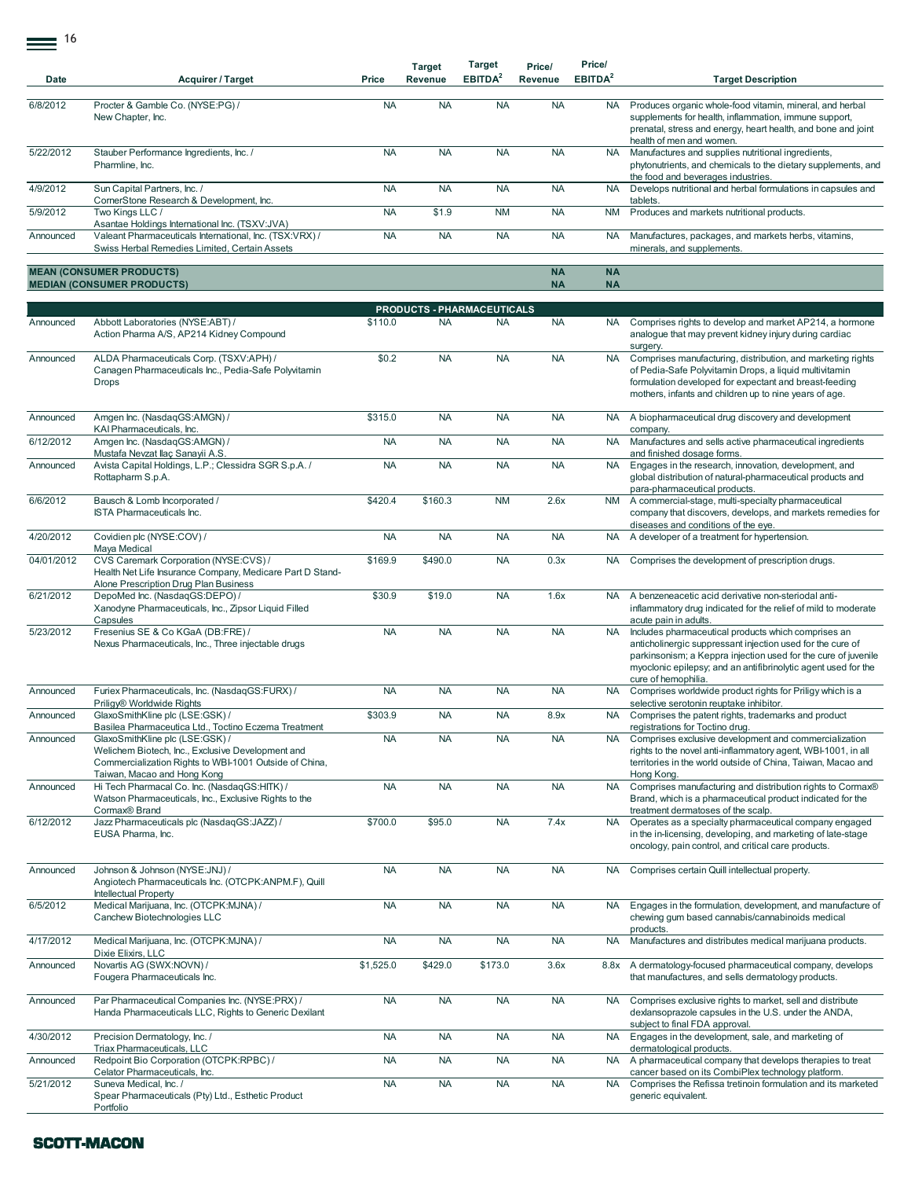| Date | Acquirer / Target | Price | Target Revenue | Target EBITDA[2] | Price/ Revenue | Price/ EBITDA[2] | Target Description |
|---|---|---|---|---|---|---|---|
| 6/8/2012 | Procter & Gamble Co. (NYSE:PG) / New Chapter, Inc. | NA | NA | NA | NA | NA | Produces organic whole-food vitamin, mineral, and herbal supplements for health, inflammation, immune support, prenatal, stress and energy, heart health, and bone and joint health of men and women. |
| 5/22/2012 | Stauber Performance Ingredients, Inc. / Pharmline, Inc. | NA | NA | NA | NA | NA | Manufactures and supplies nutritional ingredients, phytonutrients, and chemicals to the dietary supplements, and the food and beverages industries. |
| 4/9/2012 | Sun Capital Partners, Inc. / CornerStone Research & Development, Inc. | NA | NA | NA | NA | NA | Develops nutritional and herbal formulations in capsules and tablets. |
| 5/9/2012 | Two Kings LLC / Asantae Holdings International Inc. (TSXV:JVA) | NA | $1.9 | NM | NA | NM | Produces and markets nutritional products. |
| Announced | Valeant Pharmaceuticals International, Inc. (TSX:VRX) / Swiss Herbal Remedies Limited, Certain Assets | NA | NA | NA | NA | NA | Manufactures, packages, and markets herbs, vitamins, minerals, and supplements. |
| **MEAN (CONSUMER PRODUCTS)** | | | | | **NA** | **NA** | |
| **MEDIAN (CONSUMER PRODUCTS)** | | | | | **NA** | **NA** | |
| | | | **PRODUCTS - PHARMACEUTICALS** | | | | |
| Announced | Abbott Laboratories (NYSE:ABT) / Action Pharma A/S, AP214 Kidney Compound | $110.0 | NA | NA | NA | NA | Comprises rights to develop and market AP214, a hormone analogue that may prevent kidney injury during cardiac surgery. |
| Announced | ALDA Pharmaceuticals Corp. (TSXV:APH) / Canagen Pharmaceuticals Inc., Pedia-Safe Polyvitamin Drops | $0.2 | NA | NA | NA | NA | Comprises manufacturing, distribution, and marketing rights of Pedia-Safe Polyvitamin Drops, a liquid multivitamin formulation developed for expectant and breast-feeding mothers, infants and children up to nine years of age. |
| Announced | Amgen Inc. (NasdaqGS:AMGN) / KAI Pharmaceuticals, Inc. | $315.0 | NA | NA | NA | NA | A biopharmaceutical drug discovery and development company. |
| 6/12/2012 | Amgen Inc. (NasdaqGS:AMGN) / Mustafa Nevzat Ilaç Sanayii A.S. | NA | NA | NA | NA | NA | Manufactures and sells active pharmaceutical ingredients and finished dosage forms. |
| Announced | Avista Capital Holdings, L.P.; Clessidra SGR S.p.A. / Rottapharm S.p.A. | NA | NA | NA | NA | NA | Engages in the research, innovation, development, and global distribution of natural-pharmaceutical products and para-pharmaceutical products. |
| 6/6/2012 | Bausch & Lomb Incorporated / ISTA Pharmaceuticals Inc. | $420.4 | $160.3 | NM | 2.6x | NM | A commercial-stage, multi-specialty pharmaceutical company that discovers, develops, and markets remedies for diseases and conditions of the eye. |
| 4/20/2012 | Covidien plc (NYSE:COV) / Maya Medical | NA | NA | NA | NA | NA | A developer of a treatment for hypertension. |
| 04/01/2012 | CVS Caremark Corporation (NYSE:CVS) / Health Net Life Insurance Company, Medicare Part D Stand-Alone Prescription Drug Plan Business | $169.9 | $490.0 | NA | 0.3x | NA | Comprises the development of prescription drugs. |
| 6/21/2012 | DepoMed Inc. (NasdaqGS:DEPO) / Xanodyne Pharmaceuticals, Inc., Zipsor Liquid Filled Capsules | $30.9 | $19.0 | NA | 1.6x | NA | A benzeneacetic acid derivative non-steriodal anti-inflammatory drug indicated for the relief of mild to moderate acute pain in adults. |
| 5/23/2012 | Fresenius SE & Co KGaA (DB:FRE) / Nexus Pharmaceuticals, Inc., Three injectable drugs | NA | NA | NA | NA | NA | Includes pharmaceutical products which comprises an anticholinergic suppressant injection used for the cure of parkinsonism; a Keppra injection used for the cure of juvenile myoclonic epilepsy; and an antifibrinolytic agent used for the cure of hemophilia. |
| Announced | Furiex Pharmaceuticals, Inc. (NasdaqGS:FURX) / Priligy® Worldwide Rights | NA | NA | NA | NA | NA | Comprises worldwide product rights for Priligy which is a selective serotonin reuptake inhibitor. |
| Announced | GlaxoSmithKline plc (LSE:GSK) / Basilea Pharmaceutica Ltd., Toctino Eczema Treatment | $303.9 | NA | NA | 8.9x | NA | Comprises the patent rights, trademarks and product registrations for Toctino drug. |
| Announced | GlaxoSmithKline plc (LSE:GSK) / Welichem Biotech, Inc., Exclusive Development and Commercialization Rights to WBI-1001 Outside of China, Taiwan, Macao and Hong Kong | NA | NA | NA | NA | NA | Comprises exclusive development and commercialization rights to the novel anti-inflammatory agent, WBI-1001, in all territories in the world outside of China, Taiwan, Macao and Hong Kong. |
| Announced | Hi Tech Pharmacal Co. Inc. (NasdaqGS:HITK) / Watson Pharmaceuticals, Inc., Exclusive Rights to the Cormax® Brand | NA | NA | NA | NA | NA | Comprises manufacturing and distribution rights to Cormax® Brand, which is a pharmaceutical product indicated for the treatment dermatoses of the scalp. |
| 6/12/2012 | Jazz Pharmaceuticals plc (NasdaqGS:JAZZ) / EUSA Pharma, Inc. | $700.0 | $95.0 | NA | 7.4x | NA | Operates as a specialty pharmaceutical company engaged in the in-licensing, developing, and marketing of late-stage oncology, pain control, and critical care products. |
| Announced | Johnson & Johnson (NYSE:JNJ) / Angiotech Pharmaceuticals Inc. (OTCPK:ANPM.F), Quill Intellectual Property | NA | NA | NA | NA | NA | Comprises certain Quill intellectual property. |
| 6/5/2012 | Medical Marijuana, Inc. (OTCPK:MJNA) / Canchew Biotechnologies LLC | NA | NA | NA | NA | NA | Engages in the formulation, development, and manufacture of chewing gum based cannabis/cannabinoids medical products. |
| 4/17/2012 | Medical Marijuana, Inc. (OTCPK:MJNA) / Dixie Elixirs, LLC | NA | NA | NA | NA | NA | Manufactures and distributes medical marijuana products. |
| Announced | Novartis AG (SWX:NOVN) / Fougera Pharmaceuticals Inc. | $1,525.0 | $429.0 | $173.0 | 3.6x | 8.8x | A dermatology-focused pharmaceutical company, develops that manufactures, and sells dermatology products. |
| Announced | Par Pharmaceutical Companies Inc. (NYSE:PRX) / Handa Pharmaceuticals LLC, Rights to Generic Dexilant | NA | NA | NA | NA | NA | Comprises exclusive rights to market, sell and distribute dexlansoprazole capsules in the U.S. under the ANDA, subject to final FDA approval. |
| 4/30/2012 | Precision Dermatology, Inc. / Triax Pharmaceuticals, LLC | NA | NA | NA | NA | NA | Engages in the development, sale, and marketing of dermatological products. |
| Announced | Redpoint Bio Corporation (OTCPK:RPBC) / Celator Pharmaceuticals, Inc. | NA | NA | NA | NA | NA | A pharmaceutical company that develops therapies to treat cancer based on its CombiPlex technology platform. |
| 5/21/2012 | Suneva Medical, Inc. / Spear Pharmaceuticals (Pty) Ltd., Esthetic Product Portfolio | NA | NA | NA | NA | NA | Comprises the Refissa tretinoin formulation and its marketed generic equivalent. |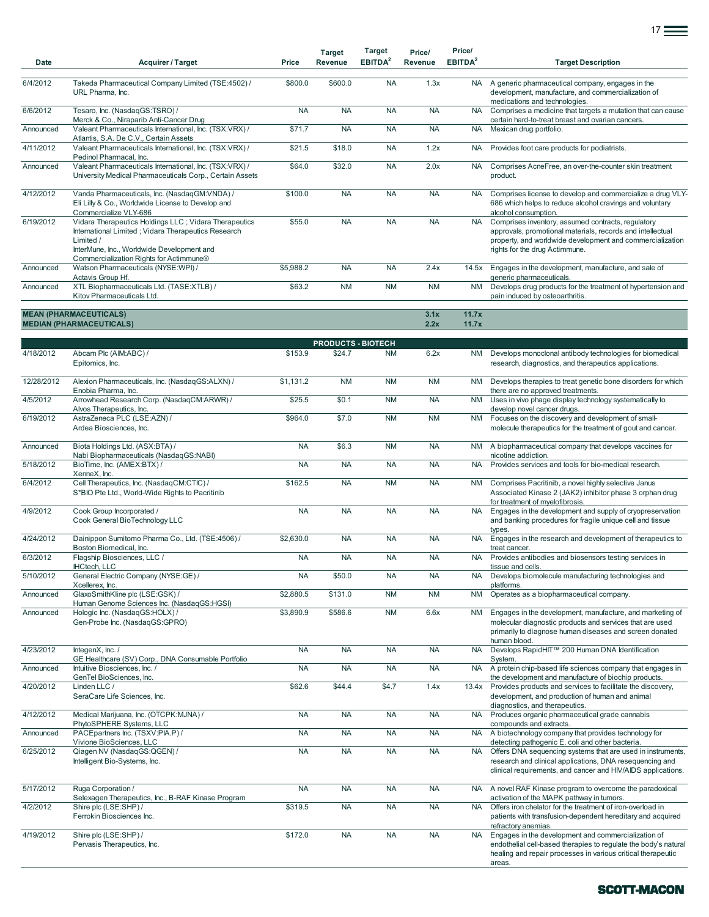| Date | Acquirer / Target | Price | Target Revenue | Target EBITDA[2] | Price/ Revenue | Price/ EBITDA[2] | Target Description |
|---|---|---|---|---|---|---|---|
| 6/4/2012 | Takeda Pharmaceutical Company Limited (TSE:4502) / URL Pharma, Inc. | $800.0 | $600.0 | NA | 1.3x | NA | A generic pharmaceutical company, engages in the development, manufacture, and commercialization of medications and technologies. |
| 6/6/2012 | Tesaro, Inc. (NasdaqGS:TSRO) / Merck & Co., Niraparib Anti-Cancer Drug | NA | NA | NA | NA | NA | Comprises a medicine that targets a mutation that can cause certain hard-to-treat breast and ovarian cancers. |
| Announced | Valeant Pharmaceuticals International, Inc. (TSX:VRX) / Atlantis, S.A. De C.V., Certain Assets | $71.7 | NA | NA | NA | NA | Mexican drug portfolio. |
| 4/11/2012 | Valeant Pharmaceuticals International, Inc. (TSX:VRX) / Pedinol Pharmacal, Inc. | $21.5 | $18.0 | NA | 1.2x | NA | Provides foot care products for podiatrists. |
| Announced | Valeant Pharmaceuticals International, Inc. (TSX:VRX) / University Medical Pharmaceuticals Corp., Certain Assets | $64.0 | $32.0 | NA | 2.0x | NA | Comprises AcneFree, an over-the-counter skin treatment product. |
| 4/12/2012 | Vanda Pharmaceuticals, Inc. (NasdaqGM:VNDA) / Eli Lilly & Co., Worldwide License to Develop and Commercialize VLY-686 | $100.0 | NA | NA | NA | NA | Comprises license to develop and commercialize a drug VLY-686 which helps to reduce alcohol cravings and voluntary alcohol consumption. |
| 6/19/2012 | Vidara Therapeutics Holdings LLC ; Vidara Therapeutics International Limited ; Vidara Therapeutics Research Limited / InterMune, Inc., Worldwide Development and Commercialization Rights for Actimmune® | $55.0 | NA | NA | NA | NA | Comprises inventory, assumed contracts, regulatory approvals, promotional materials, records and intellectual property, and worldwide development and commercialization rights for the drug Actimmune. |
| Announced | Watson Pharmaceuticals (NYSE:WPI) / Actavis Group Hf. | $5,988.2 | NA | NA | 2.4x | 14.5x | Engages in the development, manufacture, and sale of generic pharmaceuticals. |
| Announced | XTL Biopharmaceuticals Ltd. (TASE:XTLB) / Kitov Pharmaceuticals Ltd. | $63.2 | NM | NM | NM | NM | Develops drug products for the treatment of hypertension and pain induced by osteoarthritis. |
| **MEAN (PHARMACEUTICALS)** | | | | | **3.1x** | **11.7x** | |
| **MEDIAN (PHARMACEUTICALS)** | | | | | **2.2x** | **11.7x** | |
| | | | **PRODUCTS - BIOTECH** | | | | |
| 4/18/2012 | Abcam Plc (AIM:ABC) / Epitomics, Inc. | $153.9 | $24.7 | NM | 6.2x | NM | Develops monoclonal antibody technologies for biomedical research, diagnostics, and therapeutics applications. |
| 12/28/2012 | Alexion Pharmaceuticals, Inc. (NasdaqGS:ALXN) / Enobia Pharma, Inc. | $1,131.2 | NM | NM | NM | NM | Develops therapies to treat genetic bone disorders for which there are no approved treatments. |
| 4/5/2012 | Arrowhead Research Corp. (NasdaqCM:ARWR) / Alvos Therapeutics, Inc. | $25.5 | $0.1 | NM | NA | NM | Uses in vivo phage display technology systematically to develop novel cancer drugs. |
| 6/19/2012 | AstraZeneca PLC (LSE:AZN) / Ardea Biosciences, Inc. | $964.0 | $7.0 | NM | NM | NM | Focuses on the discovery and development of small-molecule therapeutics for the treatment of gout and cancer. |
| Announced | Biota Holdings Ltd. (ASX:BTA) / Nabi Biopharmaceuticals (NasdaqGS:NABI) | NA | $6.3 | NM | NA | NM | A biopharmaceutical company that develops vaccines for nicotine addiction. |
| 5/18/2012 | BioTime, Inc. (AMEX:BTX) / XenneX, Inc. | NA | NA | NA | NA | NA | Provides services and tools for bio-medical research. |
| 6/4/2012 | Cell Therapeutics, Inc. (NasdaqCM:CTIC) / S*BIO Pte Ltd., World-Wide Rights to Pacritinib | $162.5 | NA | NM | NA | NM | Comprises Pacritinib, a novel highly selective Janus Associated Kinase 2 (JAK2) inhibitor phase 3 orphan drug for treatment of myelofibrosis. |
| 4/9/2012 | Cook Group Incorporated / Cook General BioTechnology LLC | NA | NA | NA | NA | NA | Engages in the development and supply of cryopreservation and banking procedures for fragile unique cell and tissue types. |
| 4/24/2012 | Dainippon Sumitomo Pharma Co., Ltd. (TSE:4506) / Boston Biomedical, Inc. | $2,630.0 | NA | NA | NA | NA | Engages in the research and development of therapeutics to treat cancer. |
| 6/3/2012 | Flagship Biosciences, LLC / IHCtech, LLC | NA | NA | NA | NA | NA | Provides antibodies and biosensors testing services in tissue and cells. |
| 5/10/2012 | General Electric Company (NYSE:GE) / Xcellerex, Inc. | NA | $50.0 | NA | NA | NA | Develops biomolecule manufacturing technologies and platforms. |
| Announced | GlaxoSmithKline plc (LSE:GSK) / Human Genome Sciences Inc. (NasdaqGS:HGSI) | $2,880.5 | $131.0 | NM | NM | NM | Operates as a biopharmaceutical company. |
| Announced | Hologic Inc. (NasdaqGS:HOLX) / Gen-Probe Inc. (NasdaqGS:GPRO) | $3,890.9 | $586.6 | NM | 6.6x | NM | Engages in the development, manufacture, and marketing of molecular diagnostic products and services that are used primarily to diagnose human diseases and screen donated human blood. |
| 4/23/2012 | IntegenX, Inc. / GE Healthcare (SV) Corp., DNA Consumable Portfolio | NA | NA | NA | NA | NA | Develops RapidHIT™ 200 Human DNA Identification System. |
| Announced | Intuitive Biosciences, Inc. / GenTel BioSciences, Inc. | NA | NA | NA | NA | NA | A protein chip-based life sciences company that engages in the development and manufacture of biochip products. |
| 4/20/2012 | Linden LLC / SeraCare Life Sciences, Inc. | $62.6 | $44.4 | $4.7 | 1.4x | 13.4x | Provides products and services to facilitate the discovery, development, and production of human and animal diagnostics, and therapeutics. |
| 4/12/2012 | Medical Marijuana, Inc. (OTCPK:MJNA) / PhytoSPHERE Systems, LLC | NA | NA | NA | NA | NA | Produces organic pharmaceutical grade cannabis compounds and extracts. |
| Announced | PACEpartners Inc. (TSXV:PIA.P) / Vivione BioSciences, LLC | NA | NA | NA | NA | NA | A biotechnology company that provides technology for detecting pathogenic E. coli and other bacteria. |
| 6/25/2012 | Qiagen NV (NasdaqGS:QGEN) / Intelligent Bio-Systems, Inc. | NA | NA | NA | NA | NA | Offers DNA sequencing systems that are used in instruments, research and clinical applications, DNA resequencing and clinical requirements, and cancer and HIV/AIDS applications. |
| 5/17/2012 | Ruga Corporation / Selexagen Therapeutics, Inc., B-RAF Kinase Program | NA | NA | NA | NA | NA | A novel RAF Kinase program to overcome the paradoxical activation of the MAPK pathway in tumors. |
| 4/2/2012 | Shire plc (LSE:SHP) / Ferrokin Biosciences Inc. | $319.5 | NA | NA | NA | NA | Offers iron chelator for the treatment of iron-overload in patients with transfusion-dependent hereditary and acquired refractory anemias. |
| 4/19/2012 | Shire plc (LSE:SHP) / Pervasis Therapeutics, Inc. | $172.0 | NA | NA | NA | NA | Engages in the development and commercialization of endothelial cell-based therapies to regulate the body's natural healing and repair processes in various critical therapeutic areas. |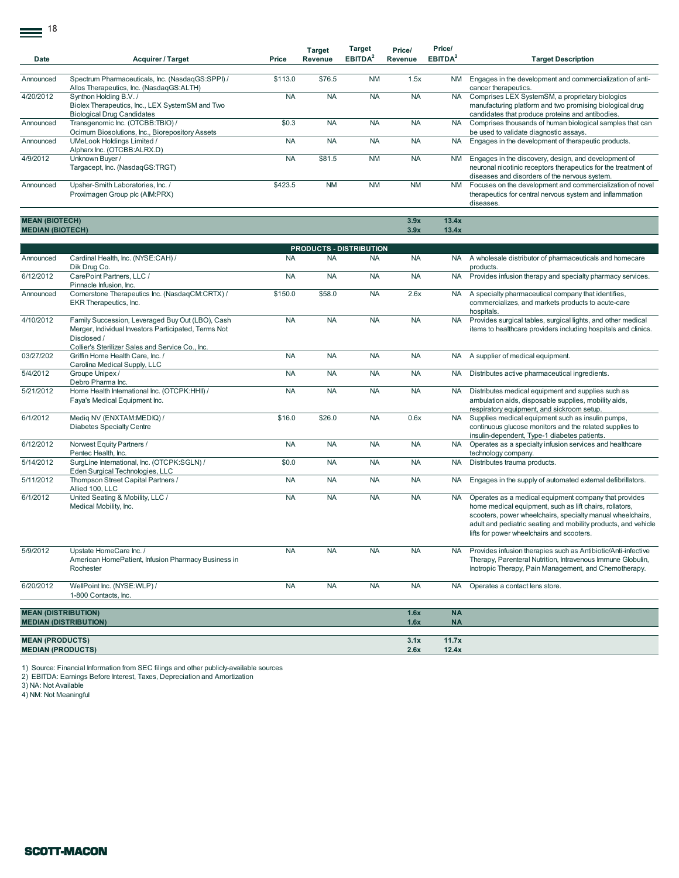| Date | Acquirer / Target | Price | Target Revenue | Target EBITDA[2] | Price/ Revenue | Price/ EBITDA[2] | Target Description |
|---|---|---|---|---|---|---|---|
| Announced | Spectrum Pharmaceuticals, Inc. (NasdaqGS:SPPI) / Allos Therapeutics, Inc. (NasdaqGS:ALTH) | $113.0 | $76.5 | NM | 1.5x | NM | Engages in the development and commercialization of anti-cancer therapeutics. |
| 4/20/2012 | Synthon Holding B.V. / Biolex Therapeutics, Inc., LEX SystemSM and Two Biological Drug Candidates | NA | NA | NA | NA | NA | Comprises LEX SystemSM, a proprietary biologics manufacturing platform and two promising biological drug candidates that produce proteins and antibodies. |
| Announced | Transgenomic Inc. (OTCBB:TBIO) / Ocimum Biosolutions, Inc., Biorepository Assets | $0.3 | NA | NA | NA | NA | Comprises thousands of human biological samples that can be used to validate diagnostic assays. |
| Announced | UMeLook Holdings Limited / Alpharx Inc. (OTCBB:ALRX.D) | NA | NA | NA | NA | NA | Engages in the development of therapeutic products. |
| 4/9/2012 | Unknown Buyer / Targacept, Inc. (NasdaqGS:TRGT) | NA | $81.5 | NM | NA | NM | Engages in the discovery, design, and development of neuronal nicotinic receptors therapeutics for the treatment of diseases and disorders of the nervous system. |
| Announced | Upsher-Smith Laboratories, Inc. / Proximagen Group plc (AIM:PRX) | $423.5 | NM | NM | NM | NM | Focuses on the development and commercialization of novel therapeutics for central nervous system and inflammation diseases. |
| **MEAN (BIOTECH)** | | | | | **3.9x** | **13.4x** | |
| **MEDIAN (BIOTECH)** | | | | | **3.9x** | **13.4x** | |
| | | | **PRODUCTS - DISTRIBUTION** | | | | |
| Announced | Cardinal Health, Inc. (NYSE:CAH) / Dik Drug Co. | NA | NA | NA | NA | NA | A wholesale distributor of pharmaceuticals and homecare products. |
| 6/12/2012 | CarePoint Partners, LLC / Pinnacle Infusion, Inc. | NA | NA | NA | NA | NA | Provides infusion therapy and specialty pharmacy services. |
| Announced | Cornerstone Therapeutics Inc. (NasdaqCM:CRTX) / EKR Therapeutics, Inc. | $150.0 | $58.0 | NA | 2.6x | NA | A specialty pharmaceutical company that identifies, commercializes, and markets products to acute-care hospitals. |
| 4/10/2012 | Family Succession, Leveraged Buy Out (LBO), Cash Merger, Individual Investors Participated, Terms Not Disclosed / Collier's Sterilizer Sales and Service Co., Inc. | NA | NA | NA | NA | NA | Provides surgical tables, surgical lights, and other medical items to healthcare providers including hospitals and clinics. |
| 03/27/202 | Griffin Home Health Care, Inc. / Carolina Medical Supply, LLC | NA | NA | NA | NA | NA | A supplier of medical equipment. |
| 5/4/2012 | Groupe Unipex / Debro Pharma Inc. | NA | NA | NA | NA | NA | Distributes active pharmaceutical ingredients. |
| 5/21/2012 | Home Health International Inc. (OTCPK:HHII) / Faya's Medical Equipment Inc. | NA | NA | NA | NA | NA | Distributes medical equipment and supplies such as ambulation aids, disposable supplies, mobility aids, respiratory equipment, and sickroom setup. |
| 6/1/2012 | Mediq NV (ENXTAM:MEDIQ) / Diabetes Specialty Centre | $16.0 | $26.0 | NA | 0.6x | NA | Supplies medical equipment such as insulin pumps, continuous glucose monitors and the related supplies to insulin-dependent, Type-1 diabetes patients. |
| 6/12/2012 | Norwest Equity Partners / Pentec Health, Inc. | NA | NA | NA | NA | NA | Operates as a specialty infusion services and healthcare technology company. |
| 5/14/2012 | SurgLine International, Inc. (OTCPK:SGLN) / Eden Surgical Technologies, LLC | $0.0 | NA | NA | NA | NA | Distributes trauma products. |
| 5/11/2012 | Thompson Street Capital Partners / Allied 100, LLC | NA | NA | NA | NA | NA | Engages in the supply of automated external defibrillators. |
| 6/1/2012 | United Seating & Mobility, LLC / Medical Mobility, Inc. | NA | NA | NA | NA | NA | Operates as a medical equipment company that provides home medical equipment, such as lift chairs, rollators, scooters, power wheelchairs, specialty manual wheelchairs, adult and pediatric seating and mobility products, and vehicle lifts for power wheelchairs and scooters. |
| 5/9/2012 | Upstate HomeCare Inc. / American HomePatient, Infusion Pharmacy Business in Rochester | NA | NA | NA | NA | NA | Provides infusion therapies such as Antibiotic/Anti-infective Therapy, Parenteral Nutrition, Intravenous Immune Globulin, Inotropic Therapy, Pain Management, and Chemotherapy. |
| 6/20/2012 | WellPoint Inc. (NYSE:WLP) / 1-800 Contacts, Inc. | NA | NA | NA | NA | NA | Operates a contact lens store. |
| **MEAN (DISTRIBUTION)** | | | | | **1.6x** | **NA** | |
| **MEDIAN (DISTRIBUTION)** | | | | | **1.6x** | **NA** | |
| **MEAN (PRODUCTS)** | | | | | **3.1x** | **11.7x** | |
| **MEDIAN (PRODUCTS)** | | | | | **2.6x** | **12.4x** | |

1) Source: Financial Information from SEC filings and other publicly-available sources
2) EBITDA: Earnings Before Interest, Taxes, Depreciation and Amortization
3) NA: Not Available
4) NM: Not Meaningful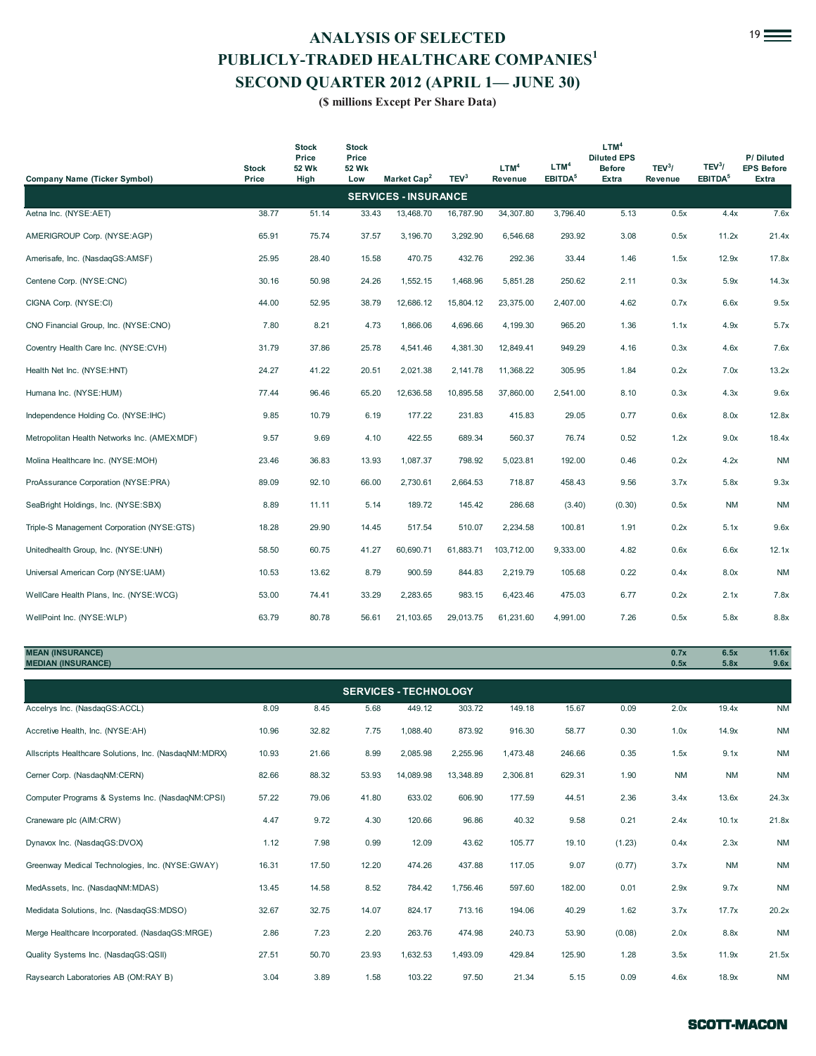# ANALYSIS OF SELECTED PUBLICLY-TRADED HEALTHCARE COMPANIES[1] SECOND QUARTER 2012 (APRIL 1— JUNE 30)

**($ millions Except Per Share Data)**

| Company Name (Ticker Symbol) | Stock Price | Stock Price 52 Wk High | Stock Price 52 Wk Low | Market Cap[2] | TEV[3] | LTM[4] Revenue | LTM[4] EBITDA[5] | LTM[4] Diluted EPS Before Extra | TEV[3]/ Revenue | TEV[3]/ EBITDA[5] | P/ Diluted EPS Before Extra |
|---|---|---|---|---|---|---|---|---|---|---|---|
| **SERVICES - INSURANCE** | | | | | | | | | | | |
| Aetna Inc. (NYSE:AET) | 38.77 | 51.14 | 33.43 | 13,468.70 | 16,787.90 | 34,307.80 | 3,796.40 | 5.13 | 0.5x | 4.4x | 7.6x |
| AMERIGROUP Corp. (NYSE:AGP) | 65.91 | 75.74 | 37.57 | 3,196.70 | 3,292.90 | 6,546.68 | 293.92 | 3.08 | 0.5x | 11.2x | 21.4x |
| Amerisafe, Inc. (NasdaqGS:AMSF) | 25.95 | 28.40 | 15.58 | 470.75 | 432.76 | 292.36 | 33.44 | 1.46 | 1.5x | 12.9x | 17.8x |
| Centene Corp. (NYSE:CNC) | 30.16 | 50.98 | 24.26 | 1,552.15 | 1,468.96 | 5,851.28 | 250.62 | 2.11 | 0.3x | 5.9x | 14.3x |
| CIGNA Corp. (NYSE:CI) | 44.00 | 52.95 | 38.79 | 12,686.12 | 15,804.12 | 23,375.00 | 2,407.00 | 4.62 | 0.7x | 6.6x | 9.5x |
| CNO Financial Group, Inc. (NYSE:CNO) | 7.80 | 8.21 | 4.73 | 1,866.06 | 4,696.66 | 4,199.30 | 965.20 | 1.36 | 1.1x | 4.9x | 5.7x |
| Coventry Health Care Inc. (NYSE:CVH) | 31.79 | 37.86 | 25.78 | 4,541.46 | 4,381.30 | 12,849.41 | 949.29 | 4.16 | 0.3x | 4.6x | 7.6x |
| Health Net Inc. (NYSE:HNT) | 24.27 | 41.22 | 20.51 | 2,021.38 | 2,141.78 | 11,368.22 | 305.95 | 1.84 | 0.2x | 7.0x | 13.2x |
| Humana Inc. (NYSE:HUM) | 77.44 | 96.46 | 65.20 | 12,636.58 | 10,895.58 | 37,860.00 | 2,541.00 | 8.10 | 0.3x | 4.3x | 9.6x |
| Independence Holding Co. (NYSE:IHC) | 9.85 | 10.79 | 6.19 | 177.22 | 231.83 | 415.83 | 29.05 | 0.77 | 0.6x | 8.0x | 12.8x |
| Metropolitan Health Networks Inc. (AMEX:MDF) | 9.57 | 9.69 | 4.10 | 422.55 | 689.34 | 560.37 | 76.74 | 0.52 | 1.2x | 9.0x | 18.4x |
| Molina Healthcare Inc. (NYSE:MOH) | 23.46 | 36.83 | 13.93 | 1,087.37 | 798.92 | 5,023.81 | 192.00 | 0.46 | 0.2x | 4.2x | NM |
| ProAssurance Corporation (NYSE:PRA) | 89.09 | 92.10 | 66.00 | 2,730.61 | 2,664.53 | 718.87 | 458.43 | 9.56 | 3.7x | 5.8x | 9.3x |
| SeaBright Holdings, Inc. (NYSE:SBX) | 8.89 | 11.11 | 5.14 | 189.72 | 145.42 | 286.68 | (3.40) | (0.30) | 0.5x | NM | NM |
| Triple-S Management Corporation (NYSE:GTS) | 18.28 | 29.90 | 14.45 | 517.54 | 510.07 | 2,234.58 | 100.81 | 1.91 | 0.2x | 5.1x | 9.6x |
| Unitedhealth Group, Inc. (NYSE:UNH) | 58.50 | 60.75 | 41.27 | 60,690.71 | 61,883.71 | 103,712.00 | 9,333.00 | 4.82 | 0.6x | 6.6x | 12.1x |
| Universal American Corp (NYSE:UAM) | 10.53 | 13.62 | 8.79 | 900.59 | 844.83 | 2,219.79 | 105.68 | 0.22 | 0.4x | 8.0x | NM |
| WellCare Health Plans, Inc. (NYSE:WCG) | 53.00 | 74.41 | 33.29 | 2,283.65 | 983.15 | 6,423.46 | 475.03 | 6.77 | 0.2x | 2.1x | 7.8x |
| WellPoint Inc. (NYSE:WLP) | 63.79 | 80.78 | 56.61 | 21,103.65 | 29,013.75 | 61,231.60 | 4,991.00 | 7.26 | 0.5x | 5.8x | 8.8x |
| **MEAN (INSURANCE)** | | | | | | | | | **0.7x** | **6.5x** | **11.6x** |
| **MEDIAN (INSURANCE)** | | | | | | | | | **0.5x** | **5.8x** | **9.6x** |
| **SERVICES - TECHNOLOGY** | | | | | | | | | | | |
| Accelrys Inc. (NasdaqGS:ACCL) | 8.09 | 8.45 | 5.68 | 449.12 | 303.72 | 149.18 | 15.67 | 0.09 | 2.0x | 19.4x | NM |
| Accretive Health, Inc. (NYSE:AH) | 10.96 | 32.82 | 7.75 | 1,088.40 | 873.92 | 916.30 | 58.77 | 0.30 | 1.0x | 14.9x | NM |
| Allscripts Healthcare Solutions, Inc. (NasdaqNM:MDRX) | 10.93 | 21.66 | 8.99 | 2,085.98 | 2,255.96 | 1,473.48 | 246.66 | 0.35 | 1.5x | 9.1x | NM |
| Cerner Corp. (NasdaqNM:CERN) | 82.66 | 88.32 | 53.93 | 14,089.98 | 13,348.89 | 2,306.81 | 629.31 | 1.90 | NM | NM | NM |
| Computer Programs & Systems Inc. (NasdaqNM:CPSI) | 57.22 | 79.06 | 41.80 | 633.02 | 606.90 | 177.59 | 44.51 | 2.36 | 3.4x | 13.6x | 24.3x |
| Craneware plc (AIM:CRW) | 4.47 | 9.72 | 4.30 | 120.66 | 96.86 | 40.32 | 9.58 | 0.21 | 2.4x | 10.1x | 21.8x |
| Dynavox Inc. (NasdaqGS:DVOX) | 1.12 | 7.98 | 0.99 | 12.09 | 43.62 | 105.77 | 19.10 | (1.23) | 0.4x | 2.3x | NM |
| Greenway Medical Technologies, Inc. (NYSE:GWAY) | 16.31 | 17.50 | 12.20 | 474.26 | 437.88 | 117.05 | 9.07 | (0.77) | 3.7x | NM | NM |
| MedAssets, Inc. (NasdaqNM:MDAS) | 13.45 | 14.58 | 8.52 | 784.42 | 1,756.46 | 597.60 | 182.00 | 0.01 | 2.9x | 9.7x | NM |
| Medidata Solutions, Inc. (NasdaqGS:MDSO) | 32.67 | 32.75 | 14.07 | 824.17 | 713.16 | 194.06 | 40.29 | 1.62 | 3.7x | 17.7x | 20.2x |
| Merge Healthcare Incorporated. (NasdaqGS:MRGE) | 2.86 | 7.23 | 2.20 | 263.76 | 474.98 | 240.73 | 53.90 | (0.08) | 2.0x | 8.8x | NM |
| Quality Systems Inc. (NasdaqGS:QSII) | 27.51 | 50.70 | 23.93 | 1,632.53 | 1,493.09 | 429.84 | 125.90 | 1.28 | 3.5x | 11.9x | 21.5x |
| Raysearch Laboratories AB (OM:RAY B) | 3.04 | 3.89 | 1.58 | 103.22 | 97.50 | 21.34 | 5.15 | 0.09 | 4.6x | 18.9x | NM |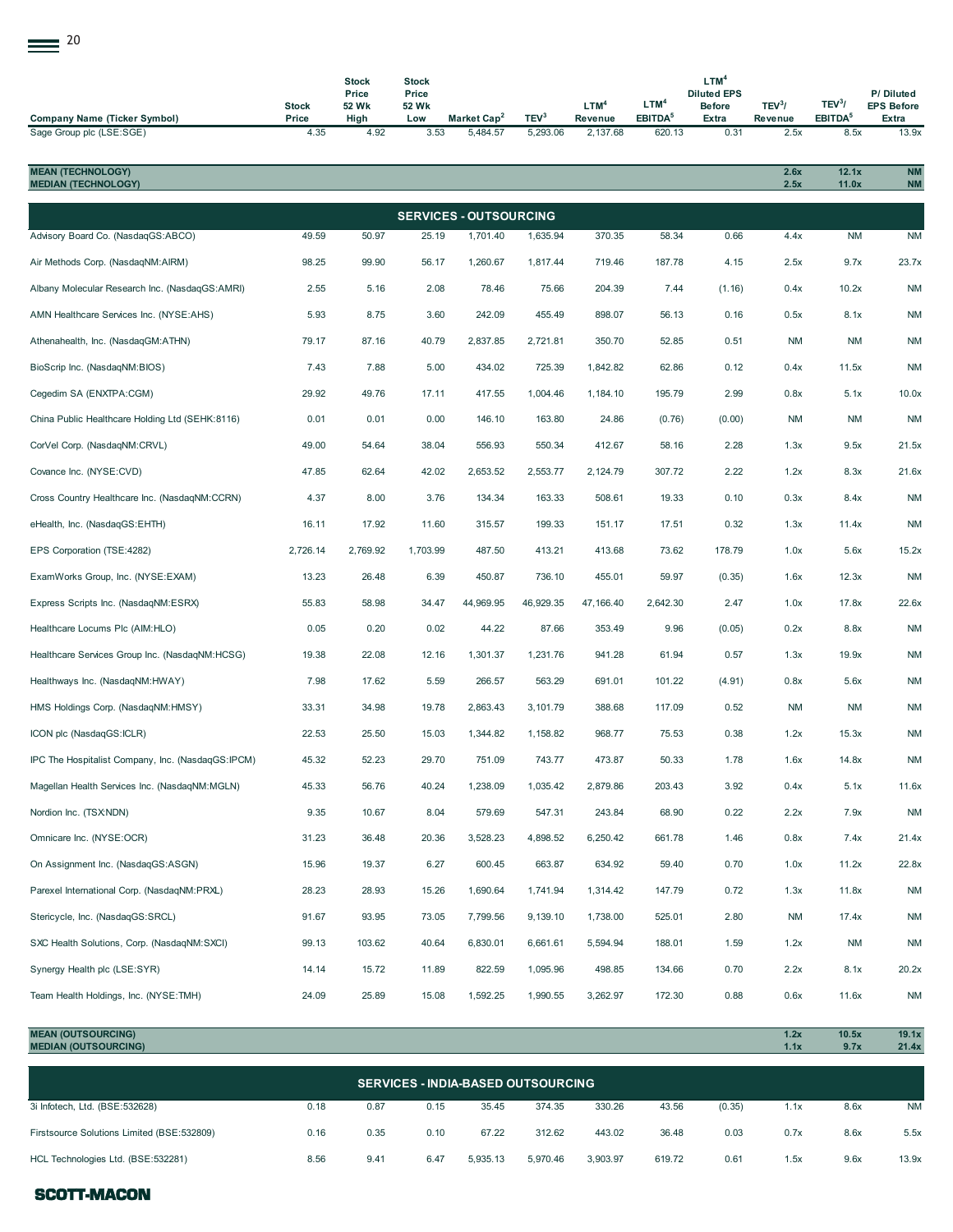| Company Name (Ticker Symbol) | Stock Price | Stock Price 52 Wk High | Stock Price 52 Wk Low | Market Cap[2] | TEV[3] | LTM[4] Revenue | LTM[4] EBITDA[5] | LTM[4] Diluted EPS Before Extra | TEV[3]/ Revenue | TEV[3]/ EBITDA[5] | P/ Diluted EPS Before Extra |
|---|---|---|---|---|---|---|---|---|---|---|---|
| Sage Group plc (LSE:SGE) | 4.35 | 4.92 | 3.53 | 5,484.57 | 5,293.06 | 2,137.68 | 620.13 | 0.31 | 2.5x | 8.5x | 13.9x |
| **MEAN (TECHNOLOGY)** | | | | | | | | | **2.6x** | **12.1x** | **NM** |
| **MEDIAN (TECHNOLOGY)** | | | | | | | | | **2.5x** | **11.0x** | **NM** |
| **SERVICES - OUTSOURCING** | | | | | | | | | | | |
| Advisory Board Co. (NasdaqGS:ABCO) | 49.59 | 50.97 | 25.19 | 1,701.40 | 1,635.94 | 370.35 | 58.34 | 0.66 | 4.4x | NM | NM |
| Air Methods Corp. (NasdaqNM:AIRM) | 98.25 | 99.90 | 56.17 | 1,260.67 | 1,817.44 | 719.46 | 187.78 | 4.15 | 2.5x | 9.7x | 23.7x |
| Albany Molecular Research Inc. (NasdaqGS:AMRI) | 2.55 | 5.16 | 2.08 | 78.46 | 75.66 | 204.39 | 7.44 | (1.16) | 0.4x | 10.2x | NM |
| AMN Healthcare Services Inc. (NYSE:AHS) | 5.93 | 8.75 | 3.60 | 242.09 | 455.49 | 898.07 | 56.13 | 0.16 | 0.5x | 8.1x | NM |
| Athenahealth, Inc. (NasdaqGM:ATHN) | 79.17 | 87.16 | 40.79 | 2,837.85 | 2,721.81 | 350.70 | 52.85 | 0.51 | NM | NM | NM |
| BioScrip Inc. (NasdaqNM:BIOS) | 7.43 | 7.88 | 5.00 | 434.02 | 725.39 | 1,842.82 | 62.86 | 0.12 | 0.4x | 11.5x | NM |
| Cegedim SA (ENXTPA:CGM) | 29.92 | 49.76 | 17.11 | 417.55 | 1,004.46 | 1,184.10 | 195.79 | 2.99 | 0.8x | 5.1x | 10.0x |
| China Public Healthcare Holding Ltd (SEHK:8116) | 0.01 | 0.01 | 0.00 | 146.10 | 163.80 | 24.86 | (0.76) | (0.00) | NM | NM | NM |
| CorVel Corp. (NasdaqNM:CRVL) | 49.00 | 54.64 | 38.04 | 556.93 | 550.34 | 412.67 | 58.16 | 2.28 | 1.3x | 9.5x | 21.5x |
| Covance Inc. (NYSE:CVD) | 47.85 | 62.64 | 42.02 | 2,653.52 | 2,553.77 | 2,124.79 | 307.72 | 2.22 | 1.2x | 8.3x | 21.6x |
| Cross Country Healthcare Inc. (NasdaqNM:CCRN) | 4.37 | 8.00 | 3.76 | 134.34 | 163.33 | 508.61 | 19.33 | 0.10 | 0.3x | 8.4x | NM |
| eHealth, Inc. (NasdaqGS:EHTH) | 16.11 | 17.92 | 11.60 | 315.57 | 199.33 | 151.17 | 17.51 | 0.32 | 1.3x | 11.4x | NM |
| EPS Corporation (TSE:4282) | 2,726.14 | 2,769.92 | 1,703.99 | 487.50 | 413.21 | 413.68 | 73.62 | 178.79 | 1.0x | 5.6x | 15.2x |
| ExamWorks Group, Inc. (NYSE:EXAM) | 13.23 | 26.48 | 6.39 | 450.87 | 736.10 | 455.01 | 59.97 | (0.35) | 1.6x | 12.3x | NM |
| Express Scripts Inc. (NasdaqNM:ESRX) | 55.83 | 58.98 | 34.47 | 44,969.95 | 46,929.35 | 47,166.40 | 2,642.30 | 2.47 | 1.0x | 17.8x | 22.6x |
| Healthcare Locums Plc (AIM:HLO) | 0.05 | 0.20 | 0.02 | 44.22 | 87.66 | 353.49 | 9.96 | (0.05) | 0.2x | 8.8x | NM |
| Healthcare Services Group Inc. (NasdaqNM:HCSG) | 19.38 | 22.08 | 12.16 | 1,301.37 | 1,231.76 | 941.28 | 61.94 | 0.57 | 1.3x | 19.9x | NM |
| Healthways Inc. (NasdaqNM:HWAY) | 7.98 | 17.62 | 5.59 | 266.57 | 563.29 | 691.01 | 101.22 | (4.91) | 0.8x | 5.6x | NM |
| HMS Holdings Corp. (NasdaqNM:HMSY) | 33.31 | 34.98 | 19.78 | 2,863.43 | 3,101.79 | 388.68 | 117.09 | 0.52 | NM | NM | NM |
| ICON plc (NasdaqGS:ICLR) | 22.53 | 25.50 | 15.03 | 1,344.82 | 1,158.82 | 968.77 | 75.53 | 0.38 | 1.2x | 15.3x | NM |
| IPC The Hospitalist Company, Inc. (NasdaqGS:IPCM) | 45.32 | 52.23 | 29.70 | 751.09 | 743.77 | 473.87 | 50.33 | 1.78 | 1.6x | 14.8x | NM |
| Magellan Health Services Inc. (NasdaqNM:MGLN) | 45.33 | 56.76 | 40.24 | 1,238.09 | 1,035.42 | 2,879.86 | 203.43 | 3.92 | 0.4x | 5.1x | 11.6x |
| Nordion Inc. (TSX:NDN) | 9.35 | 10.67 | 8.04 | 579.69 | 547.31 | 243.84 | 68.90 | 0.22 | 2.2x | 7.9x | NM |
| Omnicare Inc. (NYSE:OCR) | 31.23 | 36.48 | 20.36 | 3,528.23 | 4,898.52 | 6,250.42 | 661.78 | 1.46 | 0.8x | 7.4x | 21.4x |
| On Assignment Inc. (NasdaqGS:ASGN) | 15.96 | 19.37 | 6.27 | 600.45 | 663.87 | 634.92 | 59.40 | 0.70 | 1.0x | 11.2x | 22.8x |
| Parexel International Corp. (NasdaqNM:PRXL) | 28.23 | 28.93 | 15.26 | 1,690.64 | 1,741.94 | 1,314.42 | 147.79 | 0.72 | 1.3x | 11.8x | NM |
| Stericycle, Inc. (NasdaqGS:SRCL) | 91.67 | 93.95 | 73.05 | 7,799.56 | 9,139.10 | 1,738.00 | 525.01 | 2.80 | NM | 17.4x | NM |
| SXC Health Solutions, Corp. (NasdaqNM:SXCI) | 99.13 | 103.62 | 40.64 | 6,830.01 | 6,661.61 | 5,594.94 | 188.01 | 1.59 | 1.2x | NM | NM |
| Synergy Health plc (LSE:SYR) | 14.14 | 15.72 | 11.89 | 822.59 | 1,095.96 | 498.85 | 134.66 | 0.70 | 2.2x | 8.1x | 20.2x |
| Team Health Holdings, Inc. (NYSE:TMH) | 24.09 | 25.89 | 15.08 | 1,592.25 | 1,990.55 | 3,262.97 | 172.30 | 0.88 | 0.6x | 11.6x | NM |
| **MEAN (OUTSOURCING)** | | | | | | | | | **1.2x** | **10.5x** | **19.1x** |
| **MEDIAN (OUTSOURCING)** | | | | | | | | | **1.1x** | **9.7x** | **21.4x** |
| **SERVICES - INDIA-BASED OUTSOURCING** | | | | | | | | | | | |
| 3i Infotech, Ltd. (BSE:532628) | 0.18 | 0.87 | 0.15 | 35.45 | 374.35 | 330.26 | 43.56 | (0.35) | 1.1x | 8.6x | NM |
| Firstsource Solutions Limited (BSE:532809) | 0.16 | 0.35 | 0.10 | 67.22 | 312.62 | 443.02 | 36.48 | 0.03 | 0.7x | 8.6x | 5.5x |
| HCL Technologies Ltd. (BSE:532281) | 8.56 | 9.41 | 6.47 | 5,935.13 | 5,970.46 | 3,903.97 | 619.72 | 0.61 | 1.5x | 9.6x | 13.9x |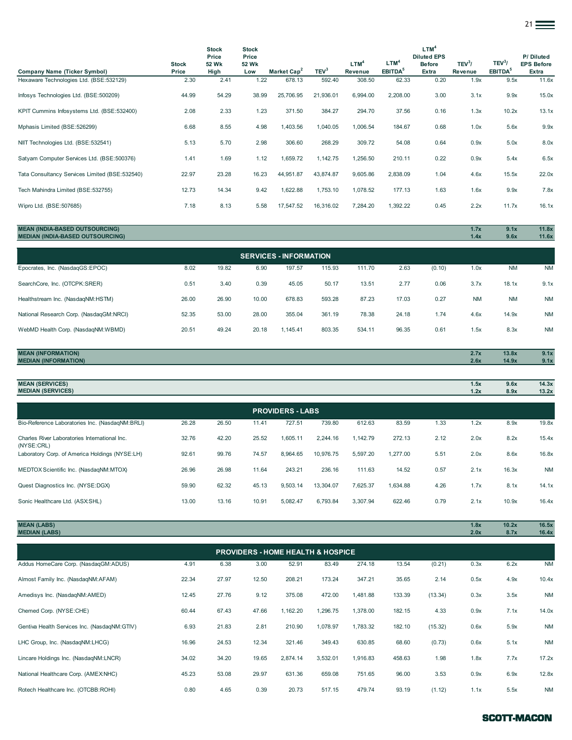| Company Name (Ticker Symbol) | Stock Price | Stock Price 52 Wk High | Stock Price 52 Wk Low | Market Cap[2] | TEV[3] | LTM[4] Revenue | LTM[4] EBITDA[5] | LTM[4] Diluted EPS Before Extra | TEV[3]/ Revenue | TEV[3]/ EBITDA[5] | P/ Diluted EPS Before Extra |
|---|---|---|---|---|---|---|---|---|---|---|---|
| Hexaware Technologies Ltd. (BSE:532129) | 2.30 | 2.41 | 1.22 | 678.13 | 592.40 | 308.50 | 62.33 | 0.20 | 1.9x | 9.5x | 11.6x |
| Infosys Technologies Ltd. (BSE:500209) | 44.99 | 54.29 | 38.99 | 25,706.95 | 21,936.01 | 6,994.00 | 2,208.00 | 3.00 | 3.1x | 9.9x | 15.0x |
| KPIT Cummins Infosystems Ltd. (BSE:532400) | 2.08 | 2.33 | 1.23 | 371.50 | 384.27 | 294.70 | 37.56 | 0.16 | 1.3x | 10.2x | 13.1x |
| Mphasis Limited (BSE:526299) | 6.68 | 8.55 | 4.98 | 1,403.56 | 1,040.05 | 1,006.54 | 184.67 | 0.68 | 1.0x | 5.6x | 9.9x |
| NIIT Technologies Ltd. (BSE:532541) | 5.13 | 5.70 | 2.98 | 306.60 | 268.29 | 309.72 | 54.08 | 0.64 | 0.9x | 5.0x | 8.0x |
| Satyam Computer Services Ltd. (BSE:500376) | 1.41 | 1.69 | 1.12 | 1,659.72 | 1,142.75 | 1,256.50 | 210.11 | 0.22 | 0.9x | 5.4x | 6.5x |
| Tata Consultancy Services Limited (BSE:532540) | 22.97 | 23.28 | 16.23 | 44,951.87 | 43,874.87 | 9,605.86 | 2,838.09 | 1.04 | 4.6x | 15.5x | 22.0x |
| Tech Mahindra Limited (BSE:532755) | 12.73 | 14.34 | 9.42 | 1,622.88 | 1,753.10 | 1,078.52 | 177.13 | 1.63 | 1.6x | 9.9x | 7.8x |
| Wipro Ltd. (BSE:507685) | 7.18 | 8.13 | 5.58 | 17,547.52 | 16,316.02 | 7,284.20 | 1,392.22 | 0.45 | 2.2x | 11.7x | 16.1x |
| **MEAN (INDIA-BASED OUTSOURCING)** | | | | | | | | | **1.7x** | **9.1x** | **11.8x** |
| **MEDIAN (INDIA-BASED OUTSOURCING)** | | | | | | | | | **1.4x** | **9.6x** | **11.6x** |
| **SERVICES - INFORMATION** | | | | | | | | | | | |
| Epocrates, Inc. (NasdaqGS:EPOC) | 8.02 | 19.82 | 6.90 | 197.57 | 115.93 | 111.70 | 2.63 | (0.10) | 1.0x | NM | NM |
| SearchCore, Inc. (OTCPK:SRER) | 0.51 | 3.40 | 0.39 | 45.05 | 50.17 | 13.51 | 2.77 | 0.06 | 3.7x | 18.1x | 9.1x |
| Healthstream Inc. (NasdaqNM:HSTM) | 26.00 | 26.90 | 10.00 | 678.83 | 593.28 | 87.23 | 17.03 | 0.27 | NM | NM | NM |
| National Research Corp. (NasdaqGM:NRCI) | 52.35 | 53.00 | 28.00 | 355.04 | 361.19 | 78.38 | 24.18 | 1.74 | 4.6x | 14.9x | NM |
| WebMD Health Corp. (NasdaqNM:WBMD) | 20.51 | 49.24 | 20.18 | 1,145.41 | 803.35 | 534.11 | 96.35 | 0.61 | 1.5x | 8.3x | NM |
| **MEAN (INFORMATION)** | | | | | | | | | **2.7x** | **13.8x** | **9.1x** |
| **MEDIAN (INFORMATION)** | | | | | | | | | **2.6x** | **14.9x** | **9.1x** |
| **MEAN (SERVICES)** | | | | | | | | | **1.5x** | **9.6x** | **14.3x** |
| **MEDIAN (SERVICES)** | | | | | | | | | **1.2x** | **8.9x** | **13.2x** |
| **PROVIDERS - LABS** | | | | | | | | | | | |
| Bio-Reference Laboratories Inc. (NasdaqNM:BRLI) | 26.28 | 26.50 | 11.41 | 727.51 | 739.80 | 612.63 | 83.59 | 1.33 | 1.2x | 8.9x | 19.8x |
| Charles River Laboratories International Inc. (NYSE:CRL) | 32.76 | 42.20 | 25.52 | 1,605.11 | 2,244.16 | 1,142.79 | 272.13 | 2.12 | 2.0x | 8.2x | 15.4x |
| Laboratory Corp. of America Holdings (NYSE:LH) | 92.61 | 99.76 | 74.57 | 8,964.65 | 10,976.75 | 5,597.20 | 1,277.00 | 5.51 | 2.0x | 8.6x | 16.8x |
| MEDTOX Scientific Inc. (NasdaqNM:MTOX) | 26.96 | 26.98 | 11.64 | 243.21 | 236.16 | 111.63 | 14.52 | 0.57 | 2.1x | 16.3x | NM |
| Quest Diagnostics Inc. (NYSE:DGX) | 59.90 | 62.32 | 45.13 | 9,503.14 | 13,304.07 | 7,625.37 | 1,634.88 | 4.26 | 1.7x | 8.1x | 14.1x |
| Sonic Healthcare Ltd. (ASX:SHL) | 13.00 | 13.16 | 10.91 | 5,082.47 | 6,793.84 | 3,307.94 | 622.46 | 0.79 | 2.1x | 10.9x | 16.4x |
| **MEAN (LABS)** | | | | | | | | | **1.8x** | **10.2x** | **16.5x** |
| **MEDIAN (LABS)** | | | | | | | | | **2.0x** | **8.7x** | **16.4x** |
| **PROVIDERS - HOME HEALTH & HOSPICE** | | | | | | | | | | | |
| Addus HomeCare Corp. (NasdaqGM:ADUS) | 4.91 | 6.38 | 3.00 | 52.91 | 83.49 | 274.18 | 13.54 | (0.21) | 0.3x | 6.2x | NM |
| Almost Family Inc. (NasdaqNM:AFAM) | 22.34 | 27.97 | 12.50 | 208.21 | 173.24 | 347.21 | 35.65 | 2.14 | 0.5x | 4.9x | 10.4x |
| Amedisys Inc. (NasdaqNM:AMED) | 12.45 | 27.76 | 9.12 | 375.08 | 472.00 | 1,481.88 | 133.39 | (13.34) | 0.3x | 3.5x | NM |
| Chemed Corp. (NYSE:CHE) | 60.44 | 67.43 | 47.66 | 1,162.20 | 1,296.75 | 1,378.00 | 182.15 | 4.33 | 0.9x | 7.1x | 14.0x |
| Gentiva Health Services Inc. (NasdaqNM:GTIV) | 6.93 | 21.83 | 2.81 | 210.90 | 1,078.97 | 1,783.32 | 182.10 | (15.32) | 0.6x | 5.9x | NM |
| LHC Group, Inc. (NasdaqNM:LHCG) | 16.96 | 24.53 | 12.34 | 321.46 | 349.43 | 630.85 | 68.60 | (0.73) | 0.6x | 5.1x | NM |
| Lincare Holdings Inc. (NasdaqNM:LNCR) | 34.02 | 34.20 | 19.65 | 2,874.14 | 3,532.01 | 1,916.83 | 458.63 | 1.98 | 1.8x | 7.7x | 17.2x |
| National Healthcare Corp. (AMEX:NHC) | 45.23 | 53.08 | 29.97 | 631.36 | 659.08 | 751.65 | 96.00 | 3.53 | 0.9x | 6.9x | 12.8x |
| Rotech Healthcare Inc. (OTCBB:ROHI) | 0.80 | 4.65 | 0.39 | 20.73 | 517.15 | 479.74 | 93.19 | (1.12) | 1.1x | 5.5x | NM |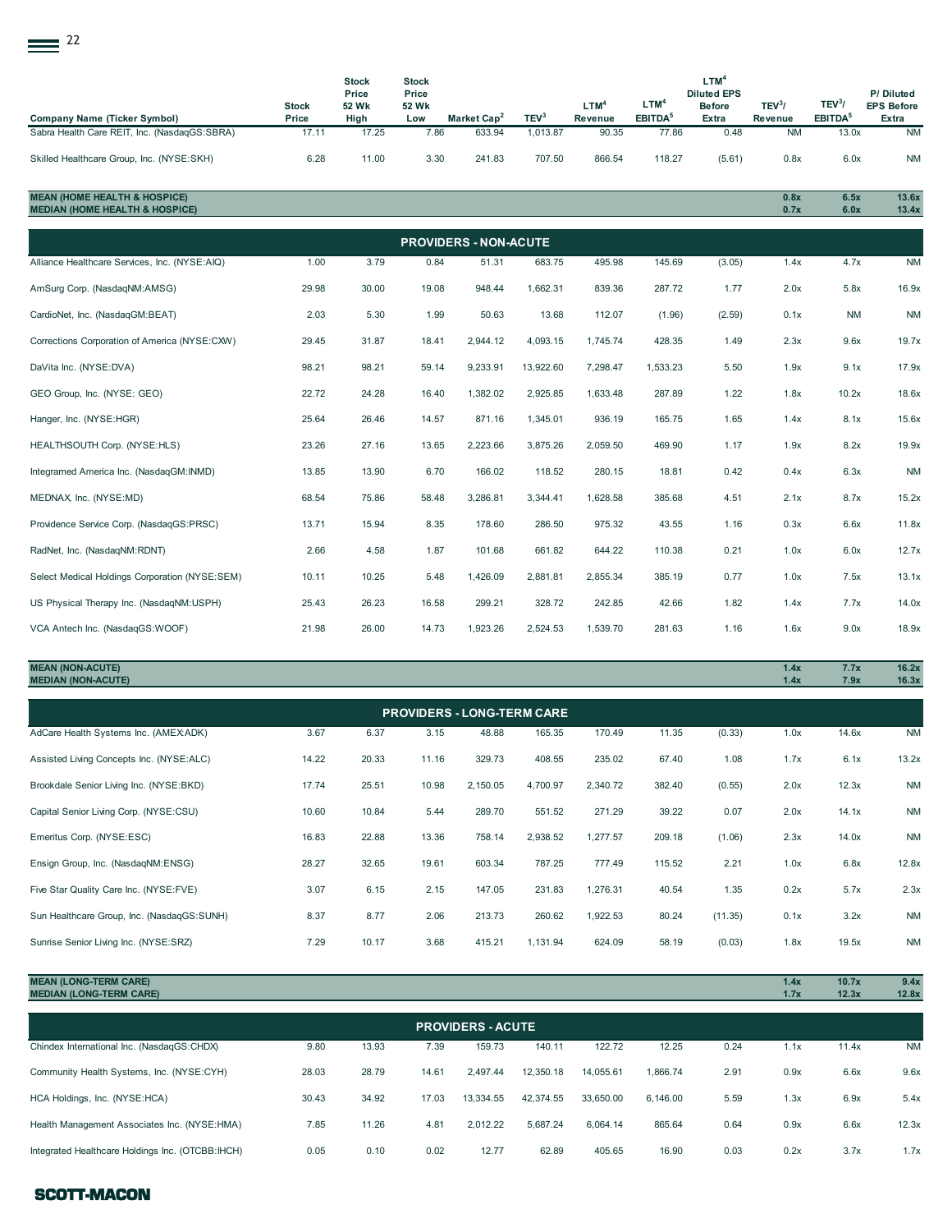| Company Name (Ticker Symbol) | Stock Price | Stock Price 52 Wk High | Stock Price 52 Wk Low | Market Cap[2] | TEV[3] | LTM[4] Revenue | LTM[4] EBITDA[5] | LTM[4] Diluted EPS Before Extra | TEV[3]/ Revenue | TEV[3]/ EBITDA[5] | P/ Diluted EPS Before Extra |
|---|---|---|---|---|---|---|---|---|---|---|---|
| Sabra Health Care REIT, Inc. (NasdaqGS:SBRA) | 17.11 | 17.25 | 7.86 | 633.94 | 1,013.87 | 90.35 | 77.86 | 0.48 | NM | 13.0x | NM |
| Skilled Healthcare Group, Inc. (NYSE:SKH) | 6.28 | 11.00 | 3.30 | 241.83 | 707.50 | 866.54 | 118.27 | (5.61) | 0.8x | 6.0x | NM |
| **MEAN (HOME HEALTH & HOSPICE)** | | | | | | | | | **0.8x** | **6.5x** | **13.6x** |
| **MEDIAN (HOME HEALTH & HOSPICE)** | | | | | | | | | **0.7x** | **6.0x** | **13.4x** |
| **PROVIDERS - NON-ACUTE** | | | | | | | | | | | |
| Alliance Healthcare Services, Inc. (NYSE:AIQ) | 1.00 | 3.79 | 0.84 | 51.31 | 683.75 | 495.98 | 145.69 | (3.05) | 1.4x | 4.7x | NM |
| AmSurg Corp. (NasdaqNM:AMSG) | 29.98 | 30.00 | 19.08 | 948.44 | 1,662.31 | 839.36 | 287.72 | 1.77 | 2.0x | 5.8x | 16.9x |
| CardioNet, Inc. (NasdaqGM:BEAT) | 2.03 | 5.30 | 1.99 | 50.63 | 13.68 | 112.07 | (1.96) | (2.59) | 0.1x | NM | NM |
| Corrections Corporation of America (NYSE:CXW) | 29.45 | 31.87 | 18.41 | 2,944.12 | 4,093.15 | 1,745.74 | 428.35 | 1.49 | 2.3x | 9.6x | 19.7x |
| DaVita Inc. (NYSE:DVA) | 98.21 | 98.21 | 59.14 | 9,233.91 | 13,922.60 | 7,298.47 | 1,533.23 | 5.50 | 1.9x | 9.1x | 17.9x |
| GEO Group, Inc. (NYSE: GEO) | 22.72 | 24.28 | 16.40 | 1,382.02 | 2,925.85 | 1,633.48 | 287.89 | 1.22 | 1.8x | 10.2x | 18.6x |
| Hanger, Inc. (NYSE:HGR) | 25.64 | 26.46 | 14.57 | 871.16 | 1,345.01 | 936.19 | 165.75 | 1.65 | 1.4x | 8.1x | 15.6x |
| HEALTHSOUTH Corp. (NYSE:HLS) | 23.26 | 27.16 | 13.65 | 2,223.66 | 3,875.26 | 2,059.50 | 469.90 | 1.17 | 1.9x | 8.2x | 19.9x |
| Integramed America Inc. (NasdaqGM:INMD) | 13.85 | 13.90 | 6.70 | 166.02 | 118.52 | 280.15 | 18.81 | 0.42 | 0.4x | 6.3x | NM |
| MEDNAX, Inc. (NYSE:MD) | 68.54 | 75.86 | 58.48 | 3,286.81 | 3,344.41 | 1,628.58 | 385.68 | 4.51 | 2.1x | 8.7x | 15.2x |
| Providence Service Corp. (NasdaqGS:PRSC) | 13.71 | 15.94 | 8.35 | 178.60 | 286.50 | 975.32 | 43.55 | 1.16 | 0.3x | 6.6x | 11.8x |
| RadNet, Inc. (NasdaqNM:RDNT) | 2.66 | 4.58 | 1.87 | 101.68 | 661.82 | 644.22 | 110.38 | 0.21 | 1.0x | 6.0x | 12.7x |
| Select Medical Holdings Corporation (NYSE:SEM) | 10.11 | 10.25 | 5.48 | 1,426.09 | 2,881.81 | 2,855.34 | 385.19 | 0.77 | 1.0x | 7.5x | 13.1x |
| US Physical Therapy Inc. (NasdaqNM:USPH) | 25.43 | 26.23 | 16.58 | 299.21 | 328.72 | 242.85 | 42.66 | 1.82 | 1.4x | 7.7x | 14.0x |
| VCA Antech Inc. (NasdaqGS:WOOF) | 21.98 | 26.00 | 14.73 | 1,923.26 | 2,524.53 | 1,539.70 | 281.63 | 1.16 | 1.6x | 9.0x | 18.9x |
| **MEAN (NON-ACUTE)** | | | | | | | | | **1.4x** | **7.7x** | **16.2x** |
| **MEDIAN (NON-ACUTE)** | | | | | | | | | **1.4x** | **7.9x** | **16.3x** |
| **PROVIDERS - LONG-TERM CARE** | | | | | | | | | | | |
| AdCare Health Systems Inc. (AMEX:ADK) | 3.67 | 6.37 | 3.15 | 48.88 | 165.35 | 170.49 | 11.35 | (0.33) | 1.0x | 14.6x | NM |
| Assisted Living Concepts Inc. (NYSE:ALC) | 14.22 | 20.33 | 11.16 | 329.73 | 408.55 | 235.02 | 67.40 | 1.08 | 1.7x | 6.1x | 13.2x |
| Brookdale Senior Living Inc. (NYSE:BKD) | 17.74 | 25.51 | 10.98 | 2,150.05 | 4,700.97 | 2,340.72 | 382.40 | (0.55) | 2.0x | 12.3x | NM |
| Capital Senior Living Corp. (NYSE:CSU) | 10.60 | 10.84 | 5.44 | 289.70 | 551.52 | 271.29 | 39.22 | 0.07 | 2.0x | 14.1x | NM |
| Emeritus Corp. (NYSE:ESC) | 16.83 | 22.88 | 13.36 | 758.14 | 2,938.52 | 1,277.57 | 209.18 | (1.06) | 2.3x | 14.0x | NM |
| Ensign Group, Inc. (NasdaqNM:ENSG) | 28.27 | 32.65 | 19.61 | 603.34 | 787.25 | 777.49 | 115.52 | 2.21 | 1.0x | 6.8x | 12.8x |
| Five Star Quality Care Inc. (NYSE:FVE) | 3.07 | 6.15 | 2.15 | 147.05 | 231.83 | 1,276.31 | 40.54 | 1.35 | 0.2x | 5.7x | 2.3x |
| Sun Healthcare Group, Inc. (NasdaqGS:SUNH) | 8.37 | 8.77 | 2.06 | 213.73 | 260.62 | 1,922.53 | 80.24 | (11.35) | 0.1x | 3.2x | NM |
| Sunrise Senior Living Inc. (NYSE:SRZ) | 7.29 | 10.17 | 3.68 | 415.21 | 1,131.94 | 624.09 | 58.19 | (0.03) | 1.8x | 19.5x | NM |
| **MEAN (LONG-TERM CARE)** | | | | | | | | | **1.4x** | **10.7x** | **9.4x** |
| **MEDIAN (LONG-TERM CARE)** | | | | | | | | | **1.7x** | **12.3x** | **12.8x** |
| **PROVIDERS - ACUTE** | | | | | | | | | | | |
| Chindex International Inc. (NasdaqGS:CHDX) | 9.80 | 13.93 | 7.39 | 159.73 | 140.11 | 122.72 | 12.25 | 0.24 | 1.1x | 11.4x | NM |
| Community Health Systems, Inc. (NYSE:CYH) | 28.03 | 28.79 | 14.61 | 2,497.44 | 12,350.18 | 14,055.61 | 1,866.74 | 2.91 | 0.9x | 6.6x | 9.6x |
| HCA Holdings, Inc. (NYSE:HCA) | 30.43 | 34.92 | 17.03 | 13,334.55 | 42,374.55 | 33,650.00 | 6,146.00 | 5.59 | 1.3x | 6.9x | 5.4x |
| Health Management Associates Inc. (NYSE:HMA) | 7.85 | 11.26 | 4.81 | 2,012.22 | 5,687.24 | 6,064.14 | 865.64 | 0.64 | 0.9x | 6.6x | 12.3x |
| Integrated Healthcare Holdings Inc. (OTCBB:IHCH) | 0.05 | 0.10 | 0.02 | 12.77 | 62.89 | 405.65 | 16.90 | 0.03 | 0.2x | 3.7x | 1.7x |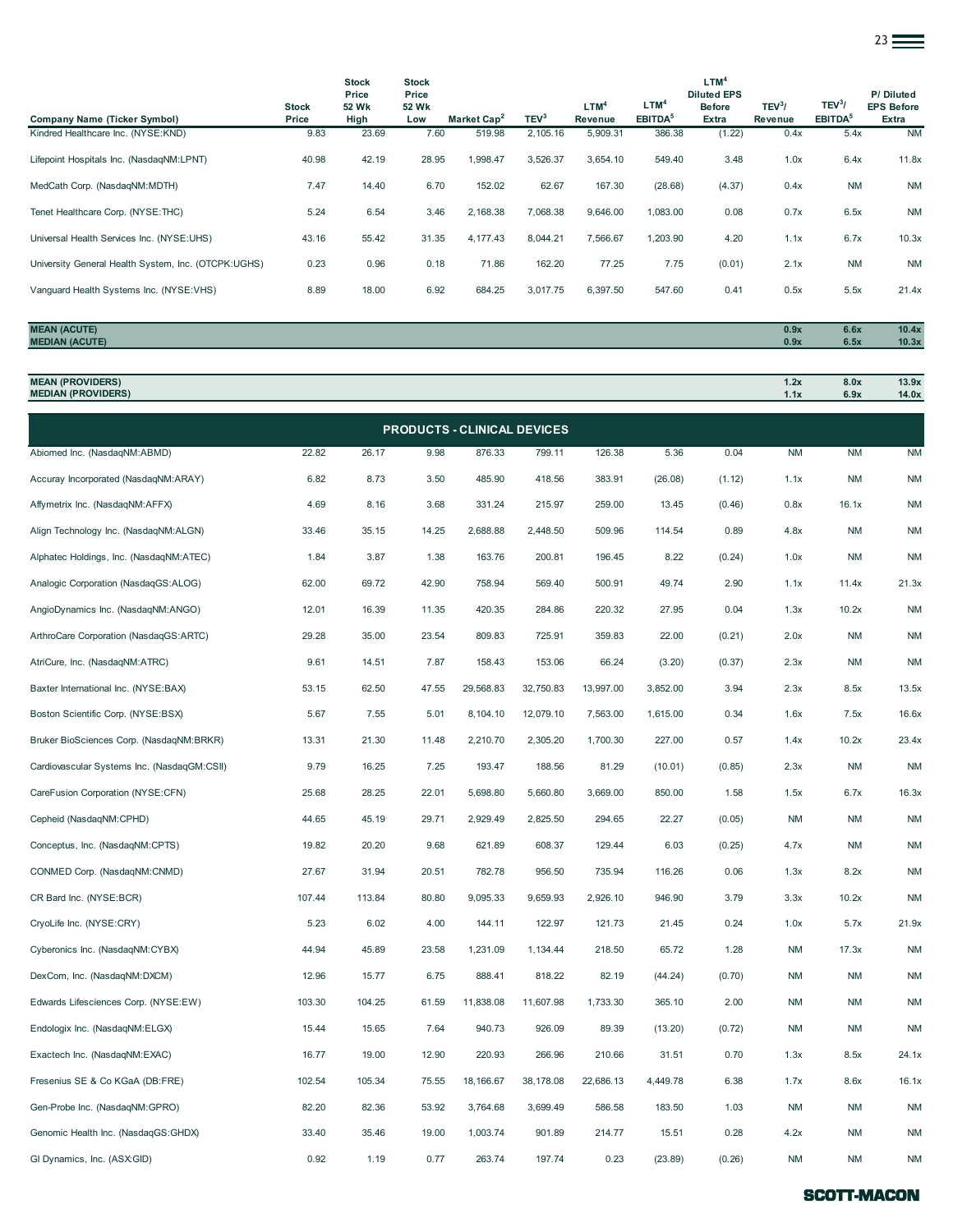| Company Name (Ticker Symbol) | Stock Price | Stock Price 52 Wk High | Stock Price 52 Wk Low | Market Cap[2] | TEV[3] | LTM[4] Revenue | LTM[4] EBITDA[5] | LTM[4] Diluted EPS Before Extra | TEV[3]/ Revenue | TEV[3]/ EBITDA[5] | P/ Diluted EPS Before Extra |
|---|---|---|---|---|---|---|---|---|---|---|---|
| Kindred Healthcare Inc. (NYSE:KND) | 9.83 | 23.69 | 7.60 | 519.98 | 2,105.16 | 5,909.31 | 386.38 | (1.22) | 0.4x | 5.4x | NM |
| Lifepoint Hospitals Inc. (NasdaqNM:LPNT) | 40.98 | 42.19 | 28.95 | 1,998.47 | 3,526.37 | 3,654.10 | 549.40 | 3.48 | 1.0x | 6.4x | 11.8x |
| MedCath Corp. (NasdaqNM:MDTH) | 7.47 | 14.40 | 6.70 | 152.02 | 62.67 | 167.30 | (28.68) | (4.37) | 0.4x | NM | NM |
| Tenet Healthcare Corp. (NYSE:THC) | 5.24 | 6.54 | 3.46 | 2,168.38 | 7,068.38 | 9,646.00 | 1,083.00 | 0.08 | 0.7x | 6.5x | NM |
| Universal Health Services Inc. (NYSE:UHS) | 43.16 | 55.42 | 31.35 | 4,177.43 | 8,044.21 | 7,566.67 | 1,203.90 | 4.20 | 1.1x | 6.7x | 10.3x |
| University General Health System, Inc. (OTCPK:UGHS) | 0.23 | 0.96 | 0.18 | 71.86 | 162.20 | 77.25 | 7.75 | (0.01) | 2.1x | NM | NM |
| Vanguard Health Systems Inc. (NYSE:VHS) | 8.89 | 18.00 | 6.92 | 684.25 | 3,017.75 | 6,397.50 | 547.60 | 0.41 | 0.5x | 5.5x | 21.4x |
| **MEAN (ACUTE)** | | | | | | | | | **0.9x** | **6.6x** | **10.4x** |
| **MEDIAN (ACUTE)** | | | | | | | | | **0.9x** | **6.5x** | **10.3x** |
| **MEAN (PROVIDERS)** | | | | | | | | | **1.2x** | **8.0x** | **13.9x** |
| **MEDIAN (PROVIDERS)** | | | | | | | | | **1.1x** | **6.9x** | **14.0x** |
| **PRODUCTS - CLINICAL DEVICES** | | | | | | | | | | | |
| Abiomed Inc. (NasdaqNM:ABMD) | 22.82 | 26.17 | 9.98 | 876.33 | 799.11 | 126.38 | 5.36 | 0.04 | NM | NM | NM |
| Accuray Incorporated (NasdaqNM:ARAY) | 6.82 | 8.73 | 3.50 | 485.90 | 418.56 | 383.91 | (26.08) | (1.12) | 1.1x | NM | NM |
| Affymetrix Inc. (NasdaqNM:AFFX) | 4.69 | 8.16 | 3.68 | 331.24 | 215.97 | 259.00 | 13.45 | (0.46) | 0.8x | 16.1x | NM |
| Align Technology Inc. (NasdaqNM:ALGN) | 33.46 | 35.15 | 14.25 | 2,688.88 | 2,448.50 | 509.96 | 114.54 | 0.89 | 4.8x | NM | NM |
| Alphatec Holdings, Inc. (NasdaqNM:ATEC) | 1.84 | 3.87 | 1.38 | 163.76 | 200.81 | 196.45 | 8.22 | (0.24) | 1.0x | NM | NM |
| Analogic Corporation (NasdaqGS:ALOG) | 62.00 | 69.72 | 42.90 | 758.94 | 569.40 | 500.91 | 49.74 | 2.90 | 1.1x | 11.4x | 21.3x |
| AngioDynamics Inc. (NasdaqNM:ANGO) | 12.01 | 16.39 | 11.35 | 420.35 | 284.86 | 220.32 | 27.95 | 0.04 | 1.3x | 10.2x | NM |
| ArthroCare Corporation (NasdaqGS:ARTC) | 29.28 | 35.00 | 23.54 | 809.83 | 725.91 | 359.83 | 22.00 | (0.21) | 2.0x | NM | NM |
| AtriCure, Inc. (NasdaqNM:ATRC) | 9.61 | 14.51 | 7.87 | 158.43 | 153.06 | 66.24 | (3.20) | (0.37) | 2.3x | NM | NM |
| Baxter International Inc. (NYSE:BAX) | 53.15 | 62.50 | 47.55 | 29,568.83 | 32,750.83 | 13,997.00 | 3,852.00 | 3.94 | 2.3x | 8.5x | 13.5x |
| Boston Scientific Corp. (NYSE:BSX) | 5.67 | 7.55 | 5.01 | 8,104.10 | 12,079.10 | 7,563.00 | 1,615.00 | 0.34 | 1.6x | 7.5x | 16.6x |
| Bruker BioSciences Corp. (NasdaqNM:BRKR) | 13.31 | 21.30 | 11.48 | 2,210.70 | 2,305.20 | 1,700.30 | 227.00 | 0.57 | 1.4x | 10.2x | 23.4x |
| Cardiovascular Systems Inc. (NasdaqGM:CSII) | 9.79 | 16.25 | 7.25 | 193.47 | 188.56 | 81.29 | (10.01) | (0.85) | 2.3x | NM | NM |
| CareFusion Corporation (NYSE:CFN) | 25.68 | 28.25 | 22.01 | 5,698.80 | 5,660.80 | 3,669.00 | 850.00 | 1.58 | 1.5x | 6.7x | 16.3x |
| Cepheid (NasdaqNM:CPHD) | 44.65 | 45.19 | 29.71 | 2,929.49 | 2,825.50 | 294.65 | 22.27 | (0.05) | NM | NM | NM |
| Conceptus, Inc. (NasdaqNM:CPTS) | 19.82 | 20.20 | 9.68 | 621.89 | 608.37 | 129.44 | 6.03 | (0.25) | 4.7x | NM | NM |
| CONMED Corp. (NasdaqNM:CNMD) | 27.67 | 31.94 | 20.51 | 782.78 | 956.50 | 735.94 | 116.26 | 0.06 | 1.3x | 8.2x | NM |
| CR Bard Inc. (NYSE:BCR) | 107.44 | 113.84 | 80.80 | 9,095.33 | 9,659.93 | 2,926.10 | 946.90 | 3.79 | 3.3x | 10.2x | NM |
| CryoLife Inc. (NYSE:CRY) | 5.23 | 6.02 | 4.00 | 144.11 | 122.97 | 121.73 | 21.45 | 0.24 | 1.0x | 5.7x | 21.9x |
| Cyberonics Inc. (NasdaqNM:CYBX) | 44.94 | 45.89 | 23.58 | 1,231.09 | 1,134.44 | 218.50 | 65.72 | 1.28 | NM | 17.3x | NM |
| DexCom, Inc. (NasdaqNM:DXCM) | 12.96 | 15.77 | 6.75 | 888.41 | 818.22 | 82.19 | (44.24) | (0.70) | NM | NM | NM |
| Edwards Lifesciences Corp. (NYSE:EW) | 103.30 | 104.25 | 61.59 | 11,838.08 | 11,607.98 | 1,733.30 | 365.10 | 2.00 | NM | NM | NM |
| Endologix Inc. (NasdaqNM:ELGX) | 15.44 | 15.65 | 7.64 | 940.73 | 926.09 | 89.39 | (13.20) | (0.72) | NM | NM | NM |
| Exactech Inc. (NasdaqNM:EXAC) | 16.77 | 19.00 | 12.90 | 220.93 | 266.96 | 210.66 | 31.51 | 0.70 | 1.3x | 8.5x | 24.1x |
| Fresenius SE & Co KGaA (DB:FRE) | 102.54 | 105.34 | 75.55 | 18,166.67 | 38,178.08 | 22,686.13 | 4,449.78 | 6.38 | 1.7x | 8.6x | 16.1x |
| Gen-Probe Inc. (NasdaqNM:GPRO) | 82.20 | 82.36 | 53.92 | 3,764.68 | 3,699.49 | 586.58 | 183.50 | 1.03 | NM | NM | NM |
| Genomic Health Inc. (NasdaqGS:GHDX) | 33.40 | 35.46 | 19.00 | 1,003.74 | 901.89 | 214.77 | 15.51 | 0.28 | 4.2x | NM | NM |
| GI Dynamics, Inc. (ASX:GID) | 0.92 | 1.19 | 0.77 | 263.74 | 197.74 | 0.23 | (23.89) | (0.26) | NM | NM | NM |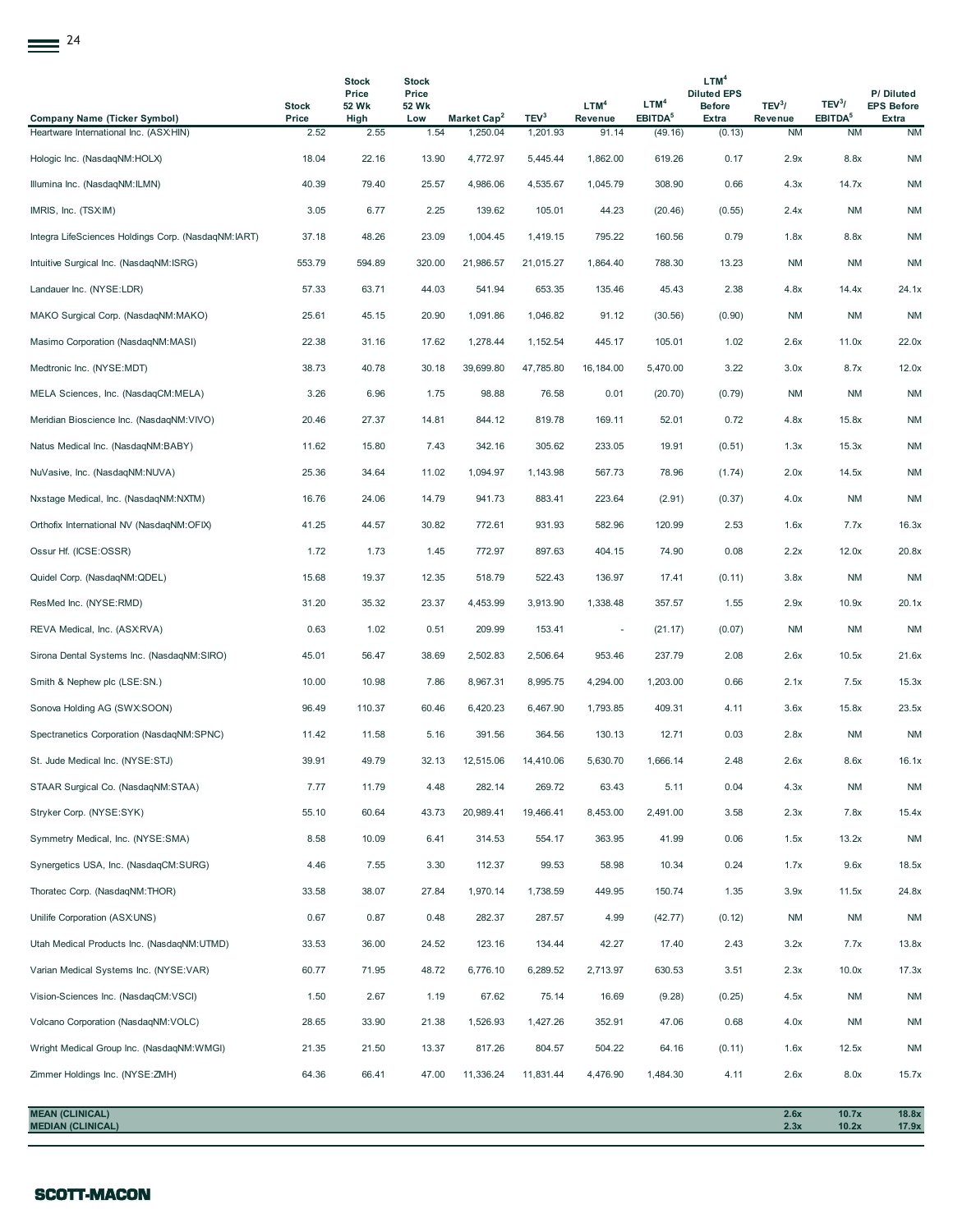| Company Name (Ticker Symbol) | Stock Price | Stock Price 52 Wk High | Stock Price 52 Wk Low | Market Cap[2] | TEV[3] | LTM[4] Revenue | LTM[4] EBITDA[5] | LTM[4] Diluted EPS Before Extra | TEV[3]/ Revenue | TEV[3]/ EBITDA[5] | P/ Diluted EPS Before Extra |
|---|---|---|---|---|---|---|---|---|---|---|---|
| Heartware International Inc. (ASX:HIN) | 2.52 | 2.55 | 1.54 | 1,250.04 | 1,201.93 | 91.14 | (49.16) | (0.13) | NM | NM | NM |
| Hologic Inc. (NasdaqNM:HOLX) | 18.04 | 22.16 | 13.90 | 4,772.97 | 5,445.44 | 1,862.00 | 619.26 | 0.17 | 2.9x | 8.8x | NM |
| Illumina Inc. (NasdaqNM:ILMN) | 40.39 | 79.40 | 25.57 | 4,986.06 | 4,535.67 | 1,045.79 | 308.90 | 0.66 | 4.3x | 14.7x | NM |
| IMRIS, Inc. (TSX:IM) | 3.05 | 6.77 | 2.25 | 139.62 | 105.01 | 44.23 | (20.46) | (0.55) | 2.4x | NM | NM |
| Integra LifeSciences Holdings Corp. (NasdaqNM:IART) | 37.18 | 48.26 | 23.09 | 1,004.45 | 1,419.15 | 795.22 | 160.56 | 0.79 | 1.8x | 8.8x | NM |
| Intuitive Surgical Inc. (NasdaqNM:ISRG) | 553.79 | 594.89 | 320.00 | 21,986.57 | 21,015.27 | 1,864.40 | 788.30 | 13.23 | NM | NM | NM |
| Landauer Inc. (NYSE:LDR) | 57.33 | 63.71 | 44.03 | 541.94 | 653.35 | 135.46 | 45.43 | 2.38 | 4.8x | 14.4x | 24.1x |
| MAKO Surgical Corp. (NasdaqNM:MAKO) | 25.61 | 45.15 | 20.90 | 1,091.86 | 1,046.82 | 91.12 | (30.56) | (0.90) | NM | NM | NM |
| Masimo Corporation (NasdaqNM:MASI) | 22.38 | 31.16 | 17.62 | 1,278.44 | 1,152.54 | 445.17 | 105.01 | 1.02 | 2.6x | 11.0x | 22.0x |
| Medtronic Inc. (NYSE:MDT) | 38.73 | 40.78 | 30.18 | 39,699.80 | 47,785.80 | 16,184.00 | 5,470.00 | 3.22 | 3.0x | 8.7x | 12.0x |
| MELA Sciences, Inc. (NasdaqCM:MELA) | 3.26 | 6.96 | 1.75 | 98.88 | 76.58 | 0.01 | (20.70) | (0.79) | NM | NM | NM |
| Meridian Bioscience Inc. (NasdaqNM:VIVO) | 20.46 | 27.37 | 14.81 | 844.12 | 819.78 | 169.11 | 52.01 | 0.72 | 4.8x | 15.8x | NM |
| Natus Medical Inc. (NasdaqNM:BABY) | 11.62 | 15.80 | 7.43 | 342.16 | 305.62 | 233.05 | 19.91 | (0.51) | 1.3x | 15.3x | NM |
| NuVasive, Inc. (NasdaqNM:NUVA) | 25.36 | 34.64 | 11.02 | 1,094.97 | 1,143.98 | 567.73 | 78.96 | (1.74) | 2.0x | 14.5x | NM |
| Nxstage Medical, Inc. (NasdaqNM:NXTM) | 16.76 | 24.06 | 14.79 | 941.73 | 883.41 | 223.64 | (2.91) | (0.37) | 4.0x | NM | NM |
| Orthofix International NV (NasdaqNM:OFIX) | 41.25 | 44.57 | 30.82 | 772.61 | 931.93 | 582.96 | 120.99 | 2.53 | 1.6x | 7.7x | 16.3x |
| Ossur Hf. (ICSE:OSSR) | 1.72 | 1.73 | 1.45 | 772.97 | 897.63 | 404.15 | 74.90 | 0.08 | 2.2x | 12.0x | 20.8x |
| Quidel Corp. (NasdaqNM:QDEL) | 15.68 | 19.37 | 12.35 | 518.79 | 522.43 | 136.97 | 17.41 | (0.11) | 3.8x | NM | NM |
| ResMed Inc. (NYSE:RMD) | 31.20 | 35.32 | 23.37 | 4,453.99 | 3,913.90 | 1,338.48 | 357.57 | 1.55 | 2.9x | 10.9x | 20.1x |
| REVA Medical, Inc. (ASX:RVA) | 0.63 | 1.02 | 0.51 | 209.99 | 153.41 | - | (21.17) | (0.07) | NM | NM | NM |
| Sirona Dental Systems Inc. (NasdaqNM:SIRO) | 45.01 | 56.47 | 38.69 | 2,502.83 | 2,506.64 | 953.46 | 237.79 | 2.08 | 2.6x | 10.5x | 21.6x |
| Smith & Nephew plc (LSE:SN.) | 10.00 | 10.98 | 7.86 | 8,967.31 | 8,995.75 | 4,294.00 | 1,203.00 | 0.66 | 2.1x | 7.5x | 15.3x |
| Sonova Holding AG (SWX:SOON) | 96.49 | 110.37 | 60.46 | 6,420.23 | 6,467.90 | 1,793.85 | 409.31 | 4.11 | 3.6x | 15.8x | 23.5x |
| Spectranetics Corporation (NasdaqNM:SPNC) | 11.42 | 11.58 | 5.16 | 391.56 | 364.56 | 130.13 | 12.71 | 0.03 | 2.8x | NM | NM |
| St. Jude Medical Inc. (NYSE:STJ) | 39.91 | 49.79 | 32.13 | 12,515.06 | 14,410.06 | 5,630.70 | 1,666.14 | 2.48 | 2.6x | 8.6x | 16.1x |
| STAAR Surgical Co. (NasdaqNM:STAA) | 7.77 | 11.79 | 4.48 | 282.14 | 269.72 | 63.43 | 5.11 | 0.04 | 4.3x | NM | NM |
| Stryker Corp. (NYSE:SYK) | 55.10 | 60.64 | 43.73 | 20,989.41 | 19,466.41 | 8,453.00 | 2,491.00 | 3.58 | 2.3x | 7.8x | 15.4x |
| Symmetry Medical, Inc. (NYSE:SMA) | 8.58 | 10.09 | 6.41 | 314.53 | 554.17 | 363.95 | 41.99 | 0.06 | 1.5x | 13.2x | NM |
| Synergetics USA, Inc. (NasdaqCM:SURG) | 4.46 | 7.55 | 3.30 | 112.37 | 99.53 | 58.98 | 10.34 | 0.24 | 1.7x | 9.6x | 18.5x |
| Thoratec Corp. (NasdaqNM:THOR) | 33.58 | 38.07 | 27.84 | 1,970.14 | 1,738.59 | 449.95 | 150.74 | 1.35 | 3.9x | 11.5x | 24.8x |
| Unilife Corporation (ASX:UNS) | 0.67 | 0.87 | 0.48 | 282.37 | 287.57 | 4.99 | (42.77) | (0.12) | NM | NM | NM |
| Utah Medical Products Inc. (NasdaqNM:UTMD) | 33.53 | 36.00 | 24.52 | 123.16 | 134.44 | 42.27 | 17.40 | 2.43 | 3.2x | 7.7x | 13.8x |
| Varian Medical Systems Inc. (NYSE:VAR) | 60.77 | 71.95 | 48.72 | 6,776.10 | 6,289.52 | 2,713.97 | 630.53 | 3.51 | 2.3x | 10.0x | 17.3x |
| Vision-Sciences Inc. (NasdaqCM:VSCI) | 1.50 | 2.67 | 1.19 | 67.62 | 75.14 | 16.69 | (9.28) | (0.25) | 4.5x | NM | NM |
| Volcano Corporation (NasdaqNM:VOLC) | 28.65 | 33.90 | 21.38 | 1,526.93 | 1,427.26 | 352.91 | 47.06 | 0.68 | 4.0x | NM | NM |
| Wright Medical Group Inc. (NasdaqNM:WMGI) | 21.35 | 21.50 | 13.37 | 817.26 | 804.57 | 504.22 | 64.16 | (0.11) | 1.6x | 12.5x | NM |
| Zimmer Holdings Inc. (NYSE:ZMH) | 64.36 | 66.41 | 47.00 | 11,336.24 | 11,831.44 | 4,476.90 | 1,484.30 | 4.11 | 2.6x | 8.0x | 15.7x |
| **MEAN (CLINICAL)** | | | | | | | | | **2.6x** | **10.7x** | **18.8x** |
| **MEDIAN (CLINICAL)** | | | | | | | | | **2.3x** | **10.2x** | **17.9x** |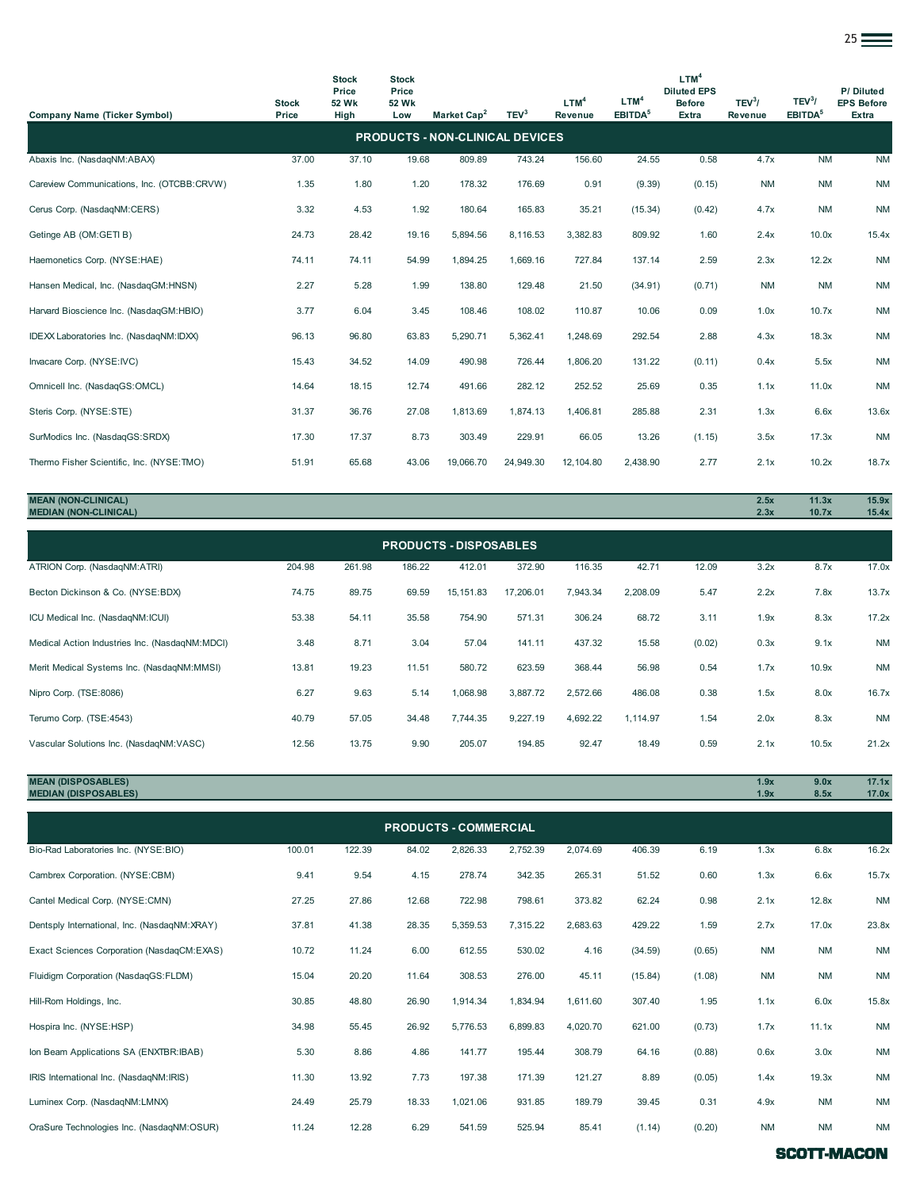| Company Name (Ticker Symbol) | Stock Price | Stock Price 52 Wk High | Stock Price 52 Wk Low | Market Cap[2] | TEV[3] | LTM[4] Revenue | LTM[4] EBITDA[5] | LTM[4] Diluted EPS Before Extra | TEV[3]/ Revenue | TEV[3]/ EBITDA[5] | P/ Diluted EPS Before Extra |
|---|---|---|---|---|---|---|---|---|---|---|---|
| **PRODUCTS - NON-CLINICAL DEVICES** | | | | | | | | | | | |
| Abaxis Inc. (NasdaqNM:ABAX) | 37.00 | 37.10 | 19.68 | 809.89 | 743.24 | 156.60 | 24.55 | 0.58 | 4.7x | NM | NM |
| Careview Communications, Inc. (OTCBB:CRVW) | 1.35 | 1.80 | 1.20 | 178.32 | 176.69 | 0.91 | (9.39) | (0.15) | NM | NM | NM |
| Cerus Corp. (NasdaqNM:CERS) | 3.32 | 4.53 | 1.92 | 180.64 | 165.83 | 35.21 | (15.34) | (0.42) | 4.7x | NM | NM |
| Getinge AB (OM:GETI B) | 24.73 | 28.42 | 19.16 | 5,894.56 | 8,116.53 | 3,382.83 | 809.92 | 1.60 | 2.4x | 10.0x | 15.4x |
| Haemonetics Corp. (NYSE:HAE) | 74.11 | 74.11 | 54.99 | 1,894.25 | 1,669.16 | 727.84 | 137.14 | 2.59 | 2.3x | 12.2x | NM |
| Hansen Medical, Inc. (NasdaqGM:HNSN) | 2.27 | 5.28 | 1.99 | 138.80 | 129.48 | 21.50 | (34.91) | (0.71) | NM | NM | NM |
| Harvard Bioscience Inc. (NasdaqGM:HBIO) | 3.77 | 6.04 | 3.45 | 108.46 | 108.02 | 110.87 | 10.06 | 0.09 | 1.0x | 10.7x | NM |
| IDEXX Laboratories Inc. (NasdaqNM:IDXX) | 96.13 | 96.80 | 63.83 | 5,290.71 | 5,362.41 | 1,248.69 | 292.54 | 2.88 | 4.3x | 18.3x | NM |
| Invacare Corp. (NYSE:IVC) | 15.43 | 34.52 | 14.09 | 490.98 | 726.44 | 1,806.20 | 131.22 | (0.11) | 0.4x | 5.5x | NM |
| Omnicell Inc. (NasdaqGS:OMCL) | 14.64 | 18.15 | 12.74 | 491.66 | 282.12 | 252.52 | 25.69 | 0.35 | 1.1x | 11.0x | NM |
| Steris Corp. (NYSE:STE) | 31.37 | 36.76 | 27.08 | 1,813.69 | 1,874.13 | 1,406.81 | 285.88 | 2.31 | 1.3x | 6.6x | 13.6x |
| SurModics Inc. (NasdaqGS:SRDX) | 17.30 | 17.37 | 8.73 | 303.49 | 229.91 | 66.05 | 13.26 | (1.15) | 3.5x | 17.3x | NM |
| Thermo Fisher Scientific, Inc. (NYSE:TMO) | 51.91 | 65.68 | 43.06 | 19,066.70 | 24,949.30 | 12,104.80 | 2,438.90 | 2.77 | 2.1x | 10.2x | 18.7x |
| **MEAN (NON-CLINICAL)** | | | | | | | | | **2.5x** | **11.3x** | **15.9x** |
| **MEDIAN (NON-CLINICAL)** | | | | | | | | | **2.3x** | **10.7x** | **15.4x** |
| **PRODUCTS - DISPOSABLES** | | | | | | | | | | | |
| ATRION Corp. (NasdaqNM:ATRI) | 204.98 | 261.98 | 186.22 | 412.01 | 372.90 | 116.35 | 42.71 | 12.09 | 3.2x | 8.7x | 17.0x |
| Becton Dickinson & Co. (NYSE:BDX) | 74.75 | 89.75 | 69.59 | 15,151.83 | 17,206.01 | 7,943.34 | 2,208.09 | 5.47 | 2.2x | 7.8x | 13.7x |
| ICU Medical Inc. (NasdaqNM:ICUI) | 53.38 | 54.11 | 35.58 | 754.90 | 571.31 | 306.24 | 68.72 | 3.11 | 1.9x | 8.3x | 17.2x |
| Medical Action Industries Inc. (NasdaqNM:MDCI) | 3.48 | 8.71 | 3.04 | 57.04 | 141.11 | 437.32 | 15.58 | (0.02) | 0.3x | 9.1x | NM |
| Merit Medical Systems Inc. (NasdaqNM:MMSI) | 13.81 | 19.23 | 11.51 | 580.72 | 623.59 | 368.44 | 56.98 | 0.54 | 1.7x | 10.9x | NM |
| Nipro Corp. (TSE:8086) | 6.27 | 9.63 | 5.14 | 1,068.98 | 3,887.72 | 2,572.66 | 486.08 | 0.38 | 1.5x | 8.0x | 16.7x |
| Terumo Corp. (TSE:4543) | 40.79 | 57.05 | 34.48 | 7,744.35 | 9,227.19 | 4,692.22 | 1,114.97 | 1.54 | 2.0x | 8.3x | NM |
| Vascular Solutions Inc. (NasdaqNM:VASC) | 12.56 | 13.75 | 9.90 | 205.07 | 194.85 | 92.47 | 18.49 | 0.59 | 2.1x | 10.5x | 21.2x |
| **MEAN (DISPOSABLES)** | | | | | | | | | **1.9x** | **9.0x** | **17.1x** |
| **MEDIAN (DISPOSABLES)** | | | | | | | | | **1.9x** | **8.5x** | **17.0x** |
| **PRODUCTS - COMMERCIAL** | | | | | | | | | | | |
| Bio-Rad Laboratories Inc. (NYSE:BIO) | 100.01 | 122.39 | 84.02 | 2,826.33 | 2,752.39 | 2,074.69 | 406.39 | 6.19 | 1.3x | 6.8x | 16.2x |
| Cambrex Corporation. (NYSE:CBM) | 9.41 | 9.54 | 4.15 | 278.74 | 342.35 | 265.31 | 51.52 | 0.60 | 1.3x | 6.6x | 15.7x |
| Cantel Medical Corp. (NYSE:CMN) | 27.25 | 27.86 | 12.68 | 722.98 | 798.61 | 373.82 | 62.24 | 0.98 | 2.1x | 12.8x | NM |
| Dentsply International, Inc. (NasdaqNM:XRAY) | 37.81 | 41.38 | 28.35 | 5,359.53 | 7,315.22 | 2,683.63 | 429.22 | 1.59 | 2.7x | 17.0x | 23.8x |
| Exact Sciences Corporation (NasdaqCM:EXAS) | 10.72 | 11.24 | 6.00 | 612.55 | 530.02 | 4.16 | (34.59) | (0.65) | NM | NM | NM |
| Fluidigm Corporation (NasdaqGS:FLDM) | 15.04 | 20.20 | 11.64 | 308.53 | 276.00 | 45.11 | (15.84) | (1.08) | NM | NM | NM |
| Hill-Rom Holdings, Inc. | 30.85 | 48.80 | 26.90 | 1,914.34 | 1,834.94 | 1,611.60 | 307.40 | 1.95 | 1.1x | 6.0x | 15.8x |
| Hospira Inc. (NYSE:HSP) | 34.98 | 55.45 | 26.92 | 5,776.53 | 6,899.83 | 4,020.70 | 621.00 | (0.73) | 1.7x | 11.1x | NM |
| Ion Beam Applications SA (ENXTBR:IBAB) | 5.30 | 8.86 | 4.86 | 141.77 | 195.44 | 308.79 | 64.16 | (0.88) | 0.6x | 3.0x | NM |
| IRIS International Inc. (NasdaqNM:IRIS) | 11.30 | 13.92 | 7.73 | 197.38 | 171.39 | 121.27 | 8.89 | (0.05) | 1.4x | 19.3x | NM |
| Luminex Corp. (NasdaqNM:LMNX) | 24.49 | 25.79 | 18.33 | 1,021.06 | 931.85 | 189.79 | 39.45 | 0.31 | 4.9x | NM | NM |
| OraSure Technologies Inc. (NasdaqNM:OSUR) | 11.24 | 12.28 | 6.29 | 541.59 | 525.94 | 85.41 | (1.14) | (0.20) | NM | NM | NM |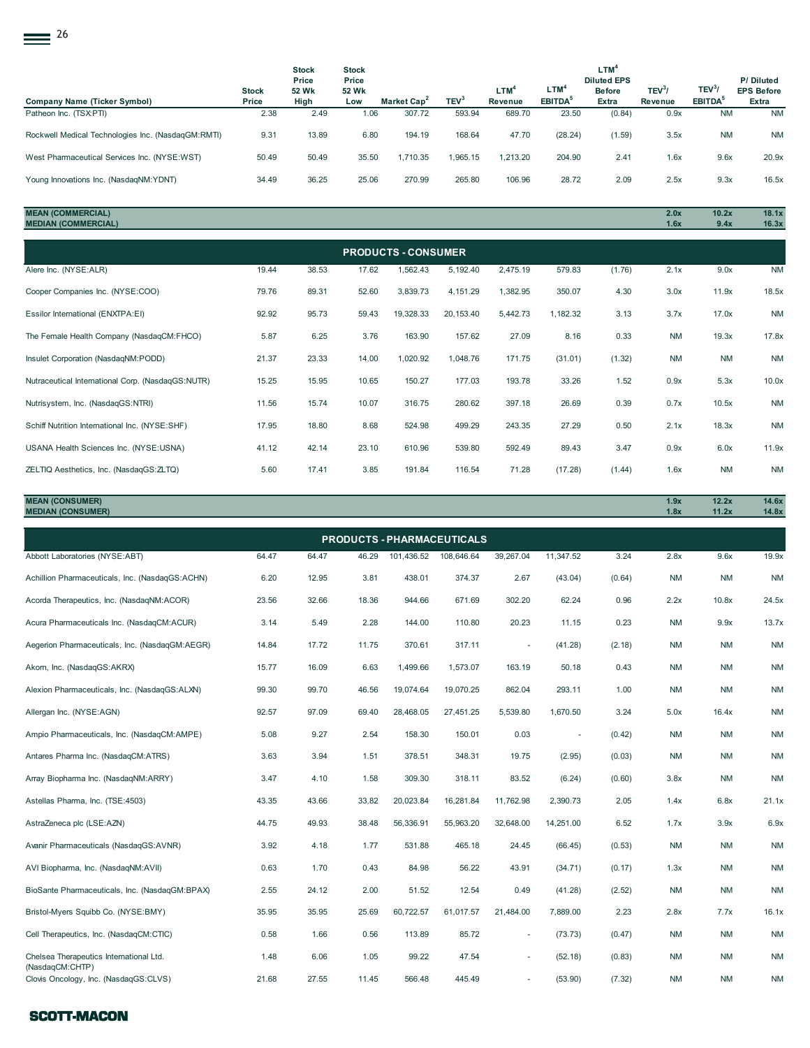| Company Name (Ticker Symbol) | Stock Price | Stock Price 52 Wk High | Stock Price 52 Wk Low | Market Cap[2] | TEV[3] | LTM[4] Revenue | LTM[4] EBITDA[5] | LTM[4] Diluted EPS Before Extra | TEV[3]/ Revenue | TEV[3]/ EBITDA[5] | P/ Diluted EPS Before Extra |
|---|---|---|---|---|---|---|---|---|---|---|---|
| Patheon Inc. (TSX:PTI) | 2.38 | 2.49 | 1.06 | 307.72 | 593.94 | 689.70 | 23.50 | (0.84) | 0.9x | NM | NM |
| Rockwell Medical Technologies Inc. (NasdaqGM:RMTI) | 9.31 | 13.89 | 6.80 | 194.19 | 168.64 | 47.70 | (28.24) | (1.59) | 3.5x | NM | NM |
| West Pharmaceutical Services Inc. (NYSE:WST) | 50.49 | 50.49 | 35.50 | 1,710.35 | 1,965.15 | 1,213.20 | 204.90 | 2.41 | 1.6x | 9.6x | 20.9x |
| Young Innovations Inc. (NasdaqNM:YDNT) | 34.49 | 36.25 | 25.06 | 270.99 | 265.80 | 106.96 | 28.72 | 2.09 | 2.5x | 9.3x | 16.5x |
| **MEAN (COMMERCIAL)** | | | | | | | | | **2.0x** | **10.2x** | **18.1x** |
| **MEDIAN (COMMERCIAL)** | | | | | | | | | **1.6x** | **9.4x** | **16.3x** |
| **PRODUCTS - CONSUMER** | | | | | | | | | | | |
| Alere Inc. (NYSE:ALR) | 19.44 | 38.53 | 17.62 | 1,562.43 | 5,192.40 | 2,475.19 | 579.83 | (1.76) | 2.1x | 9.0x | NM |
| Cooper Companies Inc. (NYSE:COO) | 79.76 | 89.31 | 52.60 | 3,839.73 | 4,151.29 | 1,382.95 | 350.07 | 4.30 | 3.0x | 11.9x | 18.5x |
| Essilor International (ENXTPA:EI) | 92.92 | 95.73 | 59.43 | 19,328.33 | 20,153.40 | 5,442.73 | 1,182.32 | 3.13 | 3.7x | 17.0x | NM |
| The Female Health Company (NasdaqCM:FHCO) | 5.87 | 6.25 | 3.76 | 163.90 | 157.62 | 27.09 | 8.16 | 0.33 | NM | 19.3x | 17.8x |
| Insulet Corporation (NasdaqNM:PODD) | 21.37 | 23.33 | 14.00 | 1,020.92 | 1,048.76 | 171.75 | (31.01) | (1.32) | NM | NM | NM |
| Nutraceutical International Corp. (NasdaqGS:NUTR) | 15.25 | 15.95 | 10.65 | 150.27 | 177.03 | 193.78 | 33.26 | 1.52 | 0.9x | 5.3x | 10.0x |
| Nutrisystem, Inc. (NasdaqGS:NTRI) | 11.56 | 15.74 | 10.07 | 316.75 | 280.62 | 397.18 | 26.69 | 0.39 | 0.7x | 10.5x | NM |
| Schiff Nutrition International Inc. (NYSE:SHF) | 17.95 | 18.80 | 8.68 | 524.98 | 499.29 | 243.35 | 27.29 | 0.50 | 2.1x | 18.3x | NM |
| USANA Health Sciences Inc. (NYSE:USNA) | 41.12 | 42.14 | 23.10 | 610.96 | 539.80 | 592.49 | 89.43 | 3.47 | 0.9x | 6.0x | 11.9x |
| ZELTIQ Aesthetics, Inc. (NasdaqGS:ZLTQ) | 5.60 | 17.41 | 3.85 | 191.84 | 116.54 | 71.28 | (17.28) | (1.44) | 1.6x | NM | NM |
| **MEAN (CONSUMER)** | | | | | | | | | **1.9x** | **12.2x** | **14.6x** |
| **MEDIAN (CONSUMER)** | | | | | | | | | **1.8x** | **11.2x** | **14.8x** |
| **PRODUCTS - PHARMACEUTICALS** | | | | | | | | | | | |
| Abbott Laboratories (NYSE:ABT) | 64.47 | 64.47 | 46.29 | 101,436.52 | 108,646.64 | 39,267.04 | 11,347.52 | 3.24 | 2.8x | 9.6x | 19.9x |
| Achillion Pharmaceuticals, Inc. (NasdaqGS:ACHN) | 6.20 | 12.95 | 3.81 | 438.01 | 374.37 | 2.67 | (43.04) | (0.64) | NM | NM | NM |
| Acorda Therapeutics, Inc. (NasdaqNM:ACOR) | 23.56 | 32.66 | 18.36 | 944.66 | 671.69 | 302.20 | 62.24 | 0.96 | 2.2x | 10.8x | 24.5x |
| Acura Pharmaceuticals Inc. (NasdaqCM:ACUR) | 3.14 | 5.49 | 2.28 | 144.00 | 110.80 | 20.23 | 11.15 | 0.23 | NM | 9.9x | 13.7x |
| Aegerion Pharmaceuticals, Inc. (NasdaqGM:AEGR) | 14.84 | 17.72 | 11.75 | 370.61 | 317.11 | - | (41.28) | (2.18) | NM | NM | NM |
| Akorn, Inc. (NasdaqGS:AKRX) | 15.77 | 16.09 | 6.63 | 1,499.66 | 1,573.07 | 163.19 | 50.18 | 0.43 | NM | NM | NM |
| Alexion Pharmaceuticals, Inc. (NasdaqGS:ALXN) | 99.30 | 99.70 | 46.56 | 19,074.64 | 19,070.25 | 862.04 | 293.11 | 1.00 | NM | NM | NM |
| Allergan Inc. (NYSE:AGN) | 92.57 | 97.09 | 69.40 | 28,468.05 | 27,451.25 | 5,539.80 | 1,670.50 | 3.24 | 5.0x | 16.4x | NM |
| Ampio Pharmaceuticals, Inc. (NasdaqCM:AMPE) | 5.08 | 9.27 | 2.54 | 158.30 | 150.01 | 0.03 | - | (0.42) | NM | NM | NM |
| Antares Pharma Inc. (NasdaqCM:ATRS) | 3.63 | 3.94 | 1.51 | 378.51 | 348.31 | 19.75 | (2.95) | (0.03) | NM | NM | NM |
| Array Biopharma Inc. (NasdaqNM:ARRY) | 3.47 | 4.10 | 1.58 | 309.30 | 318.11 | 83.52 | (6.24) | (0.60) | 3.8x | NM | NM |
| Astellas Pharma, Inc. (TSE:4503) | 43.35 | 43.66 | 33.82 | 20,023.84 | 16,281.84 | 11,762.98 | 2,390.73 | 2.05 | 1.4x | 6.8x | 21.1x |
| AstraZeneca plc (LSE:AZN) | 44.75 | 49.93 | 38.48 | 56,336.91 | 55,963.20 | 32,648.00 | 14,251.00 | 6.52 | 1.7x | 3.9x | 6.9x |
| Avanir Pharmaceuticals (NasdaqGS:AVNR) | 3.92 | 4.18 | 1.77 | 531.88 | 465.18 | 24.45 | (66.45) | (0.53) | NM | NM | NM |
| AVI Biopharma, Inc. (NasdaqNM:AVII) | 0.63 | 1.70 | 0.43 | 84.98 | 56.22 | 43.91 | (34.71) | (0.17) | 1.3x | NM | NM |
| BioSante Pharmaceuticals, Inc. (NasdaqGM:BPAX) | 2.55 | 24.12 | 2.00 | 51.52 | 12.54 | 0.49 | (41.28) | (2.52) | NM | NM | NM |
| Bristol-Myers Squibb Co. (NYSE:BMY) | 35.95 | 35.95 | 25.69 | 60,722.57 | 61,017.57 | 21,484.00 | 7,889.00 | 2.23 | 2.8x | 7.7x | 16.1x |
| Cell Therapeutics, Inc. (NasdaqCM:CTIC) | 0.58 | 1.66 | 0.56 | 113.89 | 85.72 | - | (73.73) | (0.47) | NM | NM | NM |
| Chelsea Therapeutics International Ltd. (NasdaqCM:CHTP) | 1.48 | 6.06 | 1.05 | 99.22 | 47.54 | - | (52.18) | (0.83) | NM | NM | NM |
| Clovis Oncology, Inc. (NasdaqGS:CLVS) | 21.68 | 27.55 | 11.45 | 566.48 | 445.49 | - | (53.90) | (7.32) | NM | NM | NM |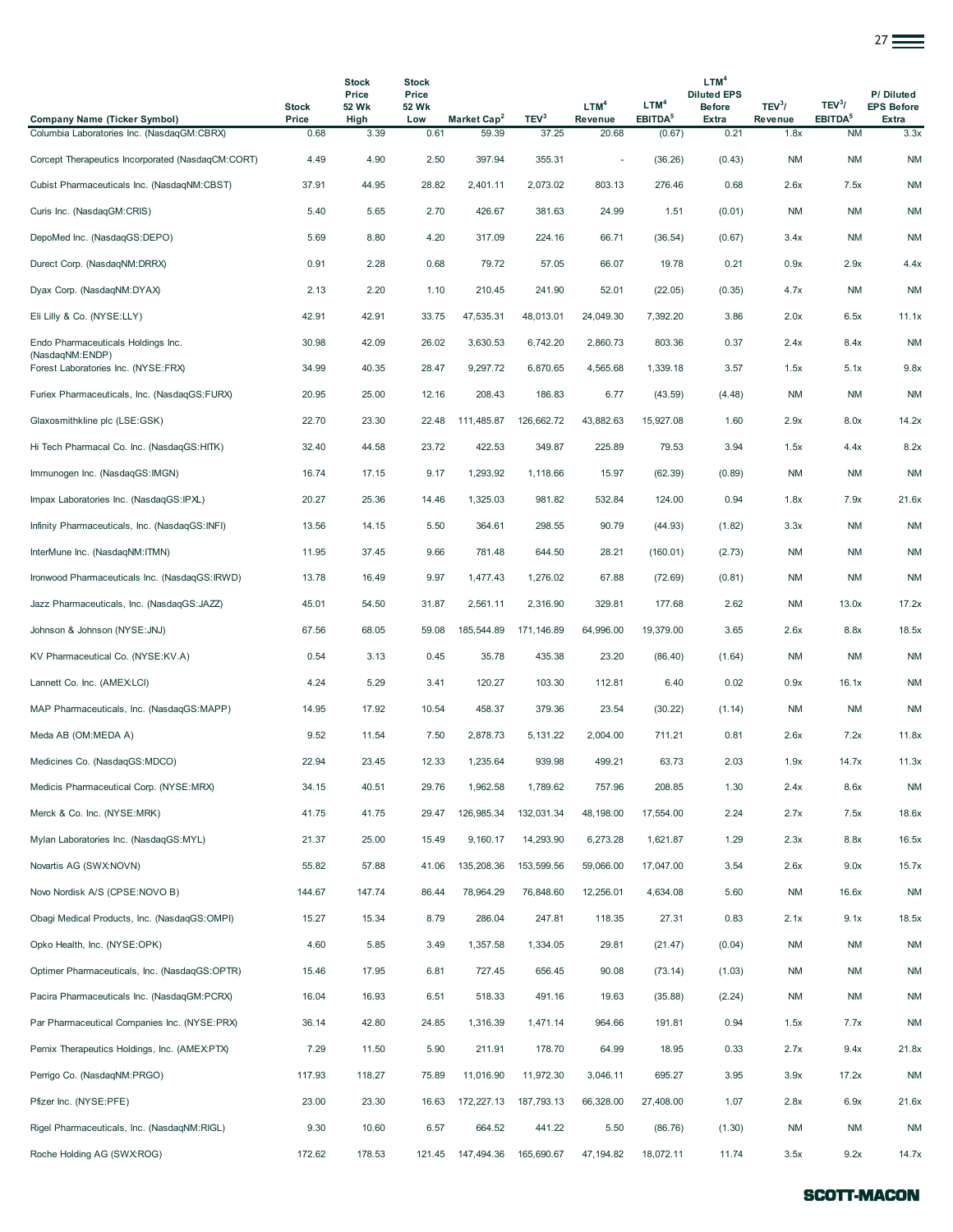| Company Name (Ticker Symbol) | Stock Price | Stock Price 52 Wk High | Stock Price 52 Wk Low | Market Cap[2] | TEV[3] | LTM[4] Revenue | LTM[4] EBITDA[5] | LTM[4] Diluted EPS Before Extra | TEV[3]/ Revenue | TEV[3]/ EBITDA[5] | P/ Diluted EPS Before Extra |
|---|---|---|---|---|---|---|---|---|---|---|---|
| Columbia Laboratories Inc. (NasdaqGM:CBRX) | 0.68 | 3.39 | 0.61 | 59.39 | 37.25 | 20.68 | (0.67) | 0.21 | 1.8x | NM | 3.3x |
| Corcept Therapeutics Incorporated (NasdaqCM:CORT) | 4.49 | 4.90 | 2.50 | 397.94 | 355.31 | - | (36.26) | (0.43) | NM | NM | NM |
| Cubist Pharmaceuticals Inc. (NasdaqNM:CBST) | 37.91 | 44.95 | 28.82 | 2,401.11 | 2,073.02 | 803.13 | 276.46 | 0.68 | 2.6x | 7.5x | NM |
| Curis Inc. (NasdaqGM:CRIS) | 5.40 | 5.65 | 2.70 | 426.67 | 381.63 | 24.99 | 1.51 | (0.01) | NM | NM | NM |
| DepoMed Inc. (NasdaqGS:DEPO) | 5.69 | 8.80 | 4.20 | 317.09 | 224.16 | 66.71 | (36.54) | (0.67) | 3.4x | NM | NM |
| Durect Corp. (NasdaqNM:DRRX) | 0.91 | 2.28 | 0.68 | 79.72 | 57.05 | 66.07 | 19.78 | 0.21 | 0.9x | 2.9x | 4.4x |
| Dyax Corp. (NasdaqNM:DYAX) | 2.13 | 2.20 | 1.10 | 210.45 | 241.90 | 52.01 | (22.05) | (0.35) | 4.7x | NM | NM |
| Eli Lilly & Co. (NYSE:LLY) | 42.91 | 42.91 | 33.75 | 47,535.31 | 48,013.01 | 24,049.30 | 7,392.20 | 3.86 | 2.0x | 6.5x | 11.1x |
| Endo Pharmaceuticals Holdings Inc. (NasdaqNM:ENDP) | 30.98 | 42.09 | 26.02 | 3,630.53 | 6,742.20 | 2,860.73 | 803.36 | 0.37 | 2.4x | 8.4x | NM |
| Forest Laboratories Inc. (NYSE:FRX) | 34.99 | 40.35 | 28.47 | 9,297.72 | 6,870.65 | 4,565.68 | 1,339.18 | 3.57 | 1.5x | 5.1x | 9.8x |
| Furiex Pharmaceuticals, Inc. (NasdaqGS:FURX) | 20.95 | 25.00 | 12.16 | 208.43 | 186.83 | 6.77 | (43.59) | (4.48) | NM | NM | NM |
| Glaxosmithkline plc (LSE:GSK) | 22.70 | 23.30 | 22.48 | 111,485.87 | 126,662.72 | 43,882.63 | 15,927.08 | 1.60 | 2.9x | 8.0x | 14.2x |
| Hi Tech Pharmacal Co. Inc. (NasdaqGS:HITK) | 32.40 | 44.58 | 23.72 | 422.53 | 349.87 | 225.89 | 79.53 | 3.94 | 1.5x | 4.4x | 8.2x |
| Immunogen Inc. (NasdaqGS:IMGN) | 16.74 | 17.15 | 9.17 | 1,293.92 | 1,118.66 | 15.97 | (62.39) | (0.89) | NM | NM | NM |
| Impax Laboratories Inc. (NasdaqGS:IPXL) | 20.27 | 25.36 | 14.46 | 1,325.03 | 981.82 | 532.84 | 124.00 | 0.94 | 1.8x | 7.9x | 21.6x |
| Infinity Pharmaceuticals, Inc. (NasdaqGS:INFI) | 13.56 | 14.15 | 5.50 | 364.61 | 298.55 | 90.79 | (44.93) | (1.82) | 3.3x | NM | NM |
| InterMune Inc. (NasdaqNM:ITMN) | 11.95 | 37.45 | 9.66 | 781.48 | 644.50 | 28.21 | (160.01) | (2.73) | NM | NM | NM |
| Ironwood Pharmaceuticals Inc. (NasdaqGS:IRWD) | 13.78 | 16.49 | 9.97 | 1,477.43 | 1,276.02 | 67.88 | (72.69) | (0.81) | NM | NM | NM |
| Jazz Pharmaceuticals, Inc. (NasdaqGS:JAZZ) | 45.01 | 54.50 | 31.87 | 2,561.11 | 2,316.90 | 329.81 | 177.68 | 2.62 | NM | 13.0x | 17.2x |
| Johnson & Johnson (NYSE:JNJ) | 67.56 | 68.05 | 59.08 | 185,544.89 | 171,146.89 | 64,996.00 | 19,379.00 | 3.65 | 2.6x | 8.8x | 18.5x |
| KV Pharmaceutical Co. (NYSE:KV.A) | 0.54 | 3.13 | 0.45 | 35.78 | 435.38 | 23.20 | (86.40) | (1.64) | NM | NM | NM |
| Lannett Co. Inc. (AMEX:LCI) | 4.24 | 5.29 | 3.41 | 120.27 | 103.30 | 112.81 | 6.40 | 0.02 | 0.9x | 16.1x | NM |
| MAP Pharmaceuticals, Inc. (NasdaqGS:MAPP) | 14.95 | 17.92 | 10.54 | 458.37 | 379.36 | 23.54 | (30.22) | (1.14) | NM | NM | NM |
| Meda AB (OM:MEDA A) | 9.52 | 11.54 | 7.50 | 2,878.73 | 5,131.22 | 2,004.00 | 711.21 | 0.81 | 2.6x | 7.2x | 11.8x |
| Medicines Co. (NasdaqGS:MDCO) | 22.94 | 23.45 | 12.33 | 1,235.64 | 939.98 | 499.21 | 63.73 | 2.03 | 1.9x | 14.7x | 11.3x |
| Medicis Pharmaceutical Corp. (NYSE:MRX) | 34.15 | 40.51 | 29.76 | 1,962.58 | 1,789.62 | 757.96 | 208.85 | 1.30 | 2.4x | 8.6x | NM |
| Merck & Co. Inc. (NYSE:MRK) | 41.75 | 41.75 | 29.47 | 126,985.34 | 132,031.34 | 48,198.00 | 17,554.00 | 2.24 | 2.7x | 7.5x | 18.6x |
| Mylan Laboratories Inc. (NasdaqGS:MYL) | 21.37 | 25.00 | 15.49 | 9,160.17 | 14,293.90 | 6,273.28 | 1,621.87 | 1.29 | 2.3x | 8.8x | 16.5x |
| Novartis AG (SWX:NOVN) | 55.82 | 57.88 | 41.06 | 135,208.36 | 153,599.56 | 59,066.00 | 17,047.00 | 3.54 | 2.6x | 9.0x | 15.7x |
| Novo Nordisk A/S (CPSE:NOVO B) | 144.67 | 147.74 | 86.44 | 78,964.29 | 76,848.60 | 12,256.01 | 4,634.08 | 5.60 | NM | 16.6x | NM |
| Obagi Medical Products, Inc. (NasdaqGS:OMPI) | 15.27 | 15.34 | 8.79 | 286.04 | 247.81 | 118.35 | 27.31 | 0.83 | 2.1x | 9.1x | 18.5x |
| Opko Health, Inc. (NYSE:OPK) | 4.60 | 5.85 | 3.49 | 1,357.58 | 1,334.05 | 29.81 | (21.47) | (0.04) | NM | NM | NM |
| Optimer Pharmaceuticals, Inc. (NasdaqGS:OPTR) | 15.46 | 17.95 | 6.81 | 727.45 | 656.45 | 90.08 | (73.14) | (1.03) | NM | NM | NM |
| Pacira Pharmaceuticals Inc. (NasdaqGM:PCRX) | 16.04 | 16.93 | 6.51 | 518.33 | 491.16 | 19.63 | (35.88) | (2.24) | NM | NM | NM |
| Par Pharmaceutical Companies Inc. (NYSE:PRX) | 36.14 | 42.80 | 24.85 | 1,316.39 | 1,471.14 | 964.66 | 191.81 | 0.94 | 1.5x | 7.7x | NM |
| Pernix Therapeutics Holdings, Inc. (AMEX:PTX) | 7.29 | 11.50 | 5.90 | 211.91 | 178.70 | 64.99 | 18.95 | 0.33 | 2.7x | 9.4x | 21.8x |
| Perrigo Co. (NasdaqNM:PRGO) | 117.93 | 118.27 | 75.89 | 11,016.90 | 11,972.30 | 3,046.11 | 695.27 | 3.95 | 3.9x | 17.2x | NM |
| Pfizer Inc. (NYSE:PFE) | 23.00 | 23.30 | 16.63 | 172,227.13 | 187,793.13 | 66,328.00 | 27,408.00 | 1.07 | 2.8x | 6.9x | 21.6x |
| Rigel Pharmaceuticals, Inc. (NasdaqNM:RIGL) | 9.30 | 10.60 | 6.57 | 664.52 | 441.22 | 5.50 | (86.76) | (1.30) | NM | NM | NM |
| Roche Holding AG (SWX:ROG) | 172.62 | 178.53 | 121.45 | 147,494.36 | 165,690.67 | 47,194.82 | 18,072.11 | 11.74 | 3.5x | 9.2x | 14.7x |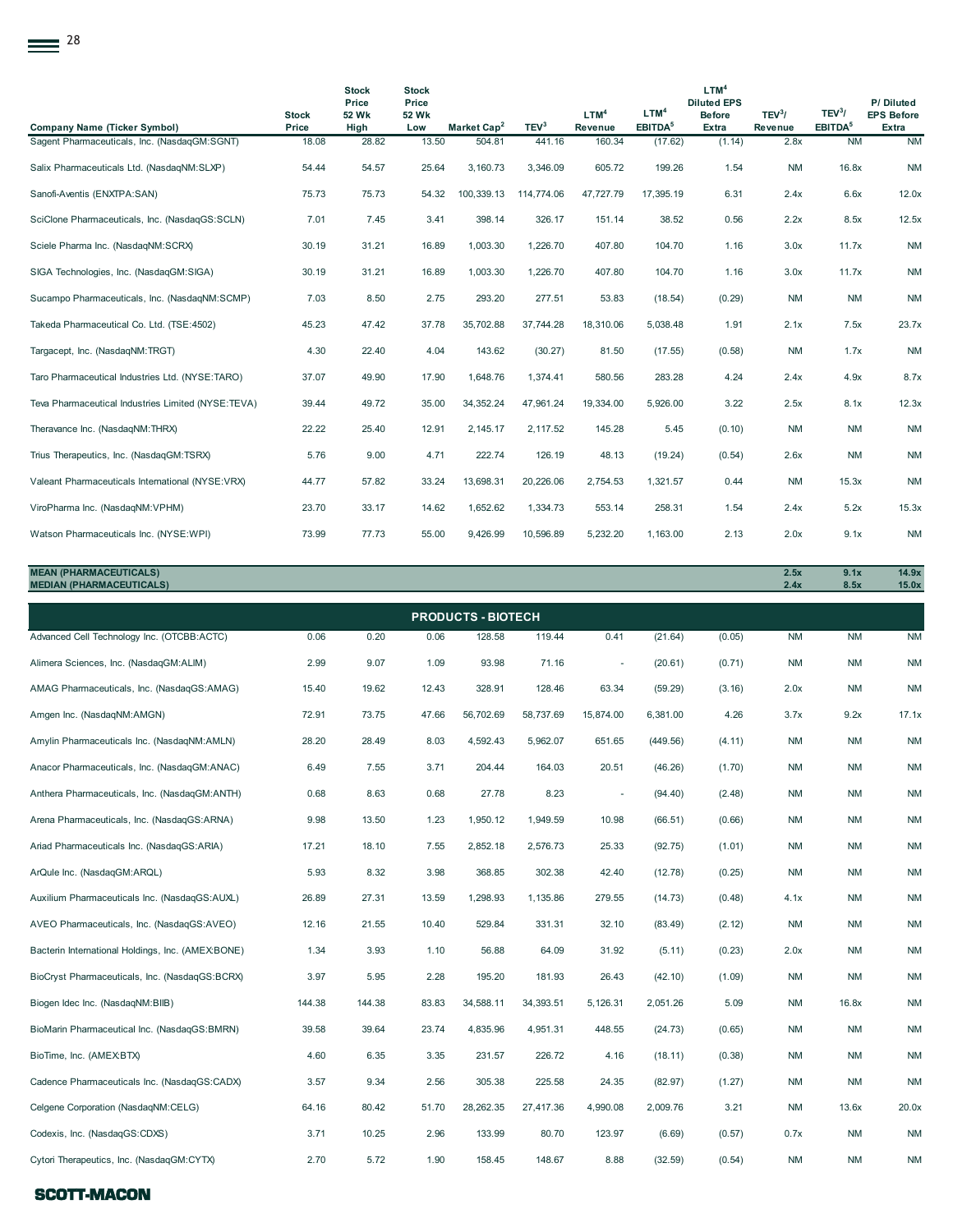| Company Name (Ticker Symbol) | Stock Price | Stock Price 52 Wk High | Stock Price 52 Wk Low | Market Cap[2] | TEV[3] | LTM[4] Revenue | LTM[4] EBITDA[5] | LTM[4] Diluted EPS Before Extra | TEV[3]/ Revenue | TEV[3]/ EBITDA[5] | P/ Diluted EPS Before Extra |
|---|---|---|---|---|---|---|---|---|---|---|---|
| Sagent Pharmaceuticals, Inc. (NasdaqGM:SGNT) | 18.08 | 28.82 | 13.50 | 504.81 | 441.16 | 160.34 | (17.62) | (1.14) | 2.8x | NM | NM |
| Salix Pharmaceuticals Ltd. (NasdaqNM:SLXP) | 54.44 | 54.57 | 25.64 | 3,160.73 | 3,346.09 | 605.72 | 199.26 | 1.54 | NM | 16.8x | NM |
| Sanofi-Aventis (ENXTPA:SAN) | 75.73 | 75.73 | 54.32 | 100,339.13 | 114,774.06 | 47,727.79 | 17,395.19 | 6.31 | 2.4x | 6.6x | 12.0x |
| SciClone Pharmaceuticals, Inc. (NasdaqGS:SCLN) | 7.01 | 7.45 | 3.41 | 398.14 | 326.17 | 151.14 | 38.52 | 0.56 | 2.2x | 8.5x | 12.5x |
| Sciele Pharma Inc. (NasdaqNM:SCRX) | 30.19 | 31.21 | 16.89 | 1,003.30 | 1,226.70 | 407.80 | 104.70 | 1.16 | 3.0x | 11.7x | NM |
| SIGA Technologies, Inc. (NasdaqGM:SIGA) | 30.19 | 31.21 | 16.89 | 1,003.30 | 1,226.70 | 407.80 | 104.70 | 1.16 | 3.0x | 11.7x | NM |
| Sucampo Pharmaceuticals, Inc. (NasdaqNM:SCMP) | 7.03 | 8.50 | 2.75 | 293.20 | 277.51 | 53.83 | (18.54) | (0.29) | NM | NM | NM |
| Takeda Pharmaceutical Co. Ltd. (TSE:4502) | 45.23 | 47.42 | 37.78 | 35,702.88 | 37,744.28 | 18,310.06 | 5,038.48 | 1.91 | 2.1x | 7.5x | 23.7x |
| Targacept, Inc. (NasdaqNM:TRGT) | 4.30 | 22.40 | 4.04 | 143.62 | (30.27) | 81.50 | (17.55) | (0.58) | NM | 1.7x | NM |
| Taro Pharmaceutical Industries Ltd. (NYSE:TARO) | 37.07 | 49.90 | 17.90 | 1,648.76 | 1,374.41 | 580.56 | 283.28 | 4.24 | 2.4x | 4.9x | 8.7x |
| Teva Pharmaceutical Industries Limited (NYSE:TEVA) | 39.44 | 49.72 | 35.00 | 34,352.24 | 47,961.24 | 19,334.00 | 5,926.00 | 3.22 | 2.5x | 8.1x | 12.3x |
| Theravance Inc. (NasdaqNM:THRX) | 22.22 | 25.40 | 12.91 | 2,145.17 | 2,117.52 | 145.28 | 5.45 | (0.10) | NM | NM | NM |
| Trius Therapeutics, Inc. (NasdaqGM:TSRX) | 5.76 | 9.00 | 4.71 | 222.74 | 126.19 | 48.13 | (19.24) | (0.54) | 2.6x | NM | NM |
| Valeant Pharmaceuticals International (NYSE:VRX) | 44.77 | 57.82 | 33.24 | 13,698.31 | 20,226.06 | 2,754.53 | 1,321.57 | 0.44 | NM | 15.3x | NM |
| ViroPharma Inc. (NasdaqNM:VPHM) | 23.70 | 33.17 | 14.62 | 1,652.62 | 1,334.73 | 553.14 | 258.31 | 1.54 | 2.4x | 5.2x | 15.3x |
| Watson Pharmaceuticals Inc. (NYSE:WPI) | 73.99 | 77.73 | 55.00 | 9,426.99 | 10,596.89 | 5,232.20 | 1,163.00 | 2.13 | 2.0x | 9.1x | NM |
| **MEAN (PHARMACEUTICALS)** | | | | | | | | | **2.5x** | **9.1x** | **14.9x** |
| **MEDIAN (PHARMACEUTICALS)** | | | | | | | | | **2.4x** | **8.5x** | **15.0x** |
| **PRODUCTS - BIOTECH** | | | | | | | | | | | |
| Advanced Cell Technology Inc. (OTCBB:ACTC) | 0.06 | 0.20 | 0.06 | 128.58 | 119.44 | 0.41 | (21.64) | (0.05) | NM | NM | NM |
| Alimera Sciences, Inc. (NasdaqGM:ALIM) | 2.99 | 9.07 | 1.09 | 93.98 | 71.16 | - | (20.61) | (0.71) | NM | NM | NM |
| AMAG Pharmaceuticals, Inc. (NasdaqGS:AMAG) | 15.40 | 19.62 | 12.43 | 328.91 | 128.46 | 63.34 | (59.29) | (3.16) | 2.0x | NM | NM |
| Amgen Inc. (NasdaqNM:AMGN) | 72.91 | 73.75 | 47.66 | 56,702.69 | 58,737.69 | 15,874.00 | 6,381.00 | 4.26 | 3.7x | 9.2x | 17.1x |
| Amylin Pharmaceuticals Inc. (NasdaqNM:AMLN) | 28.20 | 28.49 | 8.03 | 4,592.43 | 5,962.07 | 651.65 | (449.56) | (4.11) | NM | NM | NM |
| Anacor Pharmaceuticals, Inc. (NasdaqGM:ANAC) | 6.49 | 7.55 | 3.71 | 204.44 | 164.03 | 20.51 | (46.26) | (1.70) | NM | NM | NM |
| Anthera Pharmaceuticals, Inc. (NasdaqGM:ANTH) | 0.68 | 8.63 | 0.68 | 27.78 | 8.23 | - | (94.40) | (2.48) | NM | NM | NM |
| Arena Pharmaceuticals, Inc. (NasdaqGS:ARNA) | 9.98 | 13.50 | 1.23 | 1,950.12 | 1,949.59 | 10.98 | (66.51) | (0.66) | NM | NM | NM |
| Ariad Pharmaceuticals Inc. (NasdaqGS:ARIA) | 17.21 | 18.10 | 7.55 | 2,852.18 | 2,576.73 | 25.33 | (92.75) | (1.01) | NM | NM | NM |
| ArQule Inc. (NasdaqGM:ARQL) | 5.93 | 8.32 | 3.98 | 368.85 | 302.38 | 42.40 | (12.78) | (0.25) | NM | NM | NM |
| Auxilium Pharmaceuticals Inc. (NasdaqGS:AUXL) | 26.89 | 27.31 | 13.59 | 1,298.93 | 1,135.86 | 279.55 | (14.73) | (0.48) | 4.1x | NM | NM |
| AVEO Pharmaceuticals, Inc. (NasdaqGS:AVEO) | 12.16 | 21.55 | 10.40 | 529.84 | 331.31 | 32.10 | (83.49) | (2.12) | NM | NM | NM |
| Bacterin International Holdings, Inc. (AMEX:BONE) | 1.34 | 3.93 | 1.10 | 56.88 | 64.09 | 31.92 | (5.11) | (0.23) | 2.0x | NM | NM |
| BioCryst Pharmaceuticals, Inc. (NasdaqGS:BCRX) | 3.97 | 5.95 | 2.28 | 195.20 | 181.93 | 26.43 | (42.10) | (1.09) | NM | NM | NM |
| Biogen Idec Inc. (NasdaqNM:BIIB) | 144.38 | 144.38 | 83.83 | 34,588.11 | 34,393.51 | 5,126.31 | 2,051.26 | 5.09 | NM | 16.8x | NM |
| BioMarin Pharmaceutical Inc. (NasdaqGS:BMRN) | 39.58 | 39.64 | 23.74 | 4,835.96 | 4,951.31 | 448.55 | (24.73) | (0.65) | NM | NM | NM |
| BioTime, Inc. (AMEX:BTX) | 4.60 | 6.35 | 3.35 | 231.57 | 226.72 | 4.16 | (18.11) | (0.38) | NM | NM | NM |
| Cadence Pharmaceuticals Inc. (NasdaqGS:CADX) | 3.57 | 9.34 | 2.56 | 305.38 | 225.58 | 24.35 | (82.97) | (1.27) | NM | NM | NM |
| Celgene Corporation (NasdaqNM:CELG) | 64.16 | 80.42 | 51.70 | 28,262.35 | 27,417.36 | 4,990.08 | 2,009.76 | 3.21 | NM | 13.6x | 20.0x |
| Codexis, Inc. (NasdaqGS:CDXS) | 3.71 | 10.25 | 2.96 | 133.99 | 80.70 | 123.97 | (6.69) | (0.57) | 0.7x | NM | NM |
| Cytori Therapeutics, Inc. (NasdaqGM:CYTX) | 2.70 | 5.72 | 1.90 | 158.45 | 148.67 | 8.88 | (32.59) | (0.54) | NM | NM | NM |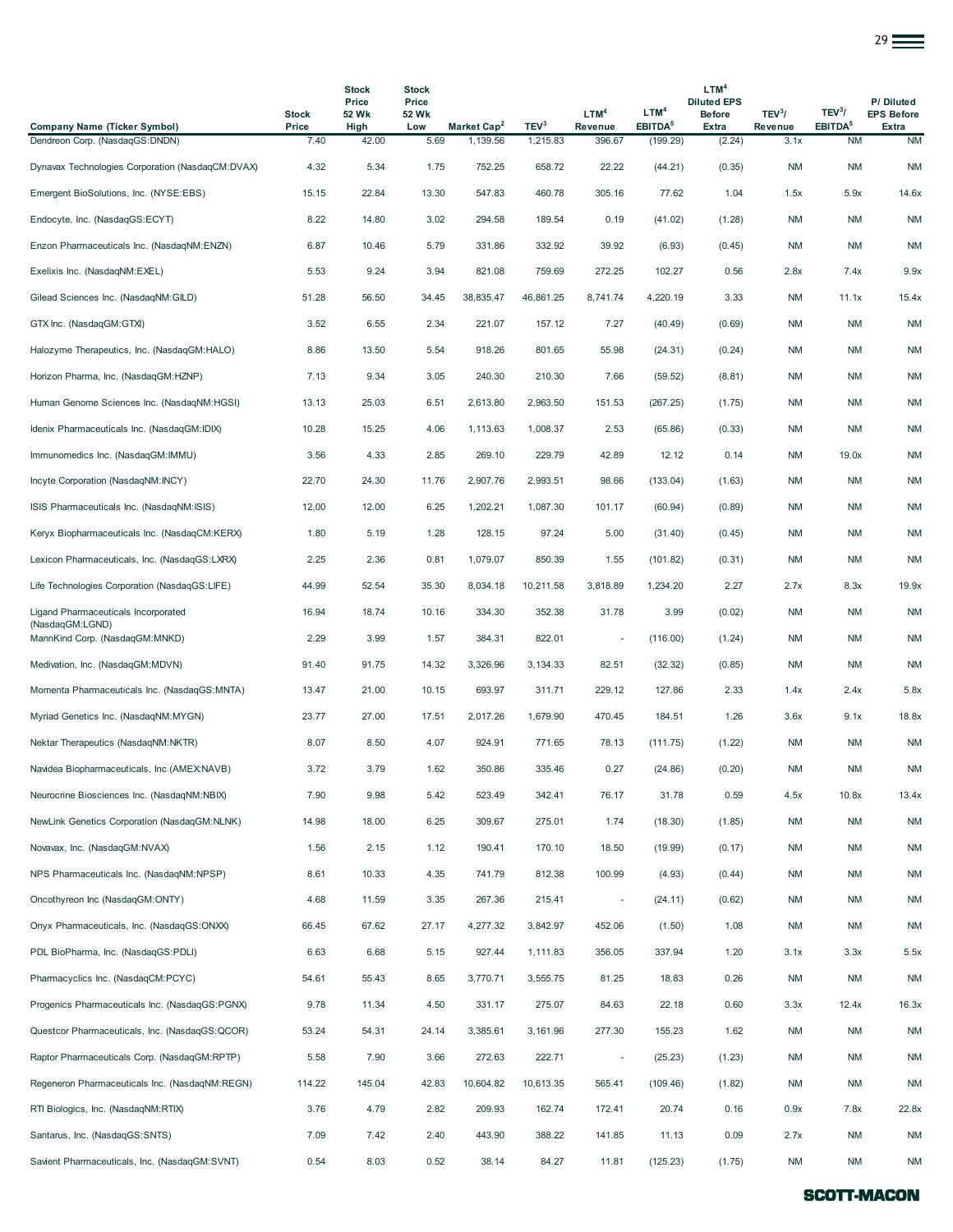| Company Name (Ticker Symbol) | Stock Price | Stock Price 52 Wk High | Stock Price 52 Wk Low | Market Cap[2] | TEV[3] | LTM[4] Revenue | LTM[4] EBITDA[5] | LTM[4] Diluted EPS Before Extra | TEV[3]/ Revenue | TEV[3]/ EBITDA[5] | P/ Diluted EPS Before Extra |
|---|---|---|---|---|---|---|---|---|---|---|---|
| Dendreon Corp. (NasdaqGS:DNDN) | 7.40 | 42.00 | 5.69 | 1,139.56 | 1,215.83 | 396.67 | (199.29) | (2.24) | 3.1x | NM | NM |
| Dynavax Technologies Corporation (NasdaqCM:DVAX) | 4.32 | 5.34 | 1.75 | 752.25 | 658.72 | 22.22 | (44.21) | (0.35) | NM | NM | NM |
| Emergent BioSolutions, Inc. (NYSE:EBS) | 15.15 | 22.84 | 13.30 | 547.83 | 460.78 | 305.16 | 77.62 | 1.04 | 1.5x | 5.9x | 14.6x |
| Endocyte, Inc. (NasdaqGS:ECYT) | 8.22 | 14.80 | 3.02 | 294.58 | 189.54 | 0.19 | (41.02) | (1.28) | NM | NM | NM |
| Enzon Pharmaceuticals Inc. (NasdaqNM:ENZN) | 6.87 | 10.46 | 5.79 | 331.86 | 332.92 | 39.92 | (6.93) | (0.45) | NM | NM | NM |
| Exelixis Inc. (NasdaqNM:EXEL) | 5.53 | 9.24 | 3.94 | 821.08 | 759.69 | 272.25 | 102.27 | 0.56 | 2.8x | 7.4x | 9.9x |
| Gilead Sciences Inc. (NasdaqNM:GILD) | 51.28 | 56.50 | 34.45 | 38,835.47 | 46,861.25 | 8,741.74 | 4,220.19 | 3.33 | NM | 11.1x | 15.4x |
| GTX Inc. (NasdaqGM:GTXI) | 3.52 | 6.55 | 2.34 | 221.07 | 157.12 | 7.27 | (40.49) | (0.69) | NM | NM | NM |
| Halozyme Therapeutics, Inc. (NasdaqGM:HALO) | 8.86 | 13.50 | 5.54 | 918.26 | 801.65 | 55.98 | (24.31) | (0.24) | NM | NM | NM |
| Horizon Pharma, Inc. (NasdaqGM:HZNP) | 7.13 | 9.34 | 3.05 | 240.30 | 210.30 | 7.66 | (59.52) | (8.81) | NM | NM | NM |
| Human Genome Sciences Inc. (NasdaqNM:HGSI) | 13.13 | 25.03 | 6.51 | 2,613.80 | 2,963.50 | 151.53 | (267.25) | (1.75) | NM | NM | NM |
| Idenix Pharmaceuticals Inc. (NasdaqGM:IDIX) | 10.28 | 15.25 | 4.06 | 1,113.63 | 1,008.37 | 2.53 | (65.86) | (0.33) | NM | NM | NM |
| Immunomedics Inc. (NasdaqGM:IMMU) | 3.56 | 4.33 | 2.85 | 269.10 | 229.79 | 42.89 | 12.12 | 0.14 | NM | 19.0x | NM |
| Incyte Corporation (NasdaqNM:INCY) | 22.70 | 24.30 | 11.76 | 2,907.76 | 2,993.51 | 98.66 | (133.04) | (1.63) | NM | NM | NM |
| ISIS Pharmaceuticals Inc. (NasdaqNM:ISIS) | 12.00 | 12.00 | 6.25 | 1,202.21 | 1,087.30 | 101.17 | (60.94) | (0.89) | NM | NM | NM |
| Keryx Biopharmaceuticals Inc. (NasdaqCM:KERX) | 1.80 | 5.19 | 1.28 | 128.15 | 97.24 | 5.00 | (31.40) | (0.45) | NM | NM | NM |
| Lexicon Pharmaceuticals, Inc. (NasdaqGS:LXRX) | 2.25 | 2.36 | 0.81 | 1,079.07 | 850.39 | 1.55 | (101.82) | (0.31) | NM | NM | NM |
| Life Technologies Corporation (NasdaqGS:LIFE) | 44.99 | 52.54 | 35.30 | 8,034.18 | 10,211.58 | 3,818.89 | 1,234.20 | 2.27 | 2.7x | 8.3x | 19.9x |
| Ligand Pharmaceuticals Incorporated (NasdaqGM:LGND) | 16.94 | 18.74 | 10.16 | 334.30 | 352.38 | 31.78 | 3.99 | (0.02) | NM | NM | NM |
| MannKind Corp. (NasdaqGM:MNKD) | 2.29 | 3.99 | 1.57 | 384.31 | 822.01 | - | (116.00) | (1.24) | NM | NM | NM |
| Medivation, Inc. (NasdaqGM:MDVN) | 91.40 | 91.75 | 14.32 | 3,326.96 | 3,134.33 | 82.51 | (32.32) | (0.85) | NM | NM | NM |
| Momenta Pharmaceuticals Inc. (NasdaqGS:MNTA) | 13.47 | 21.00 | 10.15 | 693.97 | 311.71 | 229.12 | 127.86 | 2.33 | 1.4x | 2.4x | 5.8x |
| Myriad Genetics Inc. (NasdaqNM:MYGN) | 23.77 | 27.00 | 17.51 | 2,017.26 | 1,679.90 | 470.45 | 184.51 | 1.26 | 3.6x | 9.1x | 18.8x |
| Nektar Therapeutics (NasdaqNM:NKTR) | 8.07 | 8.50 | 4.07 | 924.91 | 771.65 | 78.13 | (111.75) | (1.22) | NM | NM | NM |
| Navidea Biopharmaceuticals, Inc (AMEX:NAVB) | 3.72 | 3.79 | 1.62 | 350.86 | 335.46 | 0.27 | (24.86) | (0.20) | NM | NM | NM |
| Neurocrine Biosciences Inc. (NasdaqNM:NBIX) | 7.90 | 9.98 | 5.42 | 523.49 | 342.41 | 76.17 | 31.78 | 0.59 | 4.5x | 10.8x | 13.4x |
| NewLink Genetics Corporation (NasdaqGM:NLNK) | 14.98 | 18.00 | 6.25 | 309.67 | 275.01 | 1.74 | (18.30) | (1.85) | NM | NM | NM |
| Novavax, Inc. (NasdaqGM:NVAX) | 1.56 | 2.15 | 1.12 | 190.41 | 170.10 | 18.50 | (19.99) | (0.17) | NM | NM | NM |
| NPS Pharmaceuticals Inc. (NasdaqNM:NPSP) | 8.61 | 10.33 | 4.35 | 741.79 | 812.38 | 100.99 | (4.93) | (0.44) | NM | NM | NM |
| Oncothyreon Inc (NasdaqGM:ONTY) | 4.68 | 11.59 | 3.35 | 267.36 | 215.41 | - | (24.11) | (0.62) | NM | NM | NM |
| Onyx Pharmaceuticals, Inc. (NasdaqGS:ONXX) | 66.45 | 67.62 | 27.17 | 4,277.32 | 3,842.97 | 452.06 | (1.50) | 1.08 | NM | NM | NM |
| PDL BioPharma, Inc. (NasdaqGS:PDLI) | 6.63 | 6.68 | 5.15 | 927.44 | 1,111.83 | 356.05 | 337.94 | 1.20 | 3.1x | 3.3x | 5.5x |
| Pharmacyclics Inc. (NasdaqCM:PCYC) | 54.61 | 55.43 | 8.65 | 3,770.71 | 3,555.75 | 81.25 | 18.83 | 0.26 | NM | NM | NM |
| Progenics Pharmaceuticals Inc. (NasdaqGS:PGNX) | 9.78 | 11.34 | 4.50 | 331.17 | 275.07 | 84.63 | 22.18 | 0.60 | 3.3x | 12.4x | 16.3x |
| Questcor Pharmaceuticals, Inc. (NasdaqGS:QCOR) | 53.24 | 54.31 | 24.14 | 3,385.61 | 3,161.96 | 277.30 | 155.23 | 1.62 | NM | NM | NM |
| Raptor Pharmaceuticals Corp. (NasdaqGM:RPTP) | 5.58 | 7.90 | 3.66 | 272.63 | 222.71 | - | (25.23) | (1.23) | NM | NM | NM |
| Regeneron Pharmaceuticals Inc. (NasdaqNM:REGN) | 114.22 | 145.04 | 42.83 | 10,604.82 | 10,613.35 | 565.41 | (109.46) | (1.82) | NM | NM | NM |
| RTI Biologics, Inc. (NasdaqNM:RTIX) | 3.76 | 4.79 | 2.82 | 209.93 | 162.74 | 172.41 | 20.74 | 0.16 | 0.9x | 7.8x | 22.8x |
| Santarus, Inc. (NasdaqGS:SNTS) | 7.09 | 7.42 | 2.40 | 443.90 | 388.22 | 141.85 | 11.13 | 0.09 | 2.7x | NM | NM |
| Savient Pharmaceuticals, Inc. (NasdaqGM:SVNT) | 0.54 | 8.03 | 0.52 | 38.14 | 84.27 | 11.81 | (125.23) | (1.75) | NM | NM | NM |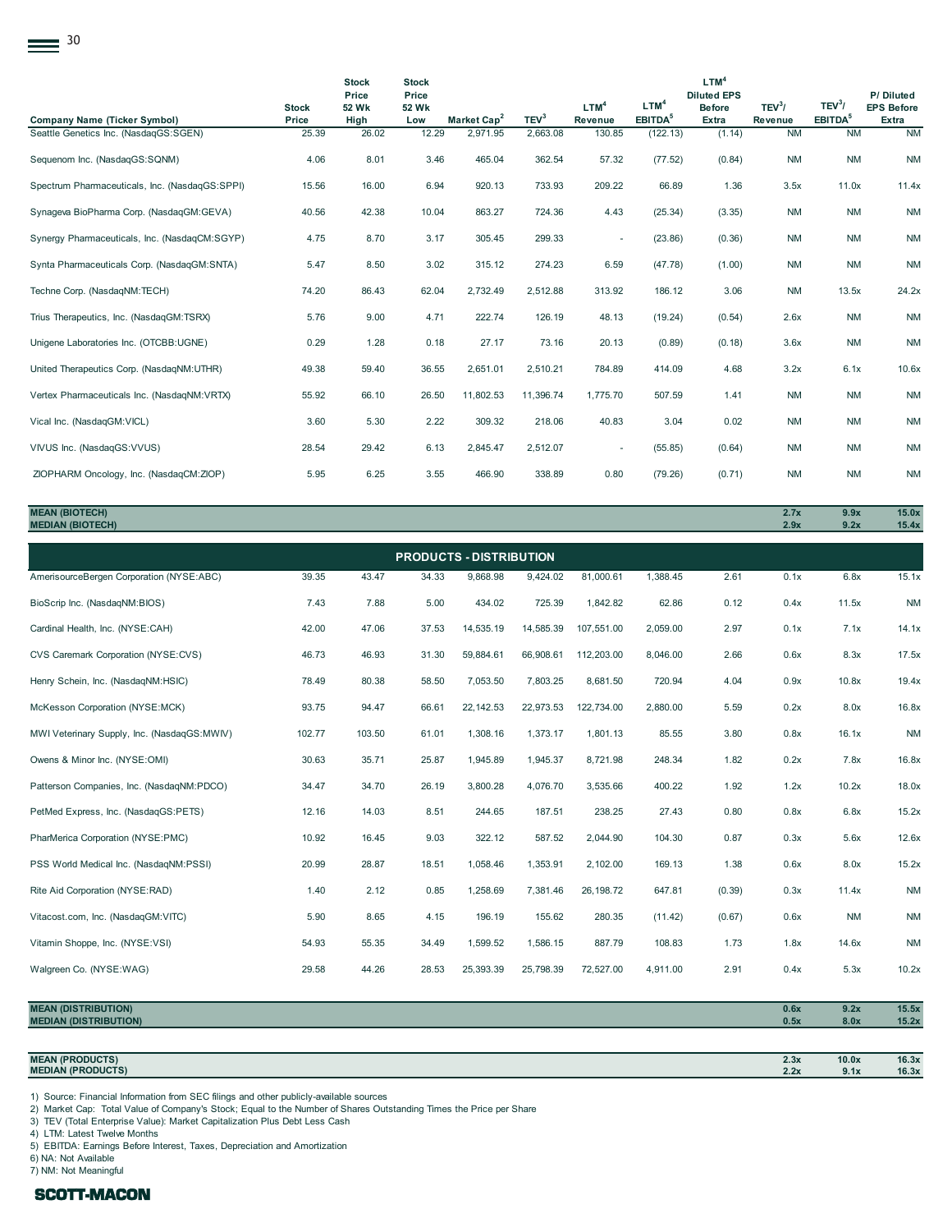| Company Name (Ticker Symbol) | Stock Price | Stock Price 52 Wk High | Stock Price 52 Wk Low | Market Cap[2] | TEV[3] | LTM[4] Revenue | LTM[4] EBITDA[5] | LTM[4] Diluted EPS Before Extra | TEV[3]/ Revenue | TEV[3]/ EBITDA[5] | P/ Diluted EPS Before Extra |
|---|---|---|---|---|---|---|---|---|---|---|---|
| Seattle Genetics Inc. (NasdaqGS:SGEN) | 25.39 | 26.02 | 12.29 | 2,971.95 | 2,663.08 | 130.85 | (122.13) | (1.14) | NM | NM | NM |
| Sequenom Inc. (NasdaqGS:SQNM) | 4.06 | 8.01 | 3.46 | 465.04 | 362.54 | 57.32 | (77.52) | (0.84) | NM | NM | NM |
| Spectrum Pharmaceuticals, Inc. (NasdaqGS:SPPI) | 15.56 | 16.00 | 6.94 | 920.13 | 733.93 | 209.22 | 66.89 | 1.36 | 3.5x | 11.0x | 11.4x |
| Synageva BioPharma Corp. (NasdaqGM:GEVA) | 40.56 | 42.38 | 10.04 | 863.27 | 724.36 | 4.43 | (25.34) | (3.35) | NM | NM | NM |
| Synergy Pharmaceuticals, Inc. (NasdaqCM:SGYP) | 4.75 | 8.70 | 3.17 | 305.45 | 299.33 | - | (23.86) | (0.36) | NM | NM | NM |
| Synta Pharmaceuticals Corp. (NasdaqGM:SNTA) | 5.47 | 8.50 | 3.02 | 315.12 | 274.23 | 6.59 | (47.78) | (1.00) | NM | NM | NM |
| Techne Corp. (NasdaqNM:TECH) | 74.20 | 86.43 | 62.04 | 2,732.49 | 2,512.88 | 313.92 | 186.12 | 3.06 | NM | 13.5x | 24.2x |
| Trius Therapeutics, Inc. (NasdaqGM:TSRX) | 5.76 | 9.00 | 4.71 | 222.74 | 126.19 | 48.13 | (19.24) | (0.54) | 2.6x | NM | NM |
| Unigene Laboratories Inc. (OTCBB:UGNE) | 0.29 | 1.28 | 0.18 | 27.17 | 73.16 | 20.13 | (0.89) | (0.18) | 3.6x | NM | NM |
| United Therapeutics Corp. (NasdaqNM:UTHR) | 49.38 | 59.40 | 36.55 | 2,651.01 | 2,510.21 | 784.89 | 414.09 | 4.68 | 3.2x | 6.1x | 10.6x |
| Vertex Pharmaceuticals Inc. (NasdaqNM:VRTX) | 55.92 | 66.10 | 26.50 | 11,802.53 | 11,396.74 | 1,775.70 | 507.59 | 1.41 | NM | NM | NM |
| Vical Inc. (NasdaqGM:VICL) | 3.60 | 5.30 | 2.22 | 309.32 | 218.06 | 40.83 | 3.04 | 0.02 | NM | NM | NM |
| VIVUS Inc. (NasdaqGS:VVUS) | 28.54 | 29.42 | 6.13 | 2,845.47 | 2,512.07 | - | (55.85) | (0.64) | NM | NM | NM |
| ZIOPHARM Oncology, Inc. (NasdaqCM:ZIOP) | 5.95 | 6.25 | 3.55 | 466.90 | 338.89 | 0.80 | (79.26) | (0.71) | NM | NM | NM |
| **MEAN (BIOTECH)** | | | | | | | | | **2.7x** | **9.9x** | **15.0x** |
| **MEDIAN (BIOTECH)** | | | | | | | | | **2.9x** | **9.2x** | **15.4x** |
| **PRODUCTS - DISTRIBUTION** | | | | | | | | | | | |
| AmerisourceBergen Corporation (NYSE:ABC) | 39.35 | 43.47 | 34.33 | 9,868.98 | 9,424.02 | 81,000.61 | 1,388.45 | 2.61 | 0.1x | 6.8x | 15.1x |
| BioScrip Inc. (NasdaqNM:BIOS) | 7.43 | 7.88 | 5.00 | 434.02 | 725.39 | 1,842.82 | 62.86 | 0.12 | 0.4x | 11.5x | NM |
| Cardinal Health, Inc. (NYSE:CAH) | 42.00 | 47.06 | 37.53 | 14,535.19 | 14,585.39 | 107,551.00 | 2,059.00 | 2.97 | 0.1x | 7.1x | 14.1x |
| CVS Caremark Corporation (NYSE:CVS) | 46.73 | 46.93 | 31.30 | 59,884.61 | 66,908.61 | 112,203.00 | 8,046.00 | 2.66 | 0.6x | 8.3x | 17.5x |
| Henry Schein, Inc. (NasdaqNM:HSIC) | 78.49 | 80.38 | 58.50 | 7,053.50 | 7,803.25 | 8,681.50 | 720.94 | 4.04 | 0.9x | 10.8x | 19.4x |
| McKesson Corporation (NYSE:MCK) | 93.75 | 94.47 | 66.61 | 22,142.53 | 22,973.53 | 122,734.00 | 2,880.00 | 5.59 | 0.2x | 8.0x | 16.8x |
| MWI Veterinary Supply, Inc. (NasdaqGS:MWIV) | 102.77 | 103.50 | 61.01 | 1,308.16 | 1,373.17 | 1,801.13 | 85.55 | 3.80 | 0.8x | 16.1x | NM |
| Owens & Minor Inc. (NYSE:OMI) | 30.63 | 35.71 | 25.87 | 1,945.89 | 1,945.37 | 8,721.98 | 248.34 | 1.82 | 0.2x | 7.8x | 16.8x |
| Patterson Companies, Inc. (NasdaqNM:PDCO) | 34.47 | 34.70 | 26.19 | 3,800.28 | 4,076.70 | 3,535.66 | 400.22 | 1.92 | 1.2x | 10.2x | 18.0x |
| PetMed Express, Inc. (NasdaqGS:PETS) | 12.16 | 14.03 | 8.51 | 244.65 | 187.51 | 238.25 | 27.43 | 0.80 | 0.8x | 6.8x | 15.2x |
| PharMerica Corporation (NYSE:PMC) | 10.92 | 16.45 | 9.03 | 322.12 | 587.52 | 2,044.90 | 104.30 | 0.87 | 0.3x | 5.6x | 12.6x |
| PSS World Medical Inc. (NasdaqNM:PSSI) | 20.99 | 28.87 | 18.51 | 1,058.46 | 1,353.91 | 2,102.00 | 169.13 | 1.38 | 0.6x | 8.0x | 15.2x |
| Rite Aid Corporation (NYSE:RAD) | 1.40 | 2.12 | 0.85 | 1,258.69 | 7,381.46 | 26,198.72 | 647.81 | (0.39) | 0.3x | 11.4x | NM |
| Vitacost.com, Inc. (NasdaqGM:VITC) | 5.90 | 8.65 | 4.15 | 196.19 | 155.62 | 280.35 | (11.42) | (0.67) | 0.6x | NM | NM |
| Vitamin Shoppe, Inc. (NYSE:VSI) | 54.93 | 55.35 | 34.49 | 1,599.52 | 1,586.15 | 887.79 | 108.83 | 1.73 | 1.8x | 14.6x | NM |
| Walgreen Co. (NYSE:WAG) | 29.58 | 44.26 | 28.53 | 25,393.39 | 25,798.39 | 72,527.00 | 4,911.00 | 2.91 | 0.4x | 5.3x | 10.2x |
| **MEAN (DISTRIBUTION)** | | | | | | | | | **0.6x** | **9.2x** | **15.5x** |
| **MEDIAN (DISTRIBUTION)** | | | | | | | | | **0.5x** | **8.0x** | **15.2x** |
| **MEAN (PRODUCTS)** | | | | | | | | | **2.3x** | **10.0x** | **16.3x** |
| **MEDIAN (PRODUCTS)** | | | | | | | | | **2.2x** | **9.1x** | **16.3x** |

1) Source: Financial Information from SEC filings and other publicly-available sources
2) Market Cap: Total Value of Company's Stock; Equal to the Number of Shares Outstanding Times the Price per Share
3) TEV (Total Enterprise Value): Market Capitalization Plus Debt Less Cash
4) LTM: Latest Twelve Months
5) EBITDA: Earnings Before Interest, Taxes, Depreciation and Amortization
6) NA: Not Available
7) NM: Not Meaningful

SCOTT-MACON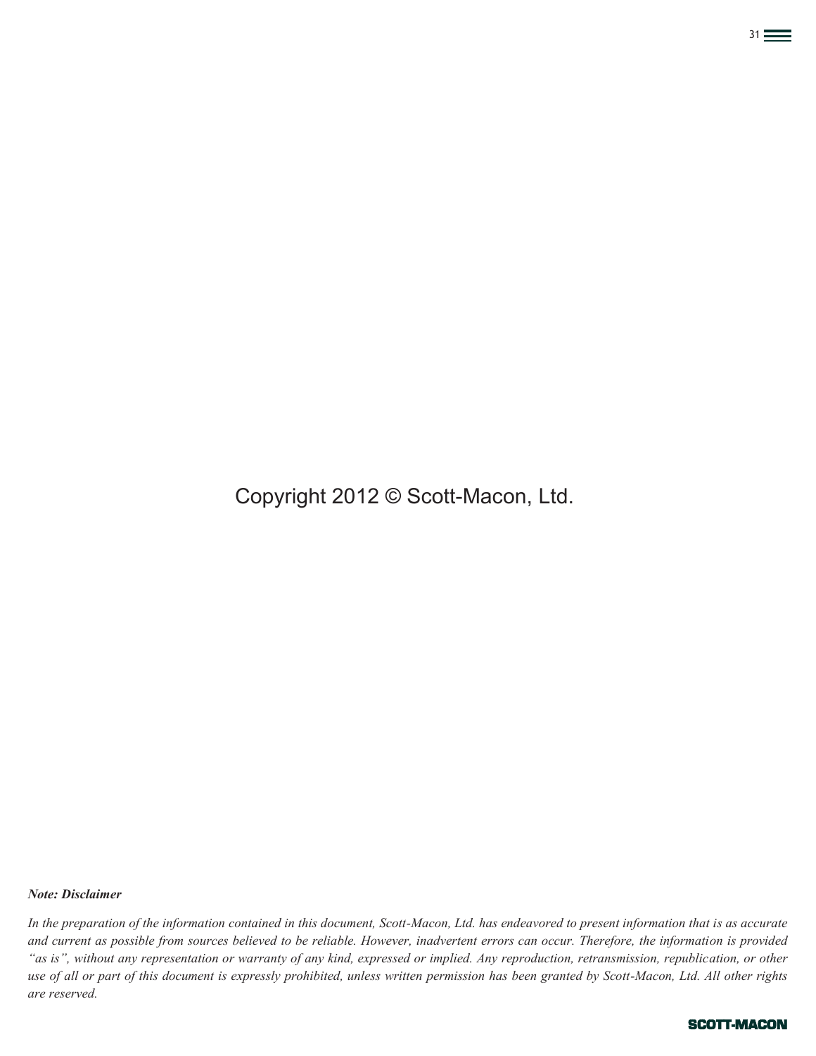Copyright 2012 © Scott-Macon, Ltd.

***Note: Disclaimer***

*In the preparation of the information contained in this document, Scott-Macon, Ltd. has endeavored to present information that is as accurate and current as possible from sources believed to be reliable. However, inadvertent errors can occur. Therefore, the information is provided "as is", without any representation or warranty of any kind, expressed or implied. Any reproduction, retransmission, republication, or other use of all or part of this document is expressly prohibited, unless written permission has been granted by Scott-Macon, Ltd. All other rights are reserved.*

SCOTT-MACON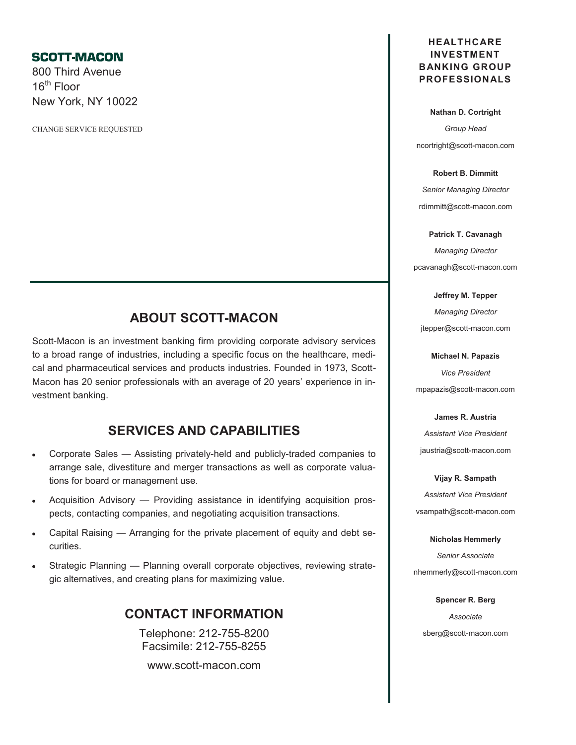**SCOTT-MACON**

800 Third Avenue
16th Floor
New York, NY 10022

CHANGE SERVICE REQUESTED

## ABOUT SCOTT-MACON

Scott-Macon is an investment banking firm providing corporate advisory services to a broad range of industries, including a specific focus on the healthcare, medical and pharmaceutical services and products industries. Founded in 1973, Scott-Macon has 20 senior professionals with an average of 20 years' experience in investment banking.

## SERVICES AND CAPABILITIES

- Corporate Sales — Assisting privately-held and publicly-traded companies to arrange sale, divestiture and merger transactions as well as corporate valuations for board or management use.
- Acquisition Advisory — Providing assistance in identifying acquisition prospects, contacting companies, and negotiating acquisition transactions.
- Capital Raising — Arranging for the private placement of equity and debt securities.
- Strategic Planning — Planning overall corporate objectives, reviewing strategic alternatives, and creating plans for maximizing value.

## CONTACT INFORMATION

Telephone: 212-755-8200
Facsimile: 212-755-8255

www.scott-macon.com

### HEALTHCARE INVESTMENT BANKING GROUP PROFESSIONALS

**Nathan D. Cortright**
*Group Head*
ncortright@scott-macon.com

**Robert B. Dimmitt**
*Senior Managing Director*
rdimmitt@scott-macon.com

**Patrick T. Cavanagh**
*Managing Director*
pcavanagh@scott-macon.com

**Jeffrey M. Tepper**
*Managing Director*
jtepper@scott-macon.com

**Michael N. Papazis**
*Vice President*
mpapazis@scott-macon.com

**James R. Austria**
*Assistant Vice President*
jaustria@scott-macon.com

**Vijay R. Sampath**
*Assistant Vice President*
vsampath@scott-macon.com

**Nicholas Hemmerly**
*Senior Associate*
nhemmerly@scott-macon.com

**Spencer R. Berg**
*Associate*
sberg@scott-macon.com